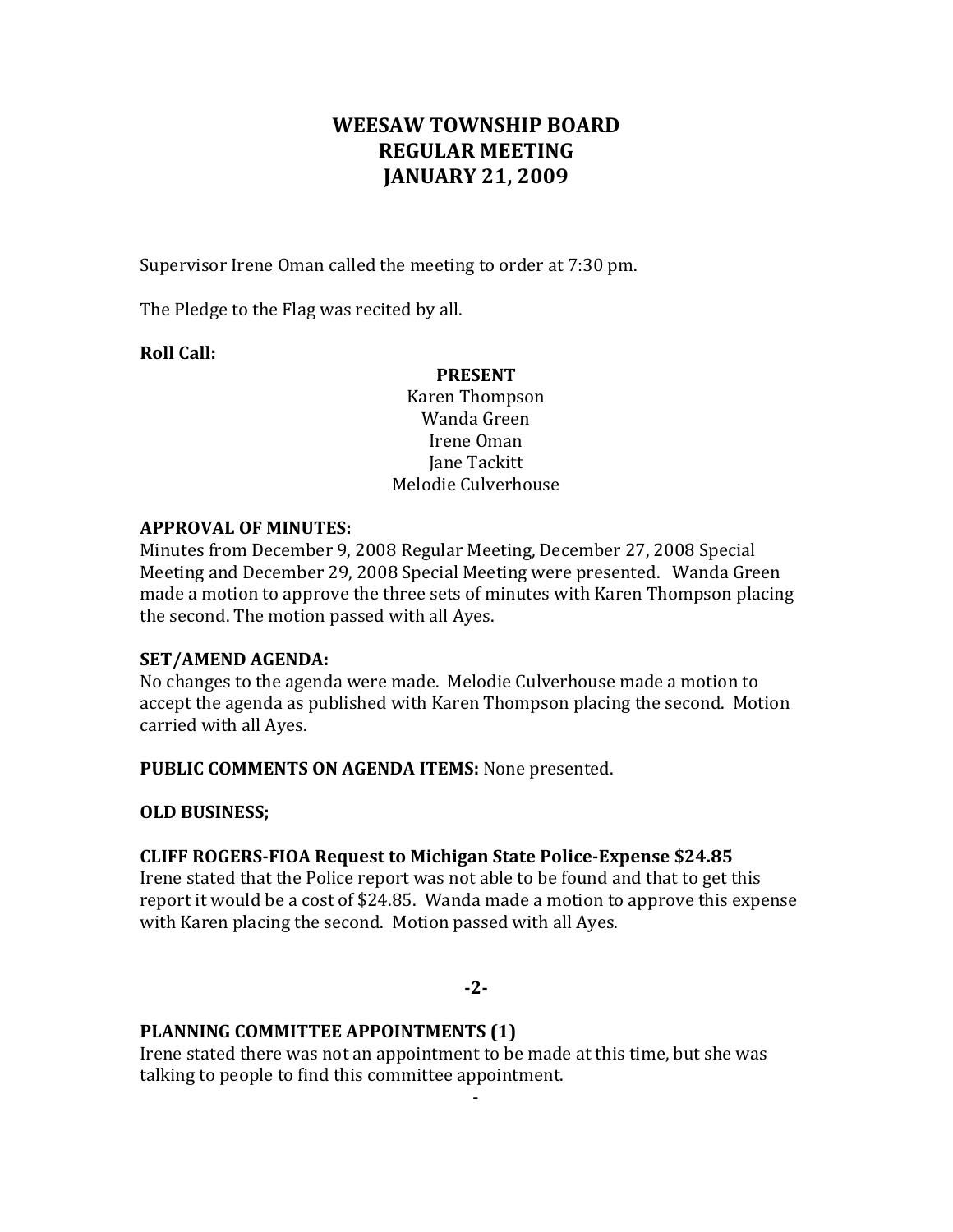# WEESAW TOWNSHIP BOARD
# REGULAR MEETING
# JANUARY 21, 2009

Supervisor Irene Oman called the meeting to order at 7:30 pm.

The Pledge to the Flag was recited by all.

**Roll Call:**

**PRESENT**
Karen Thompson
Wanda Green
Irene Oman
Jane Tackitt
Melodie Culverhouse

**APPROVAL OF MINUTES:**
Minutes from December 9, 2008 Regular Meeting, December 27, 2008 Special Meeting and December 29, 2008 Special Meeting were presented. Wanda Green made a motion to approve the three sets of minutes with Karen Thompson placing the second. The motion passed with all Ayes.

**SET/AMEND AGENDA:**
No changes to the agenda were made. Melodie Culverhouse made a motion to accept the agenda as published with Karen Thompson placing the second. Motion carried with all Ayes.

**PUBLIC COMMENTS ON AGENDA ITEMS:** None presented.

**OLD BUSINESS;**

**CLIFF ROGERS-FIOA Request to Michigan State Police-Expense $24.85**
Irene stated that the Police report was not able to be found and that to get this report it would be a cost of $24.85. Wanda made a motion to approve this expense with Karen placing the second. Motion passed with all Ayes.

**-2-**

**PLANNING COMMITTEE APPOINTMENTS (1)**
Irene stated there was not an appointment to be made at this time, but she was talking to people to find this committee appointment.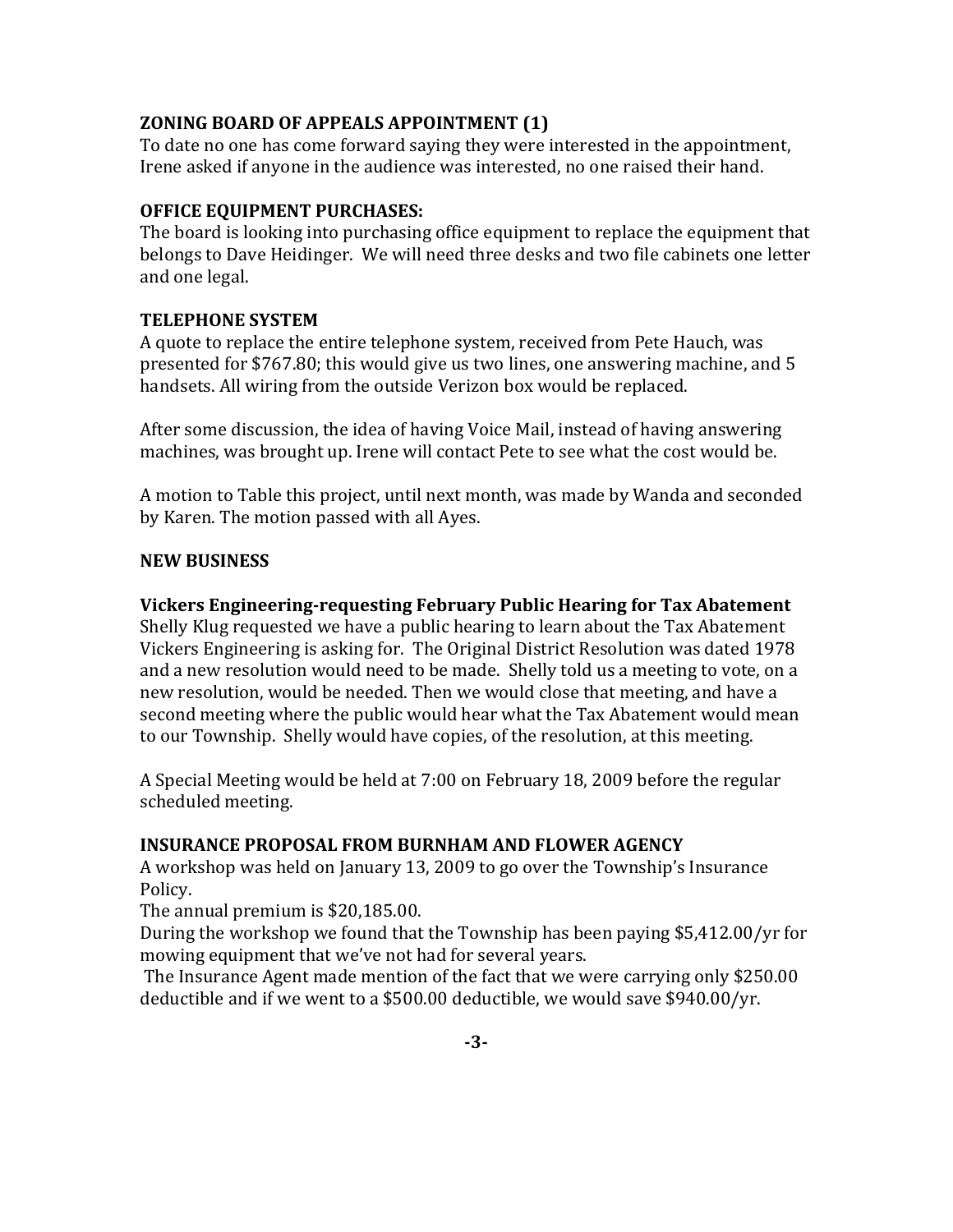**ZONING BOARD OF APPEALS APPOINTMENT (1)**
To date no one has come forward saying they were interested in the appointment, Irene asked if anyone in the audience was interested, no one raised their hand.

**OFFICE EQUIPMENT PURCHASES:**
The board is looking into purchasing office equipment to replace the equipment that belongs to Dave Heidinger. We will need three desks and two file cabinets one letter and one legal.

**TELEPHONE SYSTEM**
A quote to replace the entire telephone system, received from Pete Hauch, was presented for $767.80; this would give us two lines, one answering machine, and 5 handsets. All wiring from the outside Verizon box would be replaced.

After some discussion, the idea of having Voice Mail, instead of having answering machines, was brought up. Irene will contact Pete to see what the cost would be.

A motion to Table this project, until next month, was made by Wanda and seconded by Karen. The motion passed with all Ayes.

**NEW BUSINESS**

**Vickers Engineering-requesting February Public Hearing for Tax Abatement**
Shelly Klug requested we have a public hearing to learn about the Tax Abatement Vickers Engineering is asking for. The Original District Resolution was dated 1978 and a new resolution would need to be made. Shelly told us a meeting to vote, on a new resolution, would be needed. Then we would close that meeting, and have a second meeting where the public would hear what the Tax Abatement would mean to our Township. Shelly would have copies, of the resolution, at this meeting.

A Special Meeting would be held at 7:00 on February 18, 2009 before the regular scheduled meeting.

**INSURANCE PROPOSAL FROM BURNHAM AND FLOWER AGENCY**
A workshop was held on January 13, 2009 to go over the Township's Insurance Policy.
The annual premium is $20,185.00.
During the workshop we found that the Township has been paying $5,412.00/yr for mowing equipment that we've not had for several years.
The Insurance Agent made mention of the fact that we were carrying only $250.00 deductible and if we went to a $500.00 deductible, we would save $940.00/yr.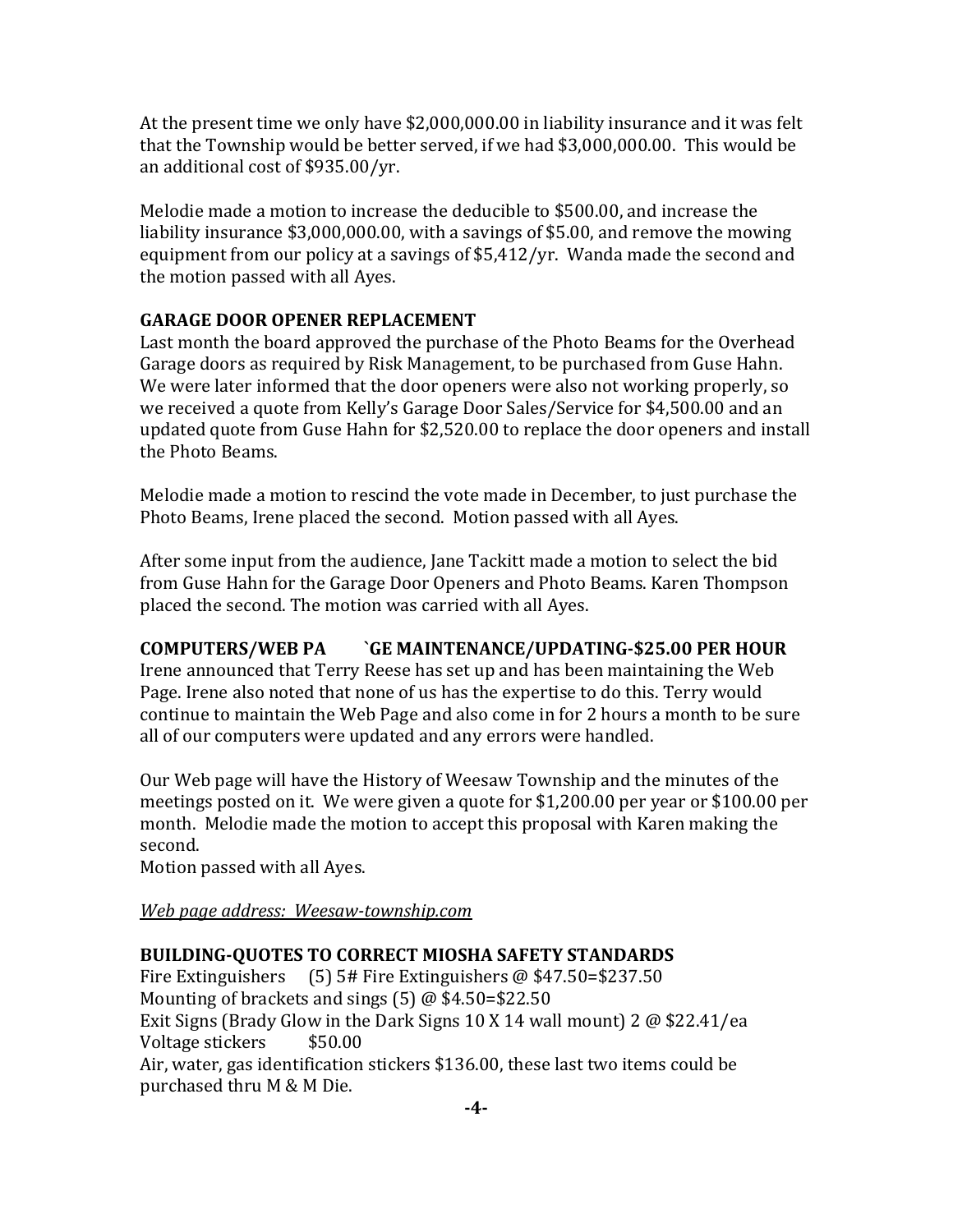At the present time we only have $2,000,000.00 in liability insurance and it was felt that the Township would be better served, if we had $3,000,000.00. This would be an additional cost of $935.00/yr.

Melodie made a motion to increase the deducible to $500.00, and increase the liability insurance $3,000,000.00, with a savings of $5.00, and remove the mowing equipment from our policy at a savings of $5,412/yr. Wanda made the second and the motion passed with all Ayes.

**GARAGE DOOR OPENER REPLACEMENT**

Last month the board approved the purchase of the Photo Beams for the Overhead Garage doors as required by Risk Management, to be purchased from Guse Hahn. We were later informed that the door openers were also not working properly, so we received a quote from Kelly's Garage Door Sales/Service for $4,500.00 and an updated quote from Guse Hahn for $2,520.00 to replace the door openers and install the Photo Beams.

Melodie made a motion to rescind the vote made in December, to just purchase the Photo Beams, Irene placed the second. Motion passed with all Ayes.

After some input from the audience, Jane Tackitt made a motion to select the bid from Guse Hahn for the Garage Door Openers and Photo Beams. Karen Thompson placed the second. The motion was carried with all Ayes.

**COMPUTERS/WEB PA `GE MAINTENANCE/UPDATING-$25.00 PER HOUR**

Irene announced that Terry Reese has set up and has been maintaining the Web Page. Irene also noted that none of us has the expertise to do this. Terry would continue to maintain the Web Page and also come in for 2 hours a month to be sure all of our computers were updated and any errors were handled.

Our Web page will have the History of Weesaw Township and the minutes of the meetings posted on it. We were given a quote for $1,200.00 per year or $100.00 per month. Melodie made the motion to accept this proposal with Karen making the second.
Motion passed with all Ayes.

*Web page address: Weesaw-township.com*

**BUILDING-QUOTES TO CORRECT MIOSHA SAFETY STANDARDS**

Fire Extinguishers (5) 5# Fire Extinguishers @ $47.50=$237.50
Mounting of brackets and sings (5) @ $4.50=$22.50
Exit Signs (Brady Glow in the Dark Signs 10 X 14 wall mount) 2 @ $22.41/ea
Voltage stickers $50.00
Air, water, gas identification stickers $136.00, these last two items could be purchased thru M & M Die.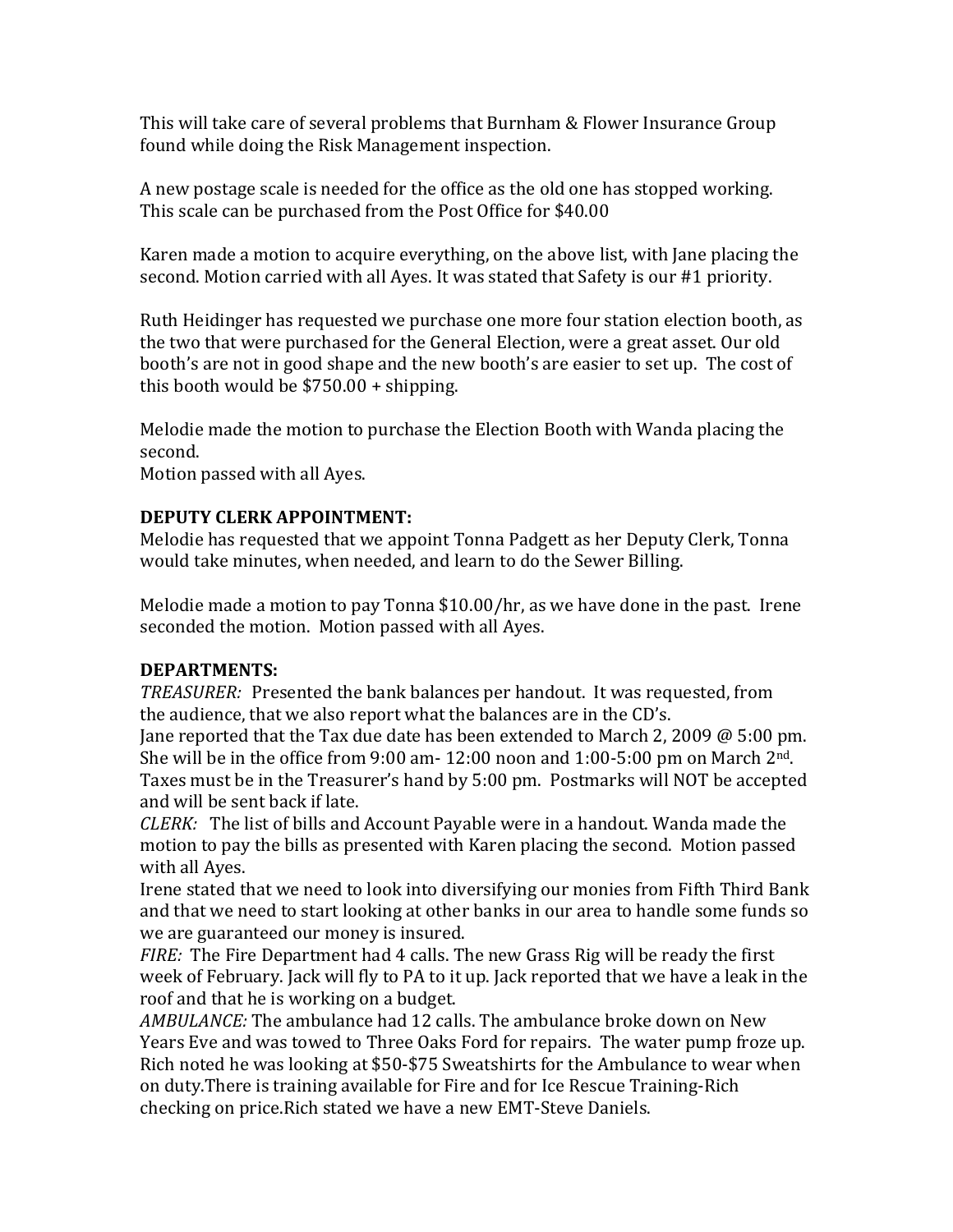This will take care of several problems that Burnham & Flower Insurance Group found while doing the Risk Management inspection.

A new postage scale is needed for the office as the old one has stopped working. This scale can be purchased from the Post Office for $40.00

Karen made a motion to acquire everything, on the above list, with Jane placing the second. Motion carried with all Ayes. It was stated that Safety is our #1 priority.

Ruth Heidinger has requested we purchase one more four station election booth, as the two that were purchased for the General Election, were a great asset. Our old booth's are not in good shape and the new booth's are easier to set up. The cost of this booth would be $750.00 + shipping.

Melodie made the motion to purchase the Election Booth with Wanda placing the second.
Motion passed with all Ayes.

**DEPUTY CLERK APPOINTMENT:**
Melodie has requested that we appoint Tonna Padgett as her Deputy Clerk, Tonna would take minutes, when needed, and learn to do the Sewer Billing.

Melodie made a motion to pay Tonna $10.00/hr, as we have done in the past. Irene seconded the motion. Motion passed with all Ayes.

**DEPARTMENTS:**
*TREASURER:* Presented the bank balances per handout. It was requested, from the audience, that we also report what the balances are in the CD's.
Jane reported that the Tax due date has been extended to March 2, 2009 @ 5:00 pm. She will be in the office from 9:00 am- 12:00 noon and 1:00-5:00 pm on March 2nd. Taxes must be in the Treasurer's hand by 5:00 pm. Postmarks will NOT be accepted and will be sent back if late.
*CLERK:* The list of bills and Account Payable were in a handout. Wanda made the motion to pay the bills as presented with Karen placing the second. Motion passed with all Ayes.
Irene stated that we need to look into diversifying our monies from Fifth Third Bank and that we need to start looking at other banks in our area to handle some funds so we are guaranteed our money is insured.
*FIRE:* The Fire Department had 4 calls. The new Grass Rig will be ready the first week of February. Jack will fly to PA to it up. Jack reported that we have a leak in the roof and that he is working on a budget.
*AMBULANCE:* The ambulance had 12 calls. The ambulance broke down on New Years Eve and was towed to Three Oaks Ford for repairs. The water pump froze up. Rich noted he was looking at $50-$75 Sweatshirts for the Ambulance to wear when on duty.There is training available for Fire and for Ice Rescue Training-Rich checking on price.Rich stated we have a new EMT-Steve Daniels.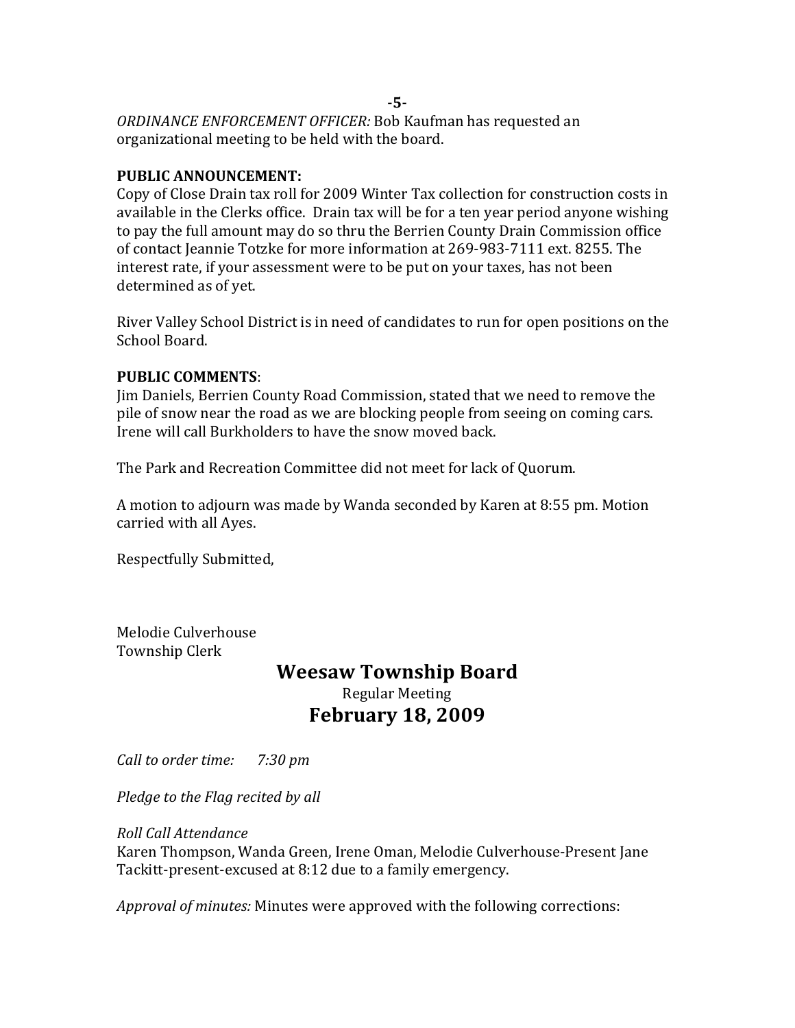*ORDINANCE ENFORCEMENT OFFICER:* Bob Kaufman has requested an organizational meeting to be held with the board.

**PUBLIC ANNOUNCEMENT:**

Copy of Close Drain tax roll for 2009 Winter Tax collection for construction costs in available in the Clerks office. Drain tax will be for a ten year period anyone wishing to pay the full amount may do so thru the Berrien County Drain Commission office of contact Jeannie Totzke for more information at 269-983-7111 ext. 8255. The interest rate, if your assessment were to be put on your taxes, has not been determined as of yet.

River Valley School District is in need of candidates to run for open positions on the School Board.

**PUBLIC COMMENTS**:

Jim Daniels, Berrien County Road Commission, stated that we need to remove the pile of snow near the road as we are blocking people from seeing on coming cars. Irene will call Burkholders to have the snow moved back.

The Park and Recreation Committee did not meet for lack of Quorum.

A motion to adjourn was made by Wanda seconded by Karen at 8:55 pm. Motion carried with all Ayes.

Respectfully Submitted,

Melodie Culverhouse
Township Clerk

# Weesaw Township Board

Regular Meeting

## February 18, 2009

*Call to order time:* *7:30 pm*

*Pledge to the Flag recited by all*

*Roll Call Attendance*

Karen Thompson, Wanda Green, Irene Oman, Melodie Culverhouse-Present Jane Tackitt-present-excused at 8:12 due to a family emergency.

*Approval of minutes:* Minutes were approved with the following corrections: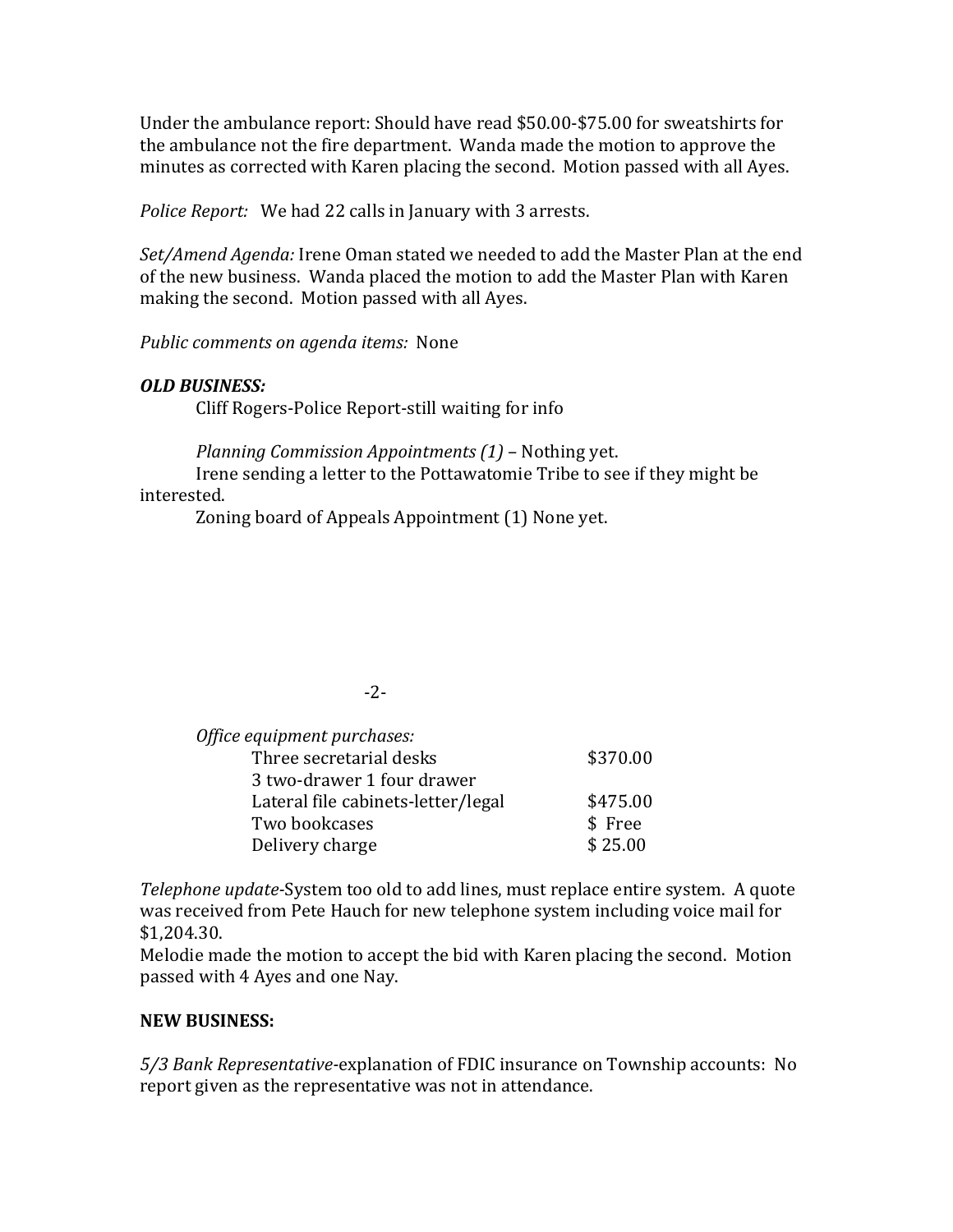Under the ambulance report: Should have read $50.00-$75.00 for sweatshirts for the ambulance not the fire department. Wanda made the motion to approve the minutes as corrected with Karen placing the second. Motion passed with all Ayes.

*Police Report:* We had 22 calls in January with 3 arrests.

*Set/Amend Agenda:* Irene Oman stated we needed to add the Master Plan at the end of the new business. Wanda placed the motion to add the Master Plan with Karen making the second. Motion passed with all Ayes.

*Public comments on agenda items:* None

***OLD BUSINESS:***

Cliff Rogers-Police Report-still waiting for info

*Planning Commission Appointments (1)* – Nothing yet.

Irene sending a letter to the Pottawatomie Tribe to see if they might be interested.

Zoning board of Appeals Appointment (1) None yet.

*Office equipment purchases:*

| | |
|---|---|
| Three secretarial desks | $370.00 |
| 3 two-drawer 1 four drawer | |
| Lateral file cabinets-letter/legal | $475.00 |
| Two bookcases | $ Free |
| Delivery charge | $ 25.00 |

*Telephone update*-System too old to add lines, must replace entire system. A quote was received from Pete Hauch for new telephone system including voice mail for $1,204.30.

Melodie made the motion to accept the bid with Karen placing the second. Motion passed with 4 Ayes and one Nay.

**NEW BUSINESS:**

*5/3 Bank Representative*-explanation of FDIC insurance on Township accounts: No report given as the representative was not in attendance.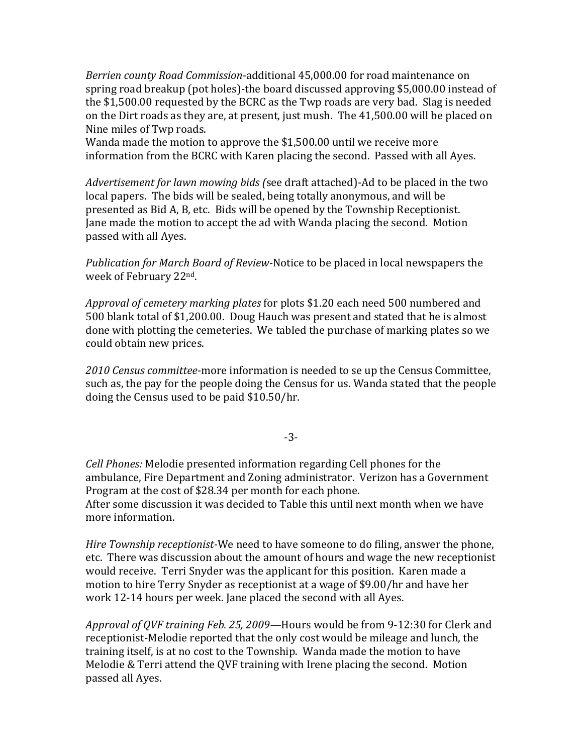*Berrien county Road Commission*-additional 45,000.00 for road maintenance on spring road breakup (pot holes)-the board discussed approving $5,000.00 instead of the $1,500.00 requested by the BCRC as the Twp roads are very bad. Slag is needed on the Dirt roads as they are, at present, just mush. The 41,500.00 will be placed on Nine miles of Twp roads.
Wanda made the motion to approve the $1,500.00 until we receive more information from the BCRC with Karen placing the second. Passed with all Ayes.

*Advertisement for lawn mowing bids (*see draft attached)-Ad to be placed in the two local papers. The bids will be sealed, being totally anonymous, and will be presented as Bid A, B, etc. Bids will be opened by the Township Receptionist. Jane made the motion to accept the ad with Wanda placing the second. Motion passed with all Ayes.

*Publication for March Board of Review*-Notice to be placed in local newspapers the week of February 22nd.

*Approval of cemetery marking plates* for plots $1.20 each need 500 numbered and 500 blank total of $1,200.00. Doug Hauch was present and stated that he is almost done with plotting the cemeteries. We tabled the purchase of marking plates so we could obtain new prices.

*2010 Census committee*-more information is needed to se up the Census Committee, such as, the pay for the people doing the Census for us. Wanda stated that the people doing the Census used to be paid $10.50/hr.

*Cell Phones:* Melodie presented information regarding Cell phones for the ambulance, Fire Department and Zoning administrator. Verizon has a Government Program at the cost of $28.34 per month for each phone.
After some discussion it was decided to Table this until next month when we have more information.

*Hire Township receptionist*-We need to have someone to do filing, answer the phone, etc. There was discussion about the amount of hours and wage the new receptionist would receive. Terri Snyder was the applicant for this position. Karen made a motion to hire Terry Snyder as receptionist at a wage of $9.00/hr and have her work 12-14 hours per week. Jane placed the second with all Ayes.

*Approval of QVF training Feb. 25, 2009*—Hours would be from 9-12:30 for Clerk and receptionist-Melodie reported that the only cost would be mileage and lunch, the training itself, is at no cost to the Township. Wanda made the motion to have Melodie & Terri attend the QVF training with Irene placing the second. Motion passed all Ayes.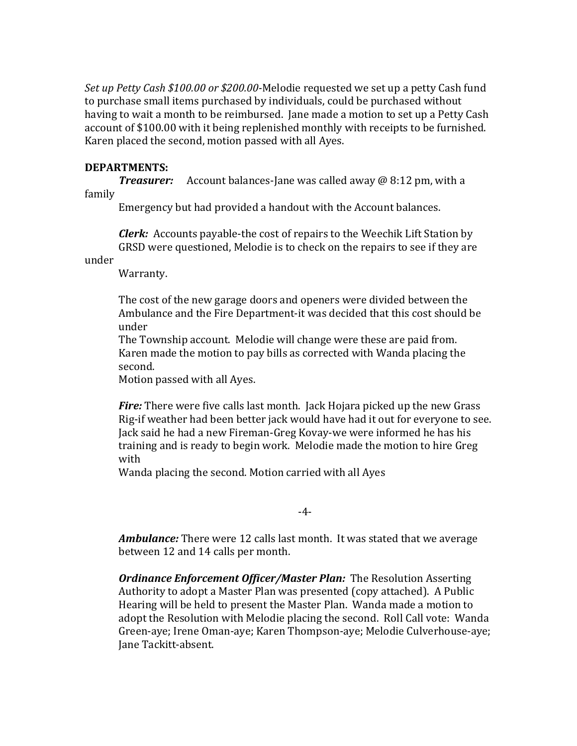*Set up Petty Cash $100.00 or $200.00*-Melodie requested we set up a petty Cash fund to purchase small items purchased by individuals, could be purchased without having to wait a month to be reimbursed. Jane made a motion to set up a Petty Cash account of $100.00 with it being replenished monthly with receipts to be furnished. Karen placed the second, motion passed with all Ayes.

**DEPARTMENTS:**

***Treasurer:*** Account balances-Jane was called away @ 8:12 pm, with a family Emergency but had provided a handout with the Account balances.

***Clerk:*** Accounts payable-the cost of repairs to the Weechik Lift Station by GRSD were questioned, Melodie is to check on the repairs to see if they are under Warranty.

The cost of the new garage doors and openers were divided between the Ambulance and the Fire Department-it was decided that this cost should be under The Township account. Melodie will change were these are paid from. Karen made the motion to pay bills as corrected with Wanda placing the second. Motion passed with all Ayes.

***Fire:*** There were five calls last month. Jack Hojara picked up the new Grass Rig-if weather had been better jack would have had it out for everyone to see. Jack said he had a new Fireman-Greg Kovay-we were informed he has his training and is ready to begin work. Melodie made the motion to hire Greg with Wanda placing the second. Motion carried with all Ayes

***Ambulance:*** There were 12 calls last month. It was stated that we average between 12 and 14 calls per month.

***Ordinance Enforcement Officer/Master Plan:*** The Resolution Asserting Authority to adopt a Master Plan was presented (copy attached). A Public Hearing will be held to present the Master Plan. Wanda made a motion to adopt the Resolution with Melodie placing the second. Roll Call vote: Wanda Green-aye; Irene Oman-aye; Karen Thompson-aye; Melodie Culverhouse-aye; Jane Tackitt-absent.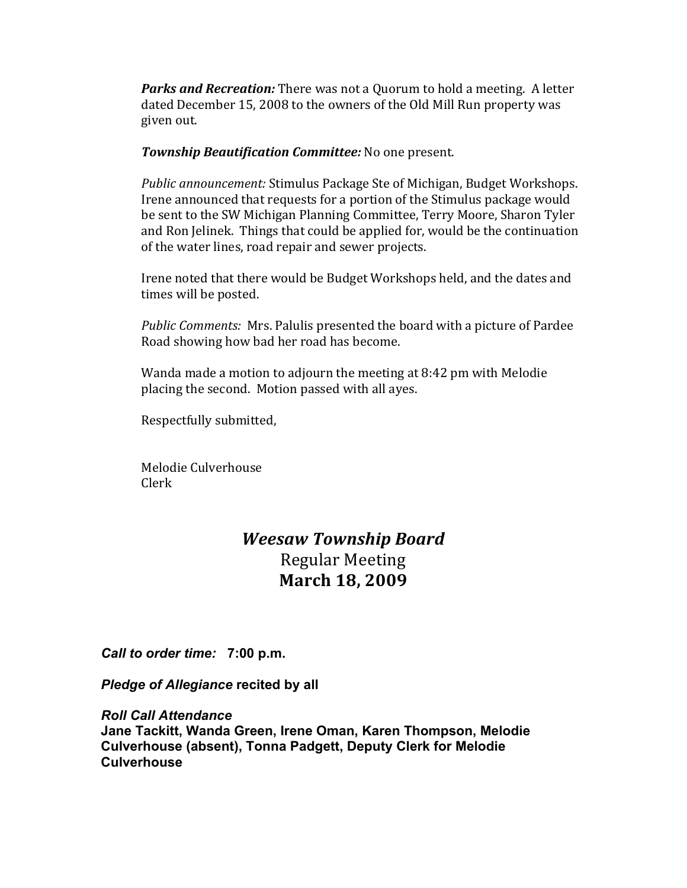***Parks and Recreation:*** There was not a Quorum to hold a meeting. A letter dated December 15, 2008 to the owners of the Old Mill Run property was given out.

***Township Beautification Committee:*** No one present.

*Public announcement:* Stimulus Package Ste of Michigan, Budget Workshops. Irene announced that requests for a portion of the Stimulus package would be sent to the SW Michigan Planning Committee, Terry Moore, Sharon Tyler and Ron Jelinek. Things that could be applied for, would be the continuation of the water lines, road repair and sewer projects.

Irene noted that there would be Budget Workshops held, and the dates and times will be posted.

*Public Comments:* Mrs. Palulis presented the board with a picture of Pardee Road showing how bad her road has become.

Wanda made a motion to adjourn the meeting at 8:42 pm with Melodie placing the second. Motion passed with all ayes.

Respectfully submitted,

Melodie Culverhouse
Clerk

# *Weesaw Township Board*

## Regular Meeting

## **March 18, 2009**

***Call to order time:*** **7:00 p.m.**

***Pledge of Allegiance* recited by all**

***Roll Call Attendance***
**Jane Tackitt, Wanda Green, Irene Oman, Karen Thompson, Melodie Culverhouse (absent), Tonna Padgett, Deputy Clerk for Melodie Culverhouse**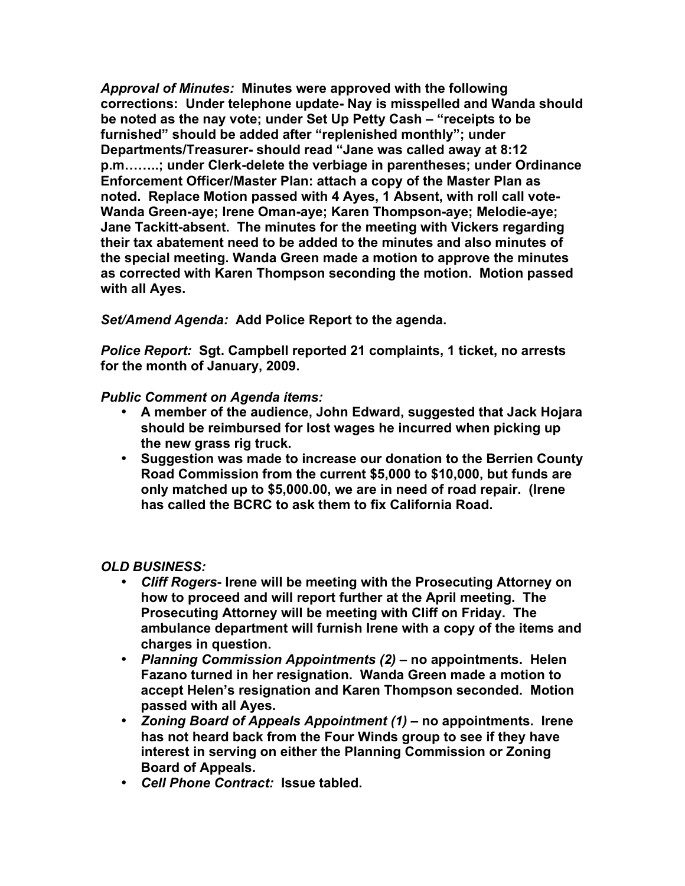***Approval of Minutes:*** **Minutes were approved with the following corrections: Under telephone update- Nay is misspelled and Wanda should be noted as the nay vote; under Set Up Petty Cash – "receipts to be furnished" should be added after "replenished monthly"; under Departments/Treasurer- should read "Jane was called away at 8:12 p.m……..; under Clerk-delete the verbiage in parentheses; under Ordinance Enforcement Officer/Master Plan: attach a copy of the Master Plan as noted. Replace Motion passed with 4 Ayes, 1 Absent, with roll call vote- Wanda Green-aye; Irene Oman-aye; Karen Thompson-aye; Melodie-aye; Jane Tackitt-absent. The minutes for the meeting with Vickers regarding their tax abatement need to be added to the minutes and also minutes of the special meeting. Wanda Green made a motion to approve the minutes as corrected with Karen Thompson seconding the motion. Motion passed with all Ayes.**

***Set/Amend Agenda:*** **Add Police Report to the agenda.**

***Police Report:*** **Sgt. Campbell reported 21 complaints, 1 ticket, no arrests for the month of January, 2009.**

***Public Comment on Agenda items:***

- **A member of the audience, John Edward, suggested that Jack Hojara should be reimbursed for lost wages he incurred when picking up the new grass rig truck.**
- **Suggestion was made to increase our donation to the Berrien County Road Commission from the current $5,000 to $10,000, but funds are only matched up to $5,000.00, we are in need of road repair. (Irene has called the BCRC to ask them to fix California Road.**

***OLD BUSINESS:***

- ***Cliff Rogers*- Irene will be meeting with the Prosecuting Attorney on how to proceed and will report further at the April meeting. The Prosecuting Attorney will be meeting with Cliff on Friday. The ambulance department will furnish Irene with a copy of the items and charges in question.**
- ***Planning Commission Appointments (2)* – no appointments. Helen Fazano turned in her resignation. Wanda Green made a motion to accept Helen's resignation and Karen Thompson seconded. Motion passed with all Ayes.**
- ***Zoning Board of Appeals Appointment (1)* – no appointments. Irene has not heard back from the Four Winds group to see if they have interest in serving on either the Planning Commission or Zoning Board of Appeals.**
- ***Cell Phone Contract:*** **Issue tabled.**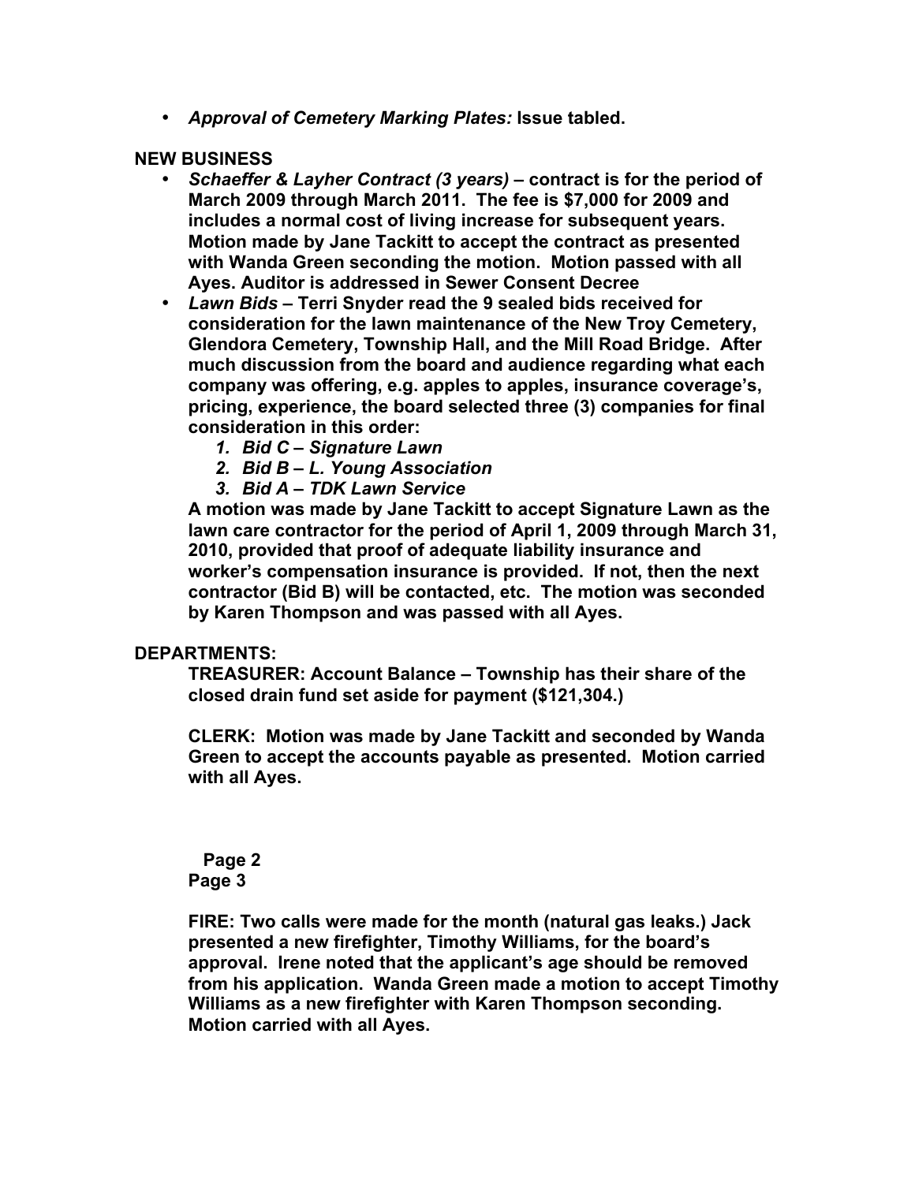- ***Approval of Cemetery Marking Plates:*** **Issue tabled.**

**NEW BUSINESS**

- ***Schaeffer & Layher Contract (3 years)*** **– contract is for the period of March 2009 through March 2011. The fee is $7,000 for 2009 and includes a normal cost of living increase for subsequent years. Motion made by Jane Tackitt to accept the contract as presented with Wanda Green seconding the motion. Motion passed with all Ayes. Auditor is addressed in Sewer Consent Decree**
- ***Lawn Bids*** **– Terri Snyder read the 9 sealed bids received for consideration for the lawn maintenance of the New Troy Cemetery, Glendora Cemetery, Township Hall, and the Mill Road Bridge. After much discussion from the board and audience regarding what each company was offering, e.g. apples to apples, insurance coverage's, pricing, experience, the board selected three (3) companies for final consideration in this order:**
  1. ***Bid C – Signature Lawn***
  2. ***Bid B – L. Young Association***
  3. ***Bid A – TDK Lawn Service***

  **A motion was made by Jane Tackitt to accept Signature Lawn as the lawn care contractor for the period of April 1, 2009 through March 31, 2010, provided that proof of adequate liability insurance and worker's compensation insurance is provided. If not, then the next contractor (Bid B) will be contacted, etc. The motion was seconded by Karen Thompson and was passed with all Ayes.**

**DEPARTMENTS:**

**TREASURER: Account Balance – Township has their share of the closed drain fund set aside for payment ($121,304.)**

**CLERK: Motion was made by Jane Tackitt and seconded by Wanda Green to accept the accounts payable as presented. Motion carried with all Ayes.**

**FIRE: Two calls were made for the month (natural gas leaks.) Jack presented a new firefighter, Timothy Williams, for the board's approval. Irene noted that the applicant's age should be removed from his application. Wanda Green made a motion to accept Timothy Williams as a new firefighter with Karen Thompson seconding. Motion carried with all Ayes.**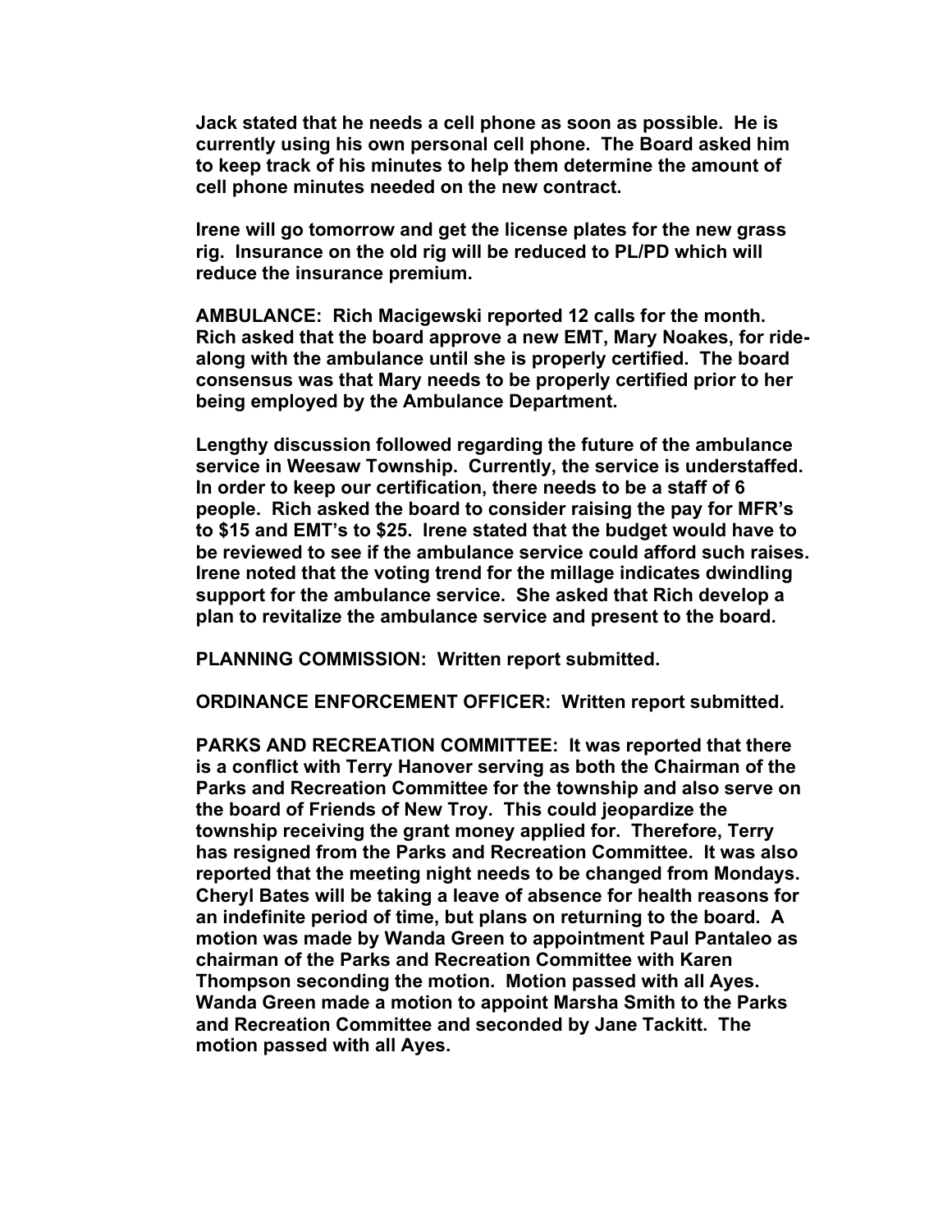**Jack stated that he needs a cell phone as soon as possible. He is currently using his own personal cell phone. The Board asked him to keep track of his minutes to help them determine the amount of cell phone minutes needed on the new contract.**

**Irene will go tomorrow and get the license plates for the new grass rig. Insurance on the old rig will be reduced to PL/PD which will reduce the insurance premium.**

**AMBULANCE: Rich Macigewski reported 12 calls for the month. Rich asked that the board approve a new EMT, Mary Noakes, for ride-along with the ambulance until she is properly certified. The board consensus was that Mary needs to be properly certified prior to her being employed by the Ambulance Department.**

**Lengthy discussion followed regarding the future of the ambulance service in Weesaw Township. Currently, the service is understaffed. In order to keep our certification, there needs to be a staff of 6 people. Rich asked the board to consider raising the pay for MFR's to $15 and EMT's to $25. Irene stated that the budget would have to be reviewed to see if the ambulance service could afford such raises. Irene noted that the voting trend for the millage indicates dwindling support for the ambulance service. She asked that Rich develop a plan to revitalize the ambulance service and present to the board.**

**PLANNING COMMISSION: Written report submitted.**

**ORDINANCE ENFORCEMENT OFFICER: Written report submitted.**

**PARKS AND RECREATION COMMITTEE: It was reported that there is a conflict with Terry Hanover serving as both the Chairman of the Parks and Recreation Committee for the township and also serve on the board of Friends of New Troy. This could jeopardize the township receiving the grant money applied for. Therefore, Terry has resigned from the Parks and Recreation Committee. It was also reported that the meeting night needs to be changed from Mondays. Cheryl Bates will be taking a leave of absence for health reasons for an indefinite period of time, but plans on returning to the board. A motion was made by Wanda Green to appointment Paul Pantaleo as chairman of the Parks and Recreation Committee with Karen Thompson seconding the motion. Motion passed with all Ayes. Wanda Green made a motion to appoint Marsha Smith to the Parks and Recreation Committee and seconded by Jane Tackitt. The motion passed with all Ayes.**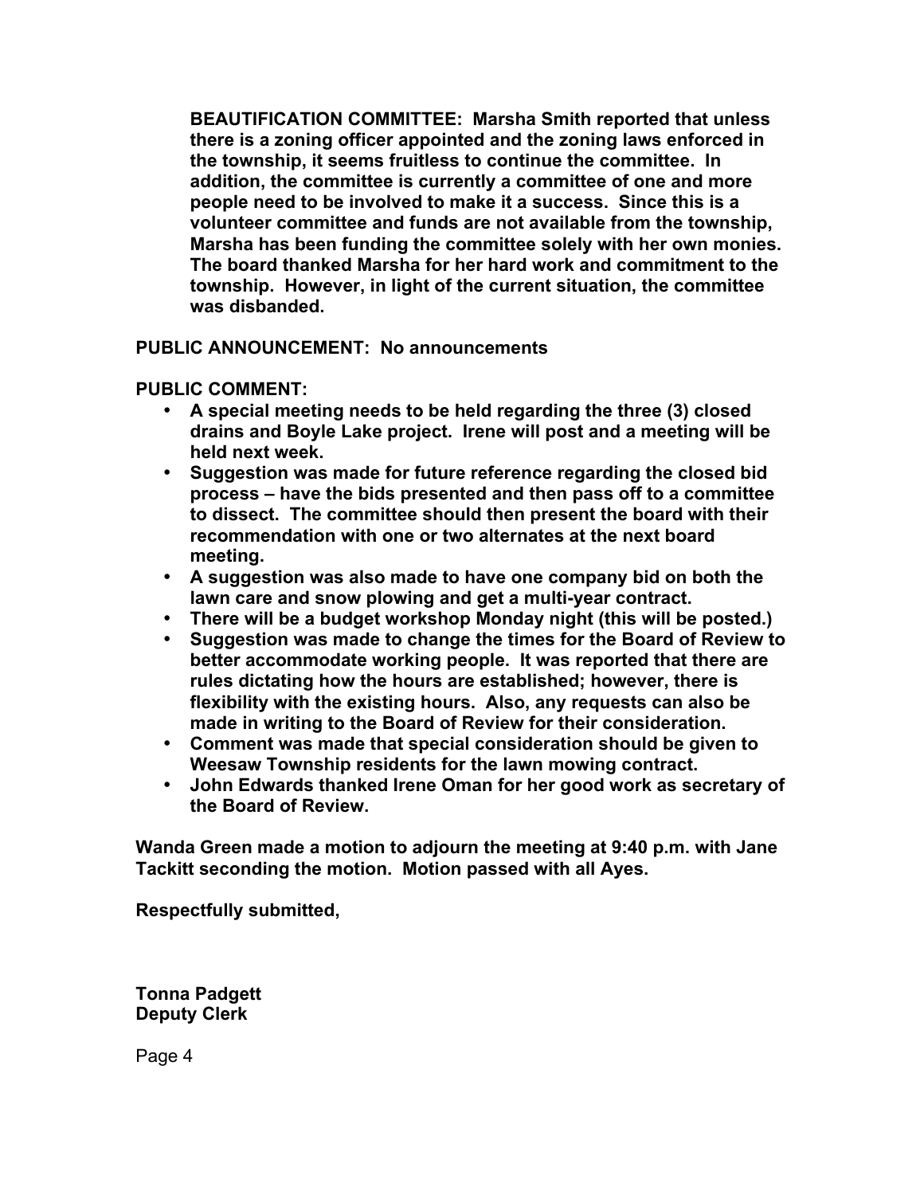**BEAUTIFICATION COMMITTEE: Marsha Smith reported that unless there is a zoning officer appointed and the zoning laws enforced in the township, it seems fruitless to continue the committee. In addition, the committee is currently a committee of one and more people need to be involved to make it a success. Since this is a volunteer committee and funds are not available from the township, Marsha has been funding the committee solely with her own monies. The board thanked Marsha for her hard work and commitment to the township. However, in light of the current situation, the committee was disbanded.**

**PUBLIC ANNOUNCEMENT: No announcements**

**PUBLIC COMMENT:**

- **A special meeting needs to be held regarding the three (3) closed drains and Boyle Lake project. Irene will post and a meeting will be held next week.**
- **Suggestion was made for future reference regarding the closed bid process – have the bids presented and then pass off to a committee to dissect. The committee should then present the board with their recommendation with one or two alternates at the next board meeting.**
- **A suggestion was also made to have one company bid on both the lawn care and snow plowing and get a multi-year contract.**
- **There will be a budget workshop Monday night (this will be posted.)**
- **Suggestion was made to change the times for the Board of Review to better accommodate working people. It was reported that there are rules dictating how the hours are established; however, there is flexibility with the existing hours. Also, any requests can also be made in writing to the Board of Review for their consideration.**
- **Comment was made that special consideration should be given to Weesaw Township residents for the lawn mowing contract.**
- **John Edwards thanked Irene Oman for her good work as secretary of the Board of Review.**

**Wanda Green made a motion to adjourn the meeting at 9:40 p.m. with Jane Tackitt seconding the motion. Motion passed with all Ayes.**

**Respectfully submitted,**

**Tonna Padgett**
**Deputy Clerk**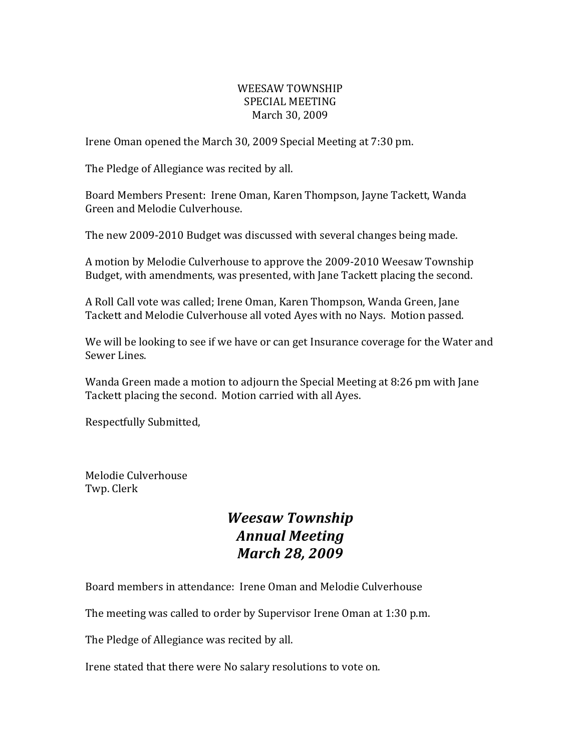WEESAW TOWNSHIP
SPECIAL MEETING
March 30, 2009

Irene Oman opened the March 30, 2009 Special Meeting at 7:30 pm.

The Pledge of Allegiance was recited by all.

Board Members Present: Irene Oman, Karen Thompson, Jayne Tackett, Wanda Green and Melodie Culverhouse.

The new 2009-2010 Budget was discussed with several changes being made.

A motion by Melodie Culverhouse to approve the 2009-2010 Weesaw Township Budget, with amendments, was presented, with Jane Tackett placing the second.

A Roll Call vote was called; Irene Oman, Karen Thompson, Wanda Green, Jane Tackett and Melodie Culverhouse all voted Ayes with no Nays. Motion passed.

We will be looking to see if we have or can get Insurance coverage for the Water and Sewer Lines.

Wanda Green made a motion to adjourn the Special Meeting at 8:26 pm with Jane Tackett placing the second. Motion carried with all Ayes.

Respectfully Submitted,

Melodie Culverhouse
Twp. Clerk

## *Weesaw Township*
## *Annual Meeting*
## *March 28, 2009*

Board members in attendance: Irene Oman and Melodie Culverhouse

The meeting was called to order by Supervisor Irene Oman at 1:30 p.m.

The Pledge of Allegiance was recited by all.

Irene stated that there were No salary resolutions to vote on.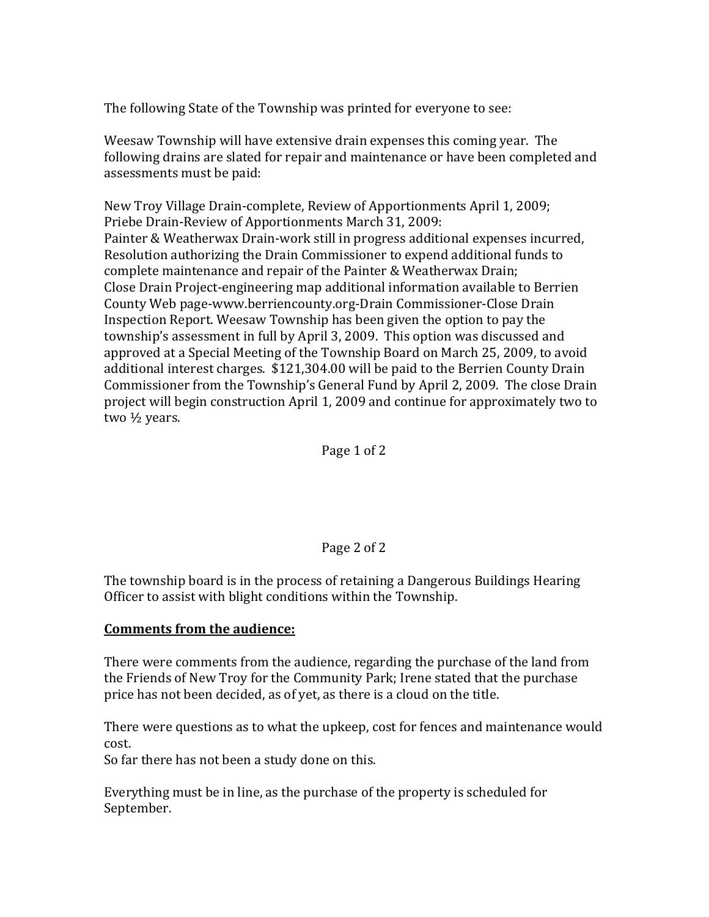The following State of the Township was printed for everyone to see:

Weesaw Township will have extensive drain expenses this coming year. The following drains are slated for repair and maintenance or have been completed and assessments must be paid:

New Troy Village Drain-complete, Review of Apportionments April 1, 2009;
Priebe Drain-Review of Apportionments March 31, 2009:
Painter & Weatherwax Drain-work still in progress additional expenses incurred, Resolution authorizing the Drain Commissioner to expend additional funds to complete maintenance and repair of the Painter & Weatherwax Drain;
Close Drain Project-engineering map additional information available to Berrien County Web page-www.berriencounty.org-Drain Commissioner-Close Drain Inspection Report. Weesaw Township has been given the option to pay the township's assessment in full by April 3, 2009. This option was discussed and approved at a Special Meeting of the Township Board on March 25, 2009, to avoid additional interest charges. $121,304.00 will be paid to the Berrien County Drain Commissioner from the Township's General Fund by April 2, 2009. The close Drain project will begin construction April 1, 2009 and continue for approximately two to two ½ years.

The township board is in the process of retaining a Dangerous Buildings Hearing Officer to assist with blight conditions within the Township.

**Comments from the audience:**

There were comments from the audience, regarding the purchase of the land from the Friends of New Troy for the Community Park; Irene stated that the purchase price has not been decided, as of yet, as there is a cloud on the title.

There were questions as to what the upkeep, cost for fences and maintenance would cost.
So far there has not been a study done on this.

Everything must be in line, as the purchase of the property is scheduled for September.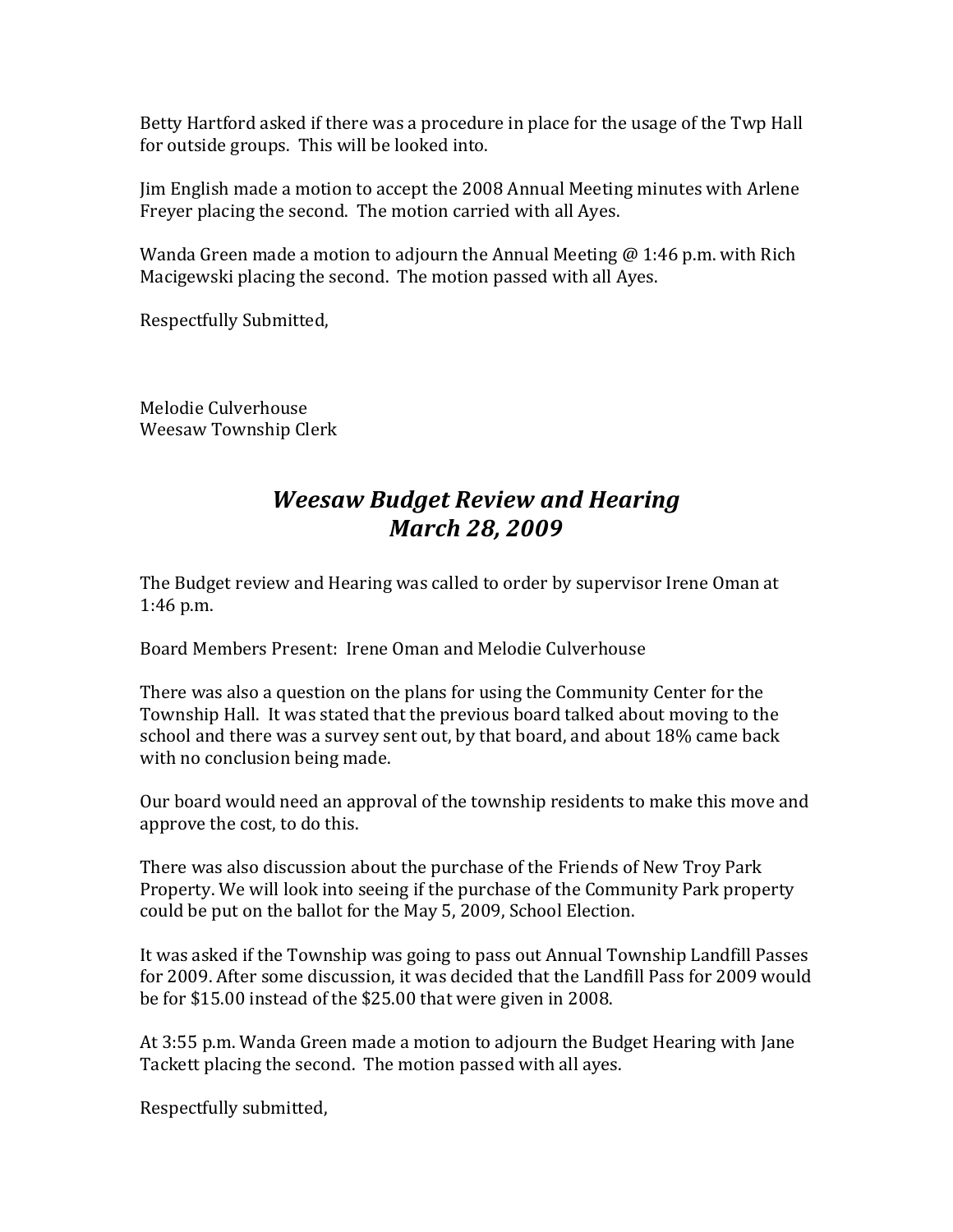Betty Hartford asked if there was a procedure in place for the usage of the Twp Hall for outside groups. This will be looked into.

Jim English made a motion to accept the 2008 Annual Meeting minutes with Arlene Freyer placing the second. The motion carried with all Ayes.

Wanda Green made a motion to adjourn the Annual Meeting @ 1:46 p.m. with Rich Macigewski placing the second. The motion passed with all Ayes.

Respectfully Submitted,

Melodie Culverhouse
Weesaw Township Clerk

## *Weesaw Budget Review and Hearing*
## *March 28, 2009*

The Budget review and Hearing was called to order by supervisor Irene Oman at 1:46 p.m.

Board Members Present: Irene Oman and Melodie Culverhouse

There was also a question on the plans for using the Community Center for the Township Hall. It was stated that the previous board talked about moving to the school and there was a survey sent out, by that board, and about 18% came back with no conclusion being made.

Our board would need an approval of the township residents to make this move and approve the cost, to do this.

There was also discussion about the purchase of the Friends of New Troy Park Property. We will look into seeing if the purchase of the Community Park property could be put on the ballot for the May 5, 2009, School Election.

It was asked if the Township was going to pass out Annual Township Landfill Passes for 2009. After some discussion, it was decided that the Landfill Pass for 2009 would be for $15.00 instead of the $25.00 that were given in 2008.

At 3:55 p.m. Wanda Green made a motion to adjourn the Budget Hearing with Jane Tackett placing the second. The motion passed with all ayes.

Respectfully submitted,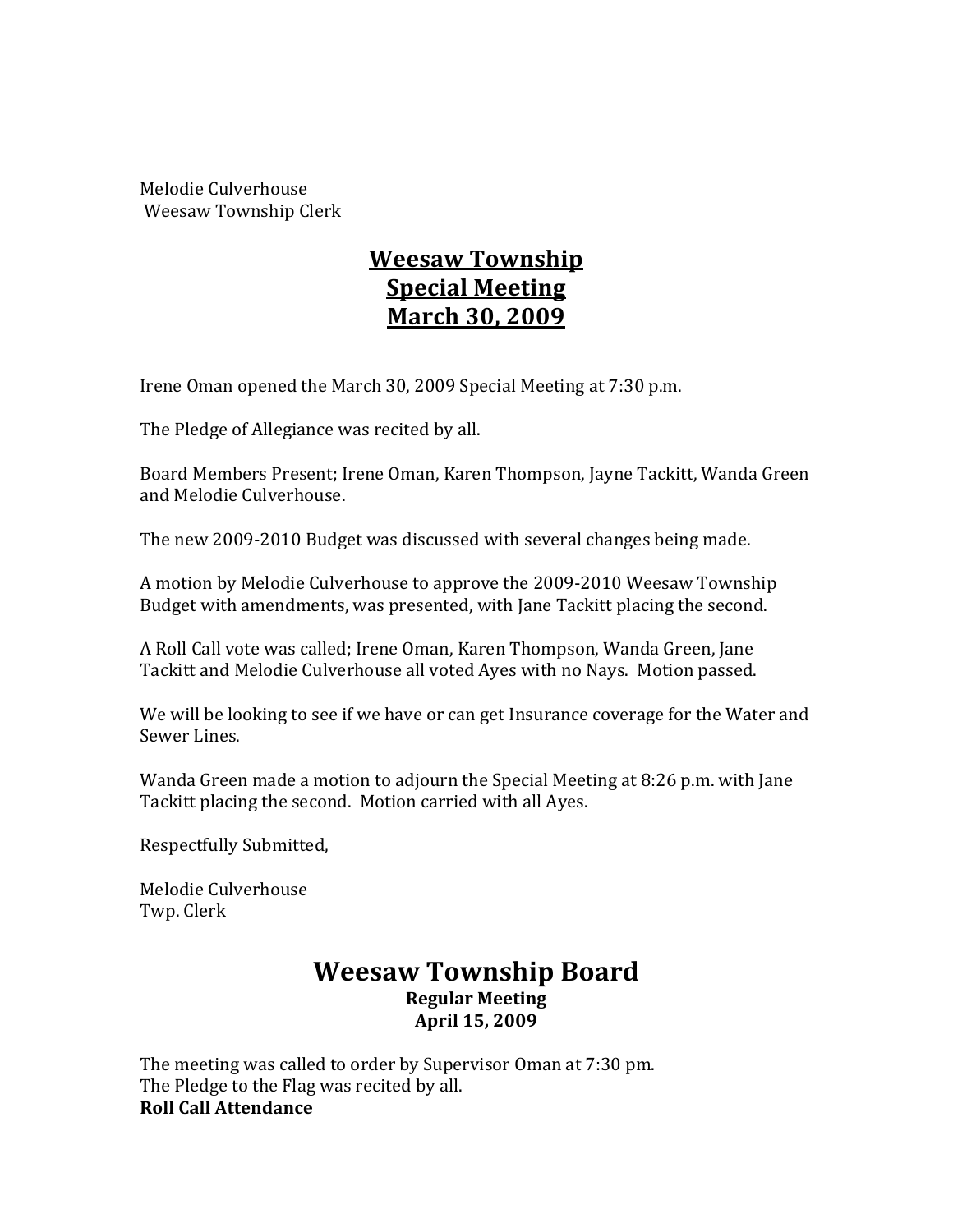Melodie Culverhouse
Weesaw Township Clerk

# Weesaw Township
# Special Meeting
# March 30, 2009

Irene Oman opened the March 30, 2009 Special Meeting at 7:30 p.m.

The Pledge of Allegiance was recited by all.

Board Members Present; Irene Oman, Karen Thompson, Jayne Tackitt, Wanda Green and Melodie Culverhouse.

The new 2009-2010 Budget was discussed with several changes being made.

A motion by Melodie Culverhouse to approve the 2009-2010 Weesaw Township Budget with amendments, was presented, with Jane Tackitt placing the second.

A Roll Call vote was called; Irene Oman, Karen Thompson, Wanda Green, Jane Tackitt and Melodie Culverhouse all voted Ayes with no Nays. Motion passed.

We will be looking to see if we have or can get Insurance coverage for the Water and Sewer Lines.

Wanda Green made a motion to adjourn the Special Meeting at 8:26 p.m. with Jane Tackitt placing the second. Motion carried with all Ayes.

Respectfully Submitted,

Melodie Culverhouse
Twp. Clerk

# Weesaw Township Board

**Regular Meeting**
**April 15, 2009**

The meeting was called to order by Supervisor Oman at 7:30 pm.
The Pledge to the Flag was recited by all.
**Roll Call Attendance**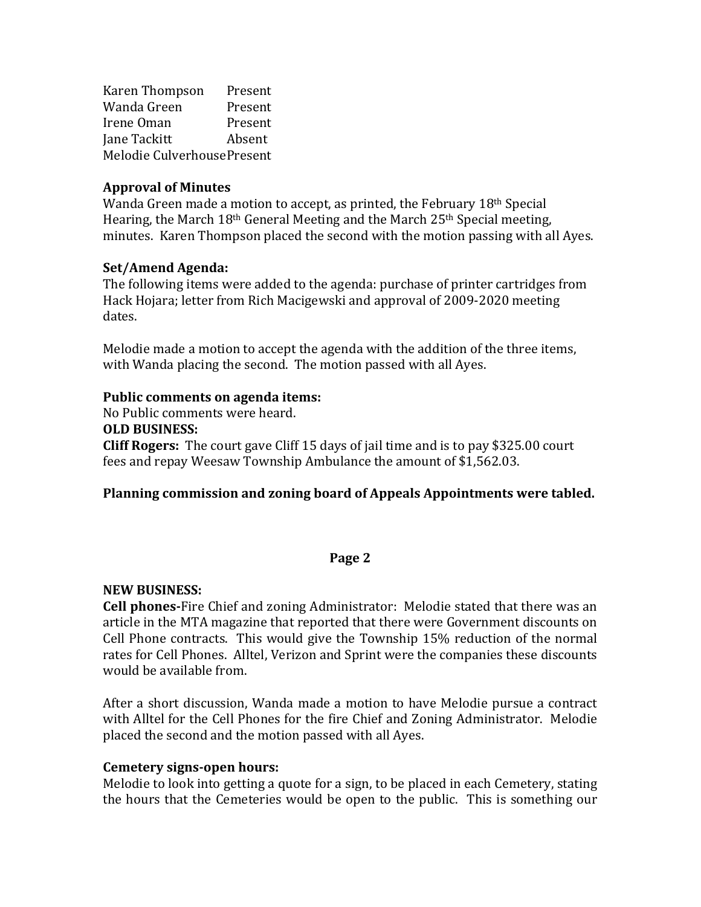| | |
|---|---|
| Karen Thompson | Present |
| Wanda Green | Present |
| Irene Oman | Present |
| Jane Tackitt | Absent |
| Melodie Culverhouse | Present |

**Approval of Minutes**

Wanda Green made a motion to accept, as printed, the February 18th Special Hearing, the March 18th General Meeting and the March 25th Special meeting, minutes. Karen Thompson placed the second with the motion passing with all Ayes.

**Set/Amend Agenda:**

The following items were added to the agenda: purchase of printer cartridges from Hack Hojara; letter from Rich Macigewski and approval of 2009-2020 meeting dates.

Melodie made a motion to accept the agenda with the addition of the three items, with Wanda placing the second. The motion passed with all Ayes.

**Public comments on agenda items:**

No Public comments were heard.

**OLD BUSINESS:**

**Cliff Rogers:** The court gave Cliff 15 days of jail time and is to pay $325.00 court fees and repay Weesaw Township Ambulance the amount of $1,562.03.

**Planning commission and zoning board of Appeals Appointments were tabled.**

**Page 2**

**NEW BUSINESS:**

**Cell phones-**Fire Chief and zoning Administrator: Melodie stated that there was an article in the MTA magazine that reported that there were Government discounts on Cell Phone contracts. This would give the Township 15% reduction of the normal rates for Cell Phones. Alltel, Verizon and Sprint were the companies these discounts would be available from.

After a short discussion, Wanda made a motion to have Melodie pursue a contract with Alltel for the Cell Phones for the fire Chief and Zoning Administrator. Melodie placed the second and the motion passed with all Ayes.

**Cemetery signs-open hours:**

Melodie to look into getting a quote for a sign, to be placed in each Cemetery, stating the hours that the Cemeteries would be open to the public. This is something our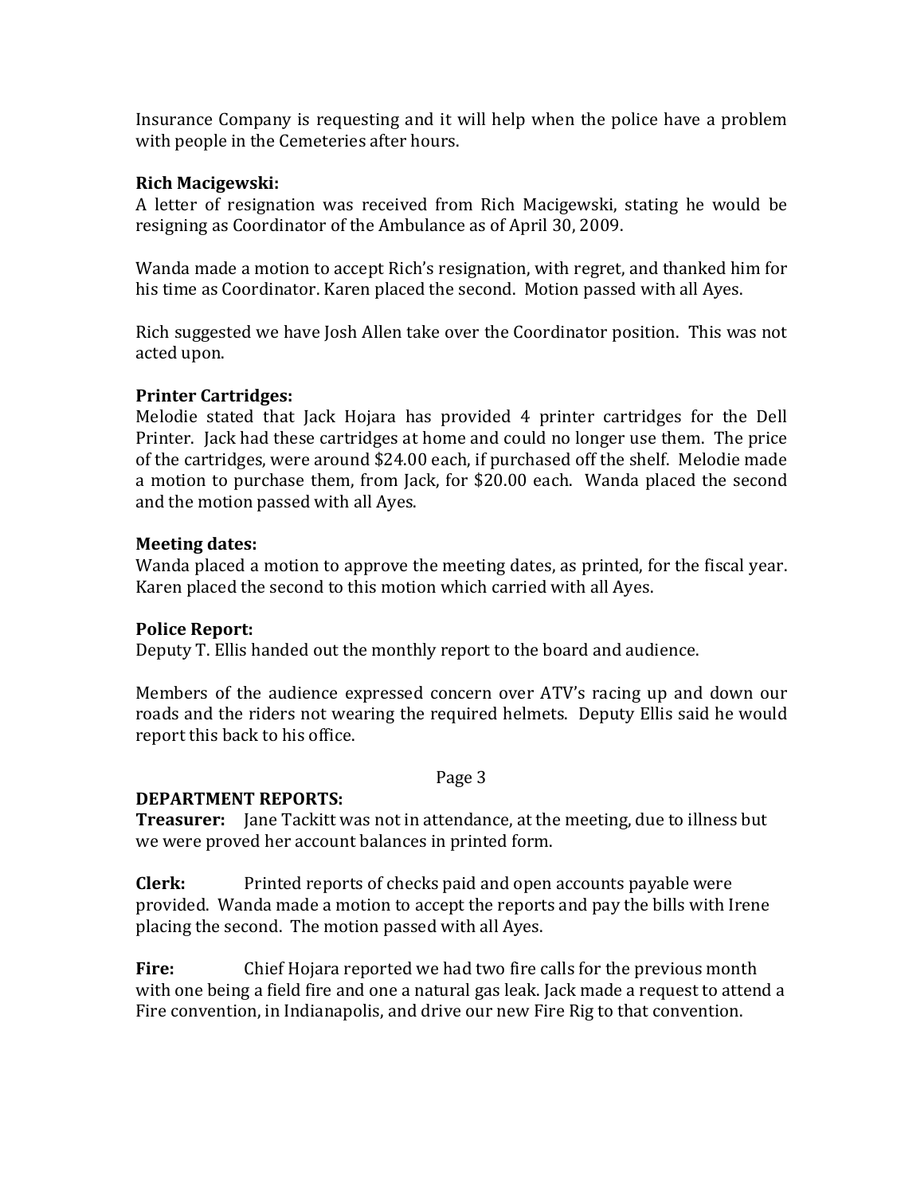Insurance Company is requesting and it will help when the police have a problem with people in the Cemeteries after hours.

**Rich Macigewski:**
A letter of resignation was received from Rich Macigewski, stating he would be resigning as Coordinator of the Ambulance as of April 30, 2009.

Wanda made a motion to accept Rich's resignation, with regret, and thanked him for his time as Coordinator. Karen placed the second. Motion passed with all Ayes.

Rich suggested we have Josh Allen take over the Coordinator position. This was not acted upon.

**Printer Cartridges:**
Melodie stated that Jack Hojara has provided 4 printer cartridges for the Dell Printer. Jack had these cartridges at home and could no longer use them. The price of the cartridges, were around $24.00 each, if purchased off the shelf. Melodie made a motion to purchase them, from Jack, for $20.00 each. Wanda placed the second and the motion passed with all Ayes.

**Meeting dates:**
Wanda placed a motion to approve the meeting dates, as printed, for the fiscal year. Karen placed the second to this motion which carried with all Ayes.

**Police Report:**
Deputy T. Ellis handed out the monthly report to the board and audience.

Members of the audience expressed concern over ATV's racing up and down our roads and the riders not wearing the required helmets. Deputy Ellis said he would report this back to his office.

**DEPARTMENT REPORTS:**
**Treasurer:** Jane Tackitt was not in attendance, at the meeting, due to illness but we were proved her account balances in printed form.

**Clerk:** Printed reports of checks paid and open accounts payable were provided. Wanda made a motion to accept the reports and pay the bills with Irene placing the second. The motion passed with all Ayes.

**Fire:** Chief Hojara reported we had two fire calls for the previous month with one being a field fire and one a natural gas leak. Jack made a request to attend a Fire convention, in Indianapolis, and drive our new Fire Rig to that convention.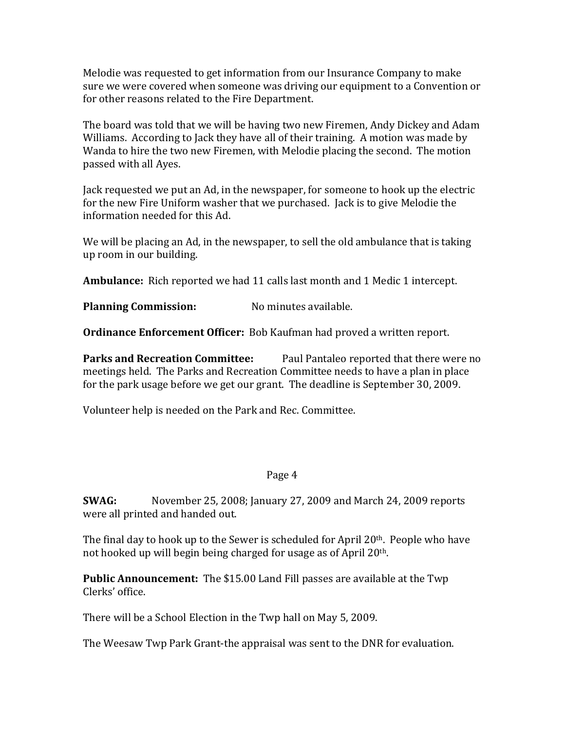Melodie was requested to get information from our Insurance Company to make sure we were covered when someone was driving our equipment to a Convention or for other reasons related to the Fire Department.

The board was told that we will be having two new Firemen, Andy Dickey and Adam Williams. According to Jack they have all of their training. A motion was made by Wanda to hire the two new Firemen, with Melodie placing the second. The motion passed with all Ayes.

Jack requested we put an Ad, in the newspaper, for someone to hook up the electric for the new Fire Uniform washer that we purchased. Jack is to give Melodie the information needed for this Ad.

We will be placing an Ad, in the newspaper, to sell the old ambulance that is taking up room in our building.

**Ambulance:** Rich reported we had 11 calls last month and 1 Medic 1 intercept.

**Planning Commission:** No minutes available.

**Ordinance Enforcement Officer:** Bob Kaufman had proved a written report.

**Parks and Recreation Committee:** Paul Pantaleo reported that there were no meetings held. The Parks and Recreation Committee needs to have a plan in place for the park usage before we get our grant. The deadline is September 30, 2009.

Volunteer help is needed on the Park and Rec. Committee.

**SWAG:** November 25, 2008; January 27, 2009 and March 24, 2009 reports were all printed and handed out.

The final day to hook up to the Sewer is scheduled for April 20th. People who have not hooked up will begin being charged for usage as of April 20th.

**Public Announcement:** The $15.00 Land Fill passes are available at the Twp Clerks' office.

There will be a School Election in the Twp hall on May 5, 2009.

The Weesaw Twp Park Grant-the appraisal was sent to the DNR for evaluation.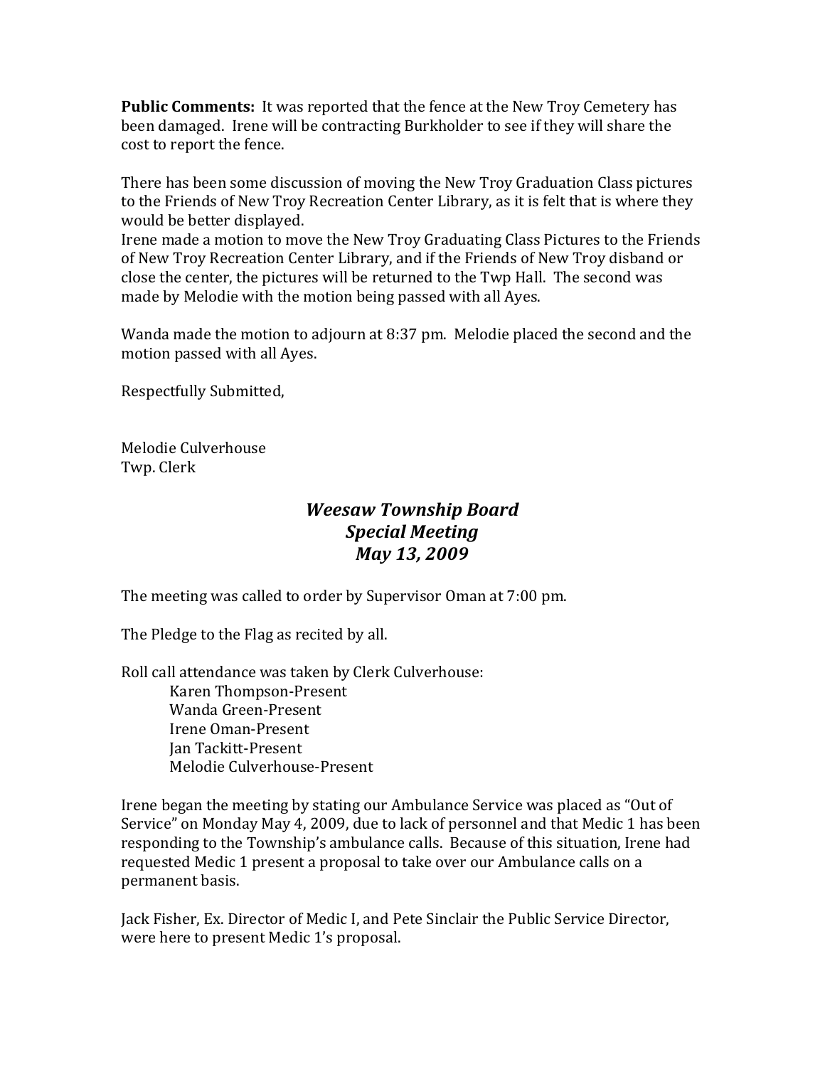**Public Comments:** It was reported that the fence at the New Troy Cemetery has been damaged. Irene will be contracting Burkholder to see if they will share the cost to report the fence.

There has been some discussion of moving the New Troy Graduation Class pictures to the Friends of New Troy Recreation Center Library, as it is felt that is where they would be better displayed.
Irene made a motion to move the New Troy Graduating Class Pictures to the Friends of New Troy Recreation Center Library, and if the Friends of New Troy disband or close the center, the pictures will be returned to the Twp Hall. The second was made by Melodie with the motion being passed with all Ayes.

Wanda made the motion to adjourn at 8:37 pm. Melodie placed the second and the motion passed with all Ayes.

Respectfully Submitted,

Melodie Culverhouse
Twp. Clerk

## *Weesaw Township Board*
## *Special Meeting*
## *May 13, 2009*

The meeting was called to order by Supervisor Oman at 7:00 pm.

The Pledge to the Flag as recited by all.

Roll call attendance was taken by Clerk Culverhouse:
- Karen Thompson-Present
- Wanda Green-Present
- Irene Oman-Present
- Jan Tackitt-Present
- Melodie Culverhouse-Present

Irene began the meeting by stating our Ambulance Service was placed as "Out of Service" on Monday May 4, 2009, due to lack of personnel and that Medic 1 has been responding to the Township's ambulance calls. Because of this situation, Irene had requested Medic 1 present a proposal to take over our Ambulance calls on a permanent basis.

Jack Fisher, Ex. Director of Medic I, and Pete Sinclair the Public Service Director, were here to present Medic 1's proposal.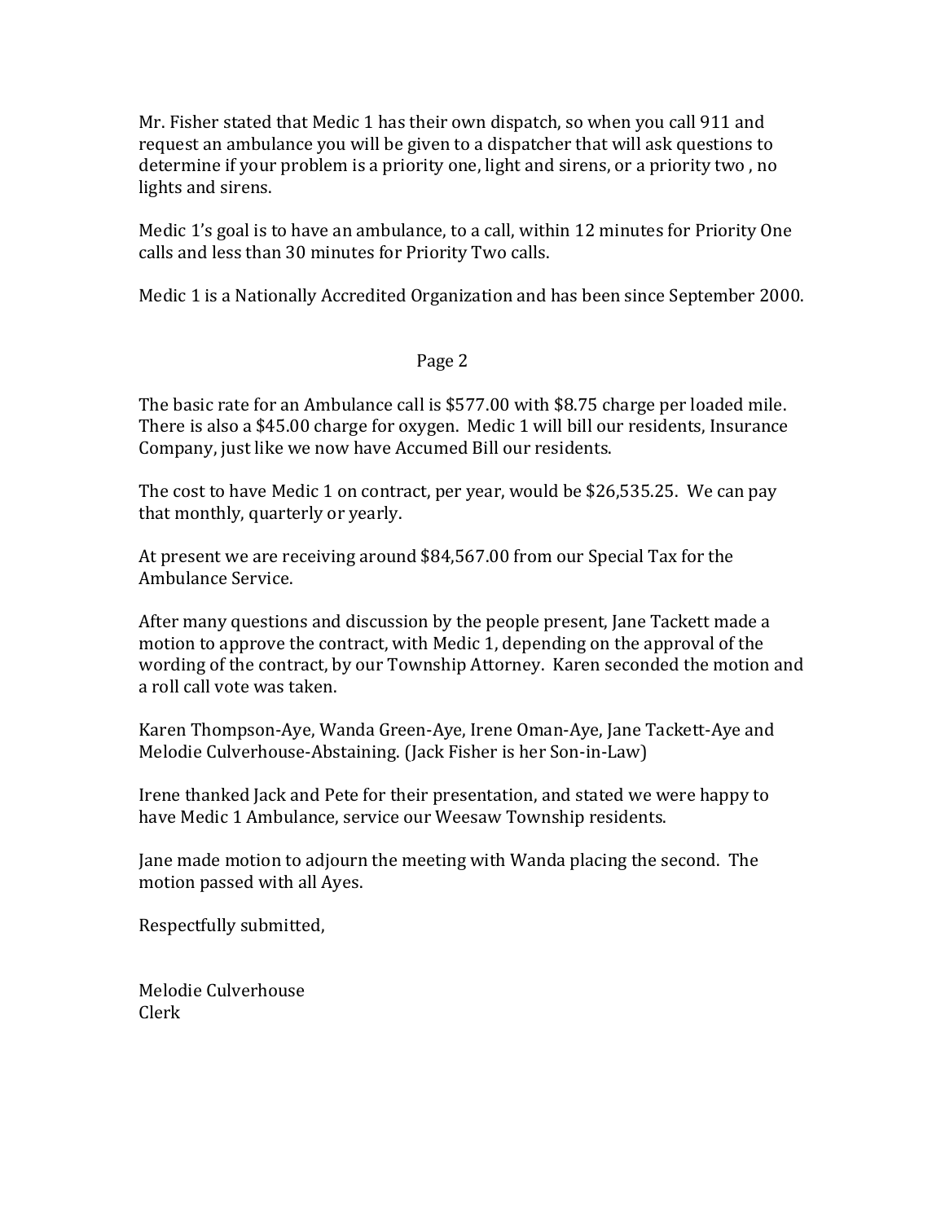Mr. Fisher stated that Medic 1 has their own dispatch, so when you call 911 and request an ambulance you will be given to a dispatcher that will ask questions to determine if your problem is a priority one, light and sirens, or a priority two , no lights and sirens.

Medic 1's goal is to have an ambulance, to a call, within 12 minutes for Priority One calls and less than 30 minutes for Priority Two calls.

Medic 1 is a Nationally Accredited Organization and has been since September 2000.

Page 2

The basic rate for an Ambulance call is $577.00 with $8.75 charge per loaded mile. There is also a $45.00 charge for oxygen. Medic 1 will bill our residents, Insurance Company, just like we now have Accumed Bill our residents.

The cost to have Medic 1 on contract, per year, would be $26,535.25. We can pay that monthly, quarterly or yearly.

At present we are receiving around $84,567.00 from our Special Tax for the Ambulance Service.

After many questions and discussion by the people present, Jane Tackett made a motion to approve the contract, with Medic 1, depending on the approval of the wording of the contract, by our Township Attorney. Karen seconded the motion and a roll call vote was taken.

Karen Thompson-Aye, Wanda Green-Aye, Irene Oman-Aye, Jane Tackett-Aye and Melodie Culverhouse-Abstaining. (Jack Fisher is her Son-in-Law)

Irene thanked Jack and Pete for their presentation, and stated we were happy to have Medic 1 Ambulance, service our Weesaw Township residents.

Jane made motion to adjourn the meeting with Wanda placing the second. The motion passed with all Ayes.

Respectfully submitted,

Melodie Culverhouse
Clerk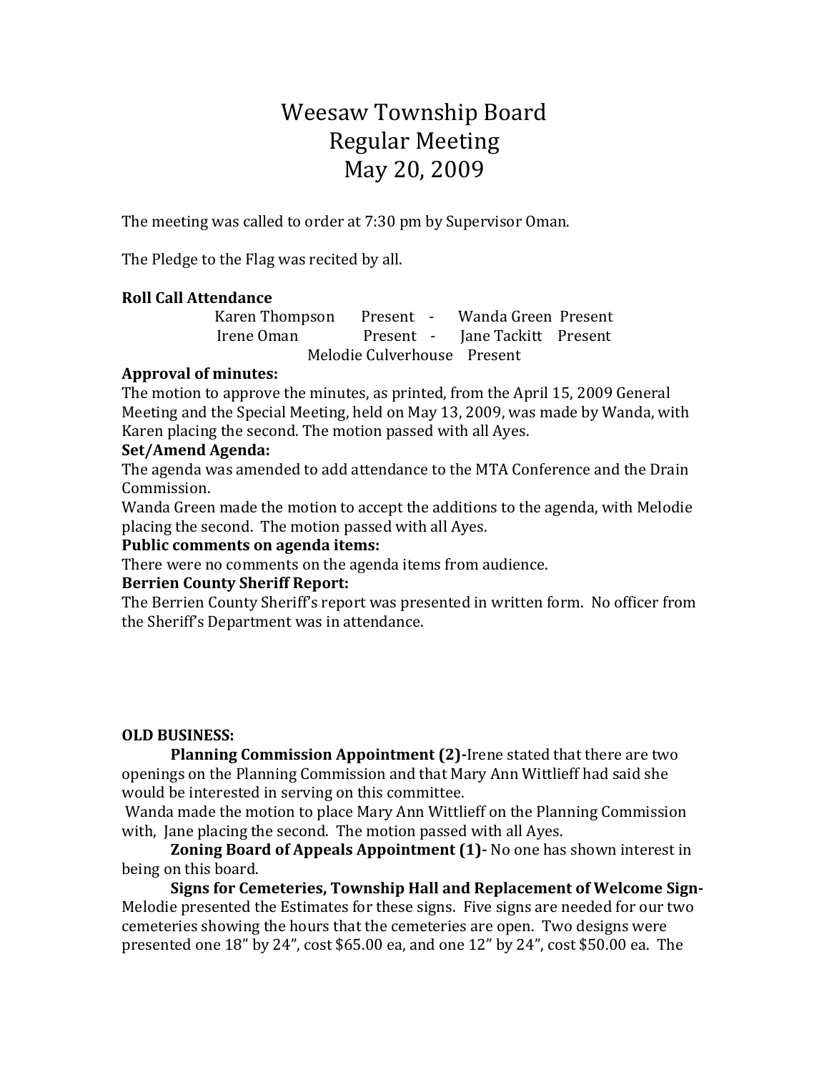# Weesaw Township Board
## Regular Meeting
## May 20, 2009

The meeting was called to order at 7:30 pm by Supervisor Oman.

The Pledge to the Flag was recited by all.

**Roll Call Attendance**

Karen Thompson Present - Wanda Green Present
Irene Oman Present - Jane Tackitt Present
Melodie Culverhouse Present

**Approval of minutes:**
The motion to approve the minutes, as printed, from the April 15, 2009 General Meeting and the Special Meeting, held on May 13, 2009, was made by Wanda, with Karen placing the second. The motion passed with all Ayes.

**Set/Amend Agenda:**
The agenda was amended to add attendance to the MTA Conference and the Drain Commission.
Wanda Green made the motion to accept the additions to the agenda, with Melodie placing the second. The motion passed with all Ayes.

**Public comments on agenda items:**
There were no comments on the agenda items from audience.

**Berrien County Sheriff Report:**
The Berrien County Sheriff's report was presented in written form. No officer from the Sheriff's Department was in attendance.

**OLD BUSINESS:**

**Planning Commission Appointment (2)-**Irene stated that there are two openings on the Planning Commission and that Mary Ann Wittlieff had said she would be interested in serving on this committee.
Wanda made the motion to place Mary Ann Wittlieff on the Planning Commission with, Jane placing the second. The motion passed with all Ayes.

**Zoning Board of Appeals Appointment (1)-** No one has shown interest in being on this board.

**Signs for Cemeteries, Township Hall and Replacement of Welcome Sign-** Melodie presented the Estimates for these signs. Five signs are needed for our two cemeteries showing the hours that the cemeteries are open. Two designs were presented one 18" by 24", cost $65.00 ea, and one 12" by 24", cost $50.00 ea. The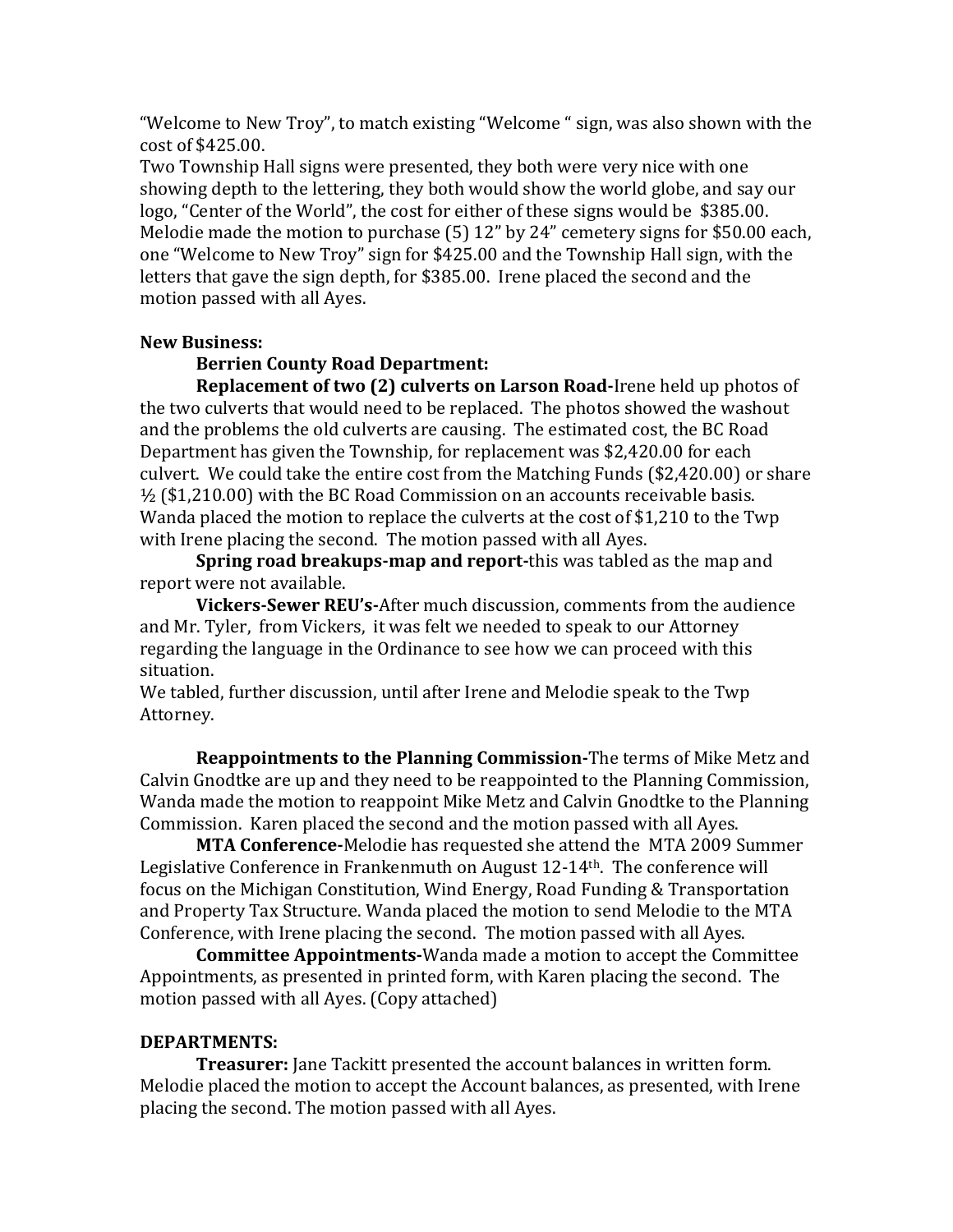"Welcome to New Troy", to match existing "Welcome " sign, was also shown with the cost of $425.00.
Two Township Hall signs were presented, they both were very nice with one showing depth to the lettering, they both would show the world globe, and say our logo, "Center of the World", the cost for either of these signs would be $385.00.
Melodie made the motion to purchase (5) 12" by 24" cemetery signs for $50.00 each, one "Welcome to New Troy" sign for $425.00 and the Township Hall sign, with the letters that gave the sign depth, for $385.00. Irene placed the second and the motion passed with all Ayes.

**New Business:**

**Berrien County Road Department:**

**Replacement of two (2) culverts on Larson Road-**Irene held up photos of the two culverts that would need to be replaced. The photos showed the washout and the problems the old culverts are causing. The estimated cost, the BC Road Department has given the Township, for replacement was $2,420.00 for each culvert. We could take the entire cost from the Matching Funds ($2,420.00) or share ½ ($1,210.00) with the BC Road Commission on an accounts receivable basis. Wanda placed the motion to replace the culverts at the cost of $1,210 to the Twp with Irene placing the second. The motion passed with all Ayes.

**Spring road breakups-map and report-**this was tabled as the map and report were not available.

**Vickers-Sewer REU's-**After much discussion, comments from the audience and Mr. Tyler, from Vickers, it was felt we needed to speak to our Attorney regarding the language in the Ordinance to see how we can proceed with this situation.
We tabled, further discussion, until after Irene and Melodie speak to the Twp Attorney.

**Reappointments to the Planning Commission-**The terms of Mike Metz and Calvin Gnodtke are up and they need to be reappointed to the Planning Commission, Wanda made the motion to reappoint Mike Metz and Calvin Gnodtke to the Planning Commission. Karen placed the second and the motion passed with all Ayes.

**MTA Conference-**Melodie has requested she attend the MTA 2009 Summer Legislative Conference in Frankenmuth on August 12-14th. The conference will focus on the Michigan Constitution, Wind Energy, Road Funding & Transportation and Property Tax Structure. Wanda placed the motion to send Melodie to the MTA Conference, with Irene placing the second. The motion passed with all Ayes.

**Committee Appointments-**Wanda made a motion to accept the Committee Appointments, as presented in printed form, with Karen placing the second. The motion passed with all Ayes. (Copy attached)

**DEPARTMENTS:**

**Treasurer:** Jane Tackitt presented the account balances in written form. Melodie placed the motion to accept the Account balances, as presented, with Irene placing the second. The motion passed with all Ayes.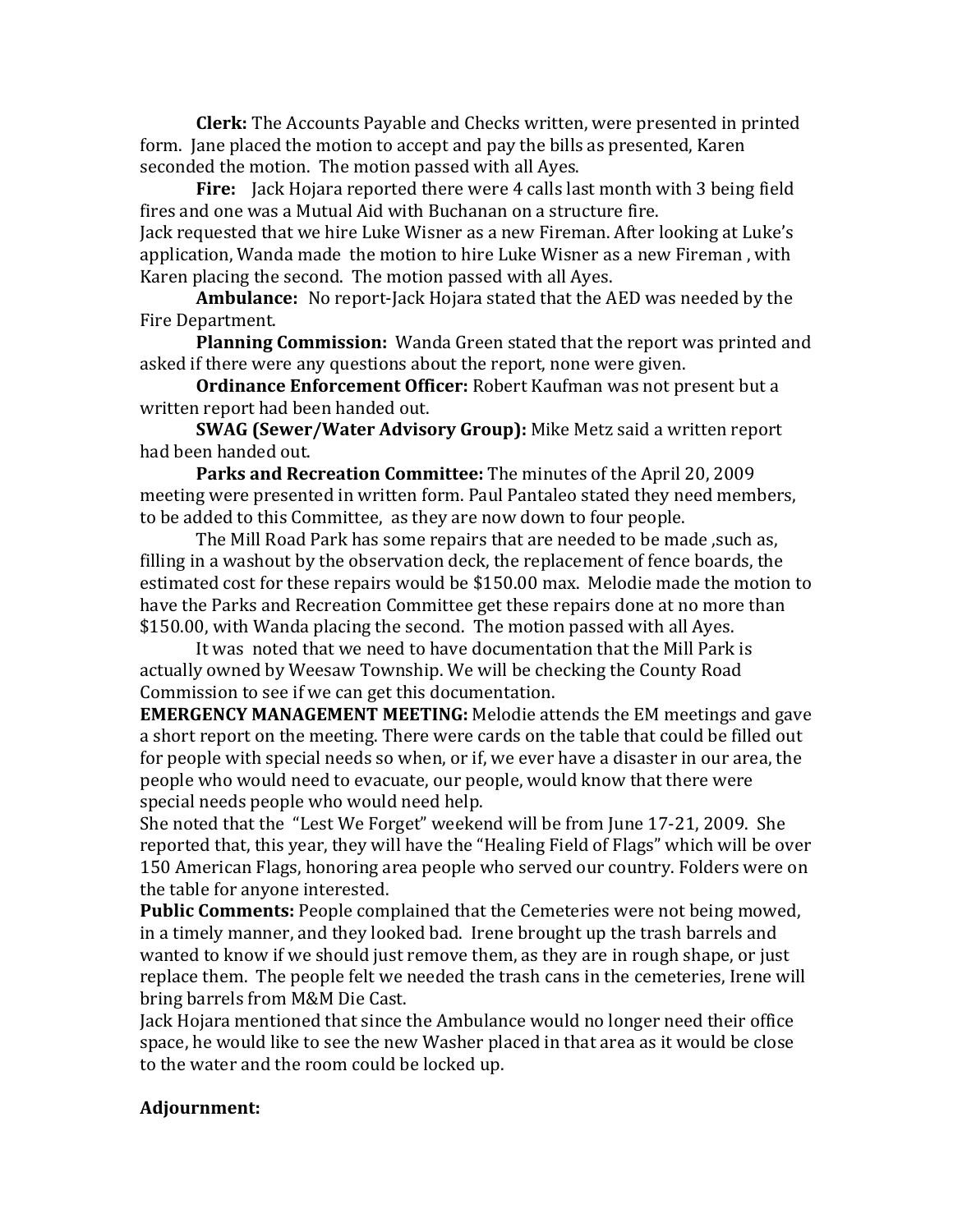**Clerk:** The Accounts Payable and Checks written, were presented in printed form. Jane placed the motion to accept and pay the bills as presented, Karen seconded the motion. The motion passed with all Ayes.

**Fire:** Jack Hojara reported there were 4 calls last month with 3 being field fires and one was a Mutual Aid with Buchanan on a structure fire.
Jack requested that we hire Luke Wisner as a new Fireman. After looking at Luke's application, Wanda made the motion to hire Luke Wisner as a new Fireman , with Karen placing the second. The motion passed with all Ayes.

**Ambulance:** No report-Jack Hojara stated that the AED was needed by the Fire Department.

**Planning Commission:** Wanda Green stated that the report was printed and asked if there were any questions about the report, none were given.

**Ordinance Enforcement Officer:** Robert Kaufman was not present but a written report had been handed out.

**SWAG (Sewer/Water Advisory Group):** Mike Metz said a written report had been handed out.

**Parks and Recreation Committee:** The minutes of the April 20, 2009 meeting were presented in written form. Paul Pantaleo stated they need members, to be added to this Committee, as they are now down to four people.

The Mill Road Park has some repairs that are needed to be made ,such as, filling in a washout by the observation deck, the replacement of fence boards, the estimated cost for these repairs would be $150.00 max. Melodie made the motion to have the Parks and Recreation Committee get these repairs done at no more than $150.00, with Wanda placing the second. The motion passed with all Ayes.

It was noted that we need to have documentation that the Mill Park is actually owned by Weesaw Township. We will be checking the County Road Commission to see if we can get this documentation.

**EMERGENCY MANAGEMENT MEETING:** Melodie attends the EM meetings and gave a short report on the meeting. There were cards on the table that could be filled out for people with special needs so when, or if, we ever have a disaster in our area, the people who would need to evacuate, our people, would know that there were special needs people who would need help.
She noted that the "Lest We Forget" weekend will be from June 17-21, 2009. She reported that, this year, they will have the "Healing Field of Flags" which will be over 150 American Flags, honoring area people who served our country. Folders were on the table for anyone interested.

**Public Comments:** People complained that the Cemeteries were not being mowed, in a timely manner, and they looked bad. Irene brought up the trash barrels and wanted to know if we should just remove them, as they are in rough shape, or just replace them. The people felt we needed the trash cans in the cemeteries, Irene will bring barrels from M&M Die Cast.
Jack Hojara mentioned that since the Ambulance would no longer need their office space, he would like to see the new Washer placed in that area as it would be close to the water and the room could be locked up.

**Adjournment:**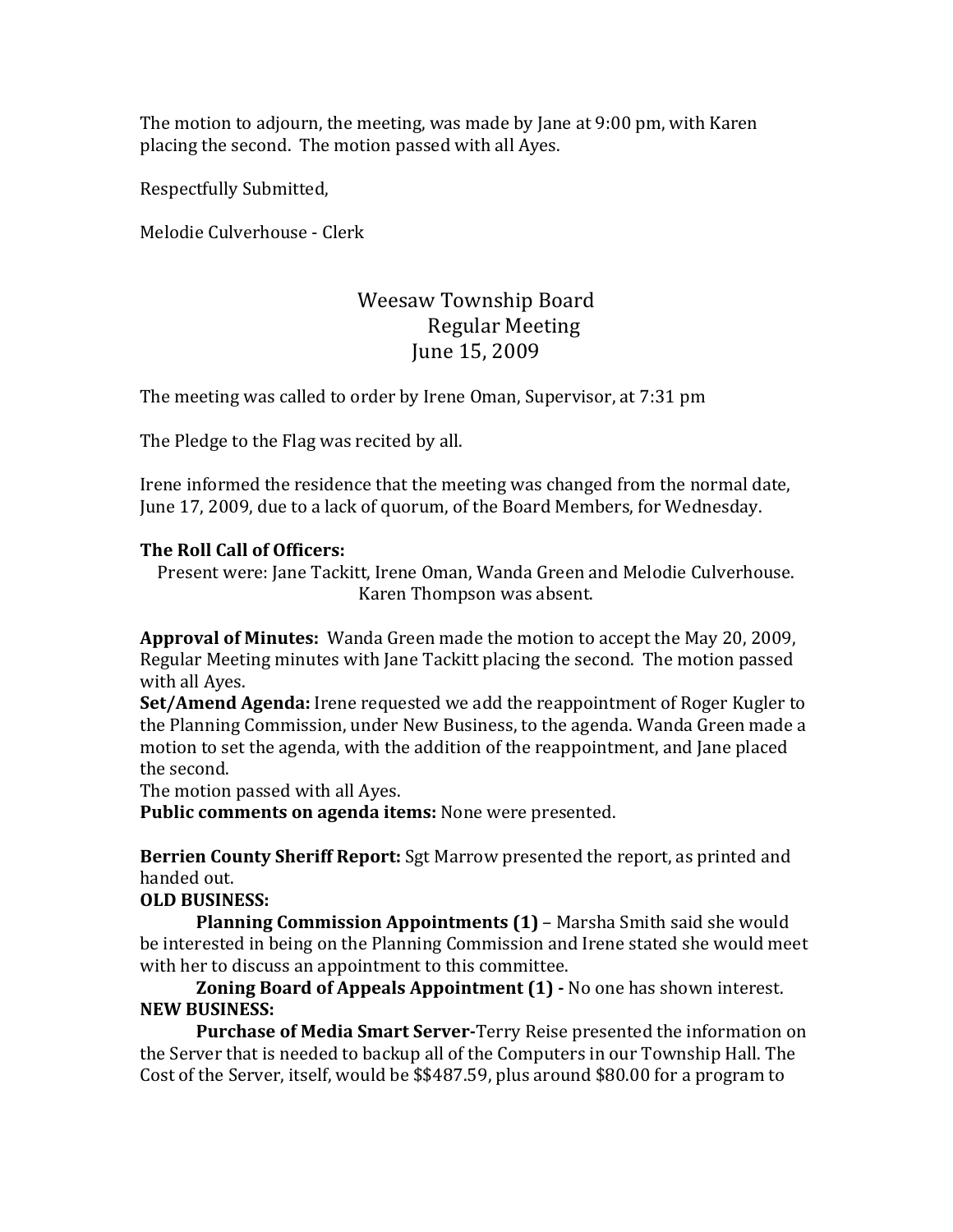The motion to adjourn, the meeting, was made by Jane at 9:00 pm, with Karen placing the second. The motion passed with all Ayes.

Respectfully Submitted,

Melodie Culverhouse - Clerk

# Weesaw Township Board
## Regular Meeting
## June 15, 2009

The meeting was called to order by Irene Oman, Supervisor, at 7:31 pm

The Pledge to the Flag was recited by all.

Irene informed the residence that the meeting was changed from the normal date, June 17, 2009, due to a lack of quorum, of the Board Members, for Wednesday.

**The Roll Call of Officers:**

Present were: Jane Tackitt, Irene Oman, Wanda Green and Melodie Culverhouse. Karen Thompson was absent.

**Approval of Minutes:** Wanda Green made the motion to accept the May 20, 2009, Regular Meeting minutes with Jane Tackitt placing the second. The motion passed with all Ayes.

**Set/Amend Agenda:** Irene requested we add the reappointment of Roger Kugler to the Planning Commission, under New Business, to the agenda. Wanda Green made a motion to set the agenda, with the addition of the reappointment, and Jane placed the second.

The motion passed with all Ayes.

**Public comments on agenda items:** None were presented.

**Berrien County Sheriff Report:** Sgt Marrow presented the report, as printed and handed out.

**OLD BUSINESS:**

**Planning Commission Appointments (1)** – Marsha Smith said she would be interested in being on the Planning Commission and Irene stated she would meet with her to discuss an appointment to this committee.

**Zoning Board of Appeals Appointment (1) -** No one has shown interest.

**NEW BUSINESS:**

**Purchase of Media Smart Server-**Terry Reise presented the information on the Server that is needed to backup all of the Computers in our Township Hall. The Cost of the Server, itself, would be $$487.59, plus around $80.00 for a program to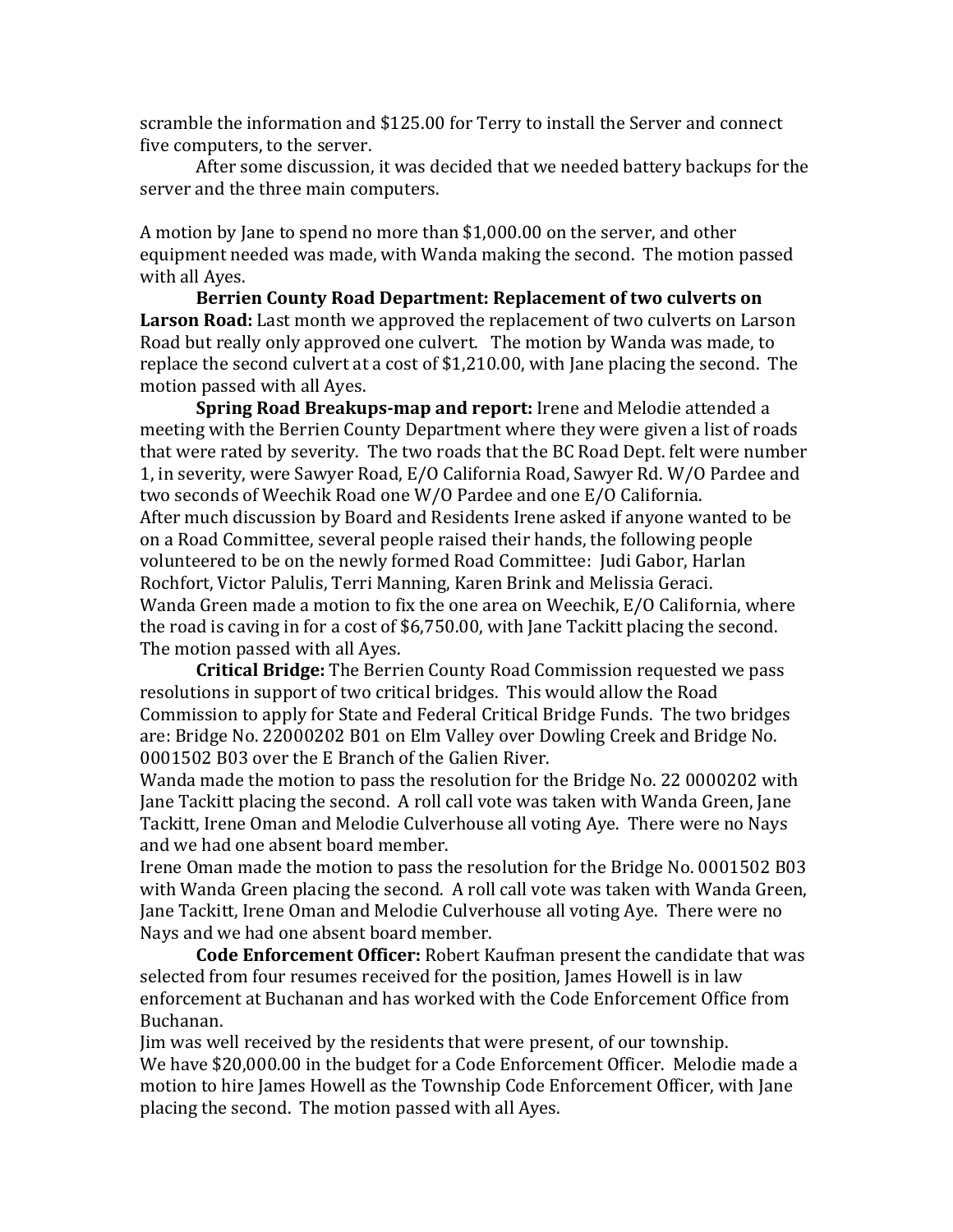scramble the information and $125.00 for Terry to install the Server and connect five computers, to the server.

After some discussion, it was decided that we needed battery backups for the server and the three main computers.

A motion by Jane to spend no more than $1,000.00 on the server, and other equipment needed was made, with Wanda making the second. The motion passed with all Ayes.

**Berrien County Road Department: Replacement of two culverts on Larson Road:** Last month we approved the replacement of two culverts on Larson Road but really only approved one culvert. The motion by Wanda was made, to replace the second culvert at a cost of $1,210.00, with Jane placing the second. The motion passed with all Ayes.

**Spring Road Breakups-map and report:** Irene and Melodie attended a meeting with the Berrien County Department where they were given a list of roads that were rated by severity. The two roads that the BC Road Dept. felt were number 1, in severity, were Sawyer Road, E/O California Road, Sawyer Rd. W/O Pardee and two seconds of Weechik Road one W/O Pardee and one E/O California.

After much discussion by Board and Residents Irene asked if anyone wanted to be on a Road Committee, several people raised their hands, the following people volunteered to be on the newly formed Road Committee: Judi Gabor, Harlan Rochfort, Victor Palulis, Terri Manning, Karen Brink and Melissia Geraci.

Wanda Green made a motion to fix the one area on Weechik, E/O California, where the road is caving in for a cost of $6,750.00, with Jane Tackitt placing the second. The motion passed with all Ayes.

**Critical Bridge:** The Berrien County Road Commission requested we pass resolutions in support of two critical bridges. This would allow the Road Commission to apply for State and Federal Critical Bridge Funds. The two bridges are: Bridge No. 22000202 B01 on Elm Valley over Dowling Creek and Bridge No. 0001502 B03 over the E Branch of the Galien River.

Wanda made the motion to pass the resolution for the Bridge No. 22 0000202 with Jane Tackitt placing the second. A roll call vote was taken with Wanda Green, Jane Tackitt, Irene Oman and Melodie Culverhouse all voting Aye. There were no Nays and we had one absent board member.

Irene Oman made the motion to pass the resolution for the Bridge No. 0001502 B03 with Wanda Green placing the second. A roll call vote was taken with Wanda Green, Jane Tackitt, Irene Oman and Melodie Culverhouse all voting Aye. There were no Nays and we had one absent board member.

**Code Enforcement Officer:** Robert Kaufman present the candidate that was selected from four resumes received for the position, James Howell is in law enforcement at Buchanan and has worked with the Code Enforcement Office from Buchanan.

Jim was well received by the residents that were present, of our township.

We have $20,000.00 in the budget for a Code Enforcement Officer. Melodie made a motion to hire James Howell as the Township Code Enforcement Officer, with Jane placing the second. The motion passed with all Ayes.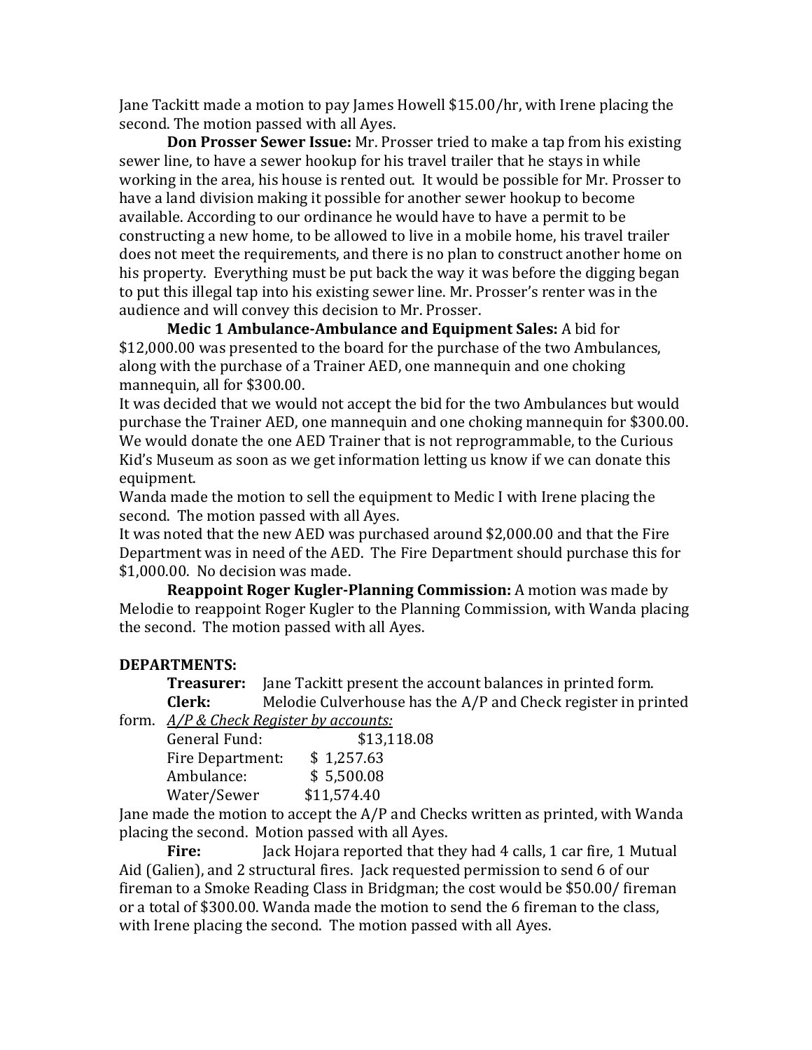Jane Tackitt made a motion to pay James Howell $15.00/hr, with Irene placing the second. The motion passed with all Ayes.

**Don Prosser Sewer Issue:** Mr. Prosser tried to make a tap from his existing sewer line, to have a sewer hookup for his travel trailer that he stays in while working in the area, his house is rented out. It would be possible for Mr. Prosser to have a land division making it possible for another sewer hookup to become available. According to our ordinance he would have to have a permit to be constructing a new home, to be allowed to live in a mobile home, his travel trailer does not meet the requirements, and there is no plan to construct another home on his property. Everything must be put back the way it was before the digging began to put this illegal tap into his existing sewer line. Mr. Prosser's renter was in the audience and will convey this decision to Mr. Prosser.

**Medic 1 Ambulance-Ambulance and Equipment Sales:** A bid for $12,000.00 was presented to the board for the purchase of the two Ambulances, along with the purchase of a Trainer AED, one mannequin and one choking mannequin, all for $300.00.

It was decided that we would not accept the bid for the two Ambulances but would purchase the Trainer AED, one mannequin and one choking mannequin for $300.00. We would donate the one AED Trainer that is not reprogrammable, to the Curious Kid's Museum as soon as we get information letting us know if we can donate this equipment.

Wanda made the motion to sell the equipment to Medic I with Irene placing the second. The motion passed with all Ayes.

It was noted that the new AED was purchased around $2,000.00 and that the Fire Department was in need of the AED. The Fire Department should purchase this for $1,000.00. No decision was made.

**Reappoint Roger Kugler-Planning Commission:** A motion was made by Melodie to reappoint Roger Kugler to the Planning Commission, with Wanda placing the second. The motion passed with all Ayes.

**DEPARTMENTS:**

**Treasurer:** Jane Tackitt present the account balances in printed form.

**Clerk:** Melodie Culverhouse has the A/P and Check register in printed form. *A/P & Check Register by accounts:*

| | |
|---|---|
| General Fund: | $13,118.08 |
| Fire Department: | $ 1,257.63 |
| Ambulance: | $ 5,500.08 |
| Water/Sewer | $11,574.40 |

Jane made the motion to accept the A/P and Checks written as printed, with Wanda placing the second. Motion passed with all Ayes.

**Fire:** Jack Hojara reported that they had 4 calls, 1 car fire, 1 Mutual Aid (Galien), and 2 structural fires. Jack requested permission to send 6 of our fireman to a Smoke Reading Class in Bridgman; the cost would be $50.00/ fireman or a total of $300.00. Wanda made the motion to send the 6 fireman to the class, with Irene placing the second. The motion passed with all Ayes.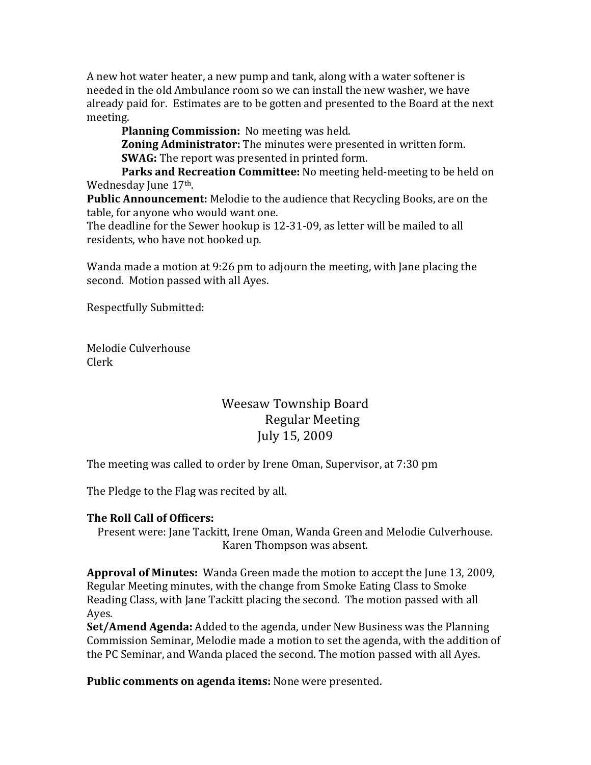A new hot water heater, a new pump and tank, along with a water softener is needed in the old Ambulance room so we can install the new washer, we have already paid for. Estimates are to be gotten and presented to the Board at the next meeting.

**Planning Commission:** No meeting was held.

**Zoning Administrator:** The minutes were presented in written form.

**SWAG:** The report was presented in printed form.

**Parks and Recreation Committee:** No meeting held-meeting to be held on Wednesday June 17th.

**Public Announcement:** Melodie to the audience that Recycling Books, are on the table, for anyone who would want one.

The deadline for the Sewer hookup is 12-31-09, as letter will be mailed to all residents, who have not hooked up.

Wanda made a motion at 9:26 pm to adjourn the meeting, with Jane placing the second. Motion passed with all Ayes.

Respectfully Submitted:

Melodie Culverhouse
Clerk

# Weesaw Township Board
## Regular Meeting
## July 15, 2009

The meeting was called to order by Irene Oman, Supervisor, at 7:30 pm

The Pledge to the Flag was recited by all.

**The Roll Call of Officers:**

Present were: Jane Tackitt, Irene Oman, Wanda Green and Melodie Culverhouse. Karen Thompson was absent.

**Approval of Minutes:** Wanda Green made the motion to accept the June 13, 2009, Regular Meeting minutes, with the change from Smoke Eating Class to Smoke Reading Class, with Jane Tackitt placing the second. The motion passed with all Ayes.

**Set/Amend Agenda:** Added to the agenda, under New Business was the Planning Commission Seminar, Melodie made a motion to set the agenda, with the addition of the PC Seminar, and Wanda placed the second. The motion passed with all Ayes.

**Public comments on agenda items:** None were presented.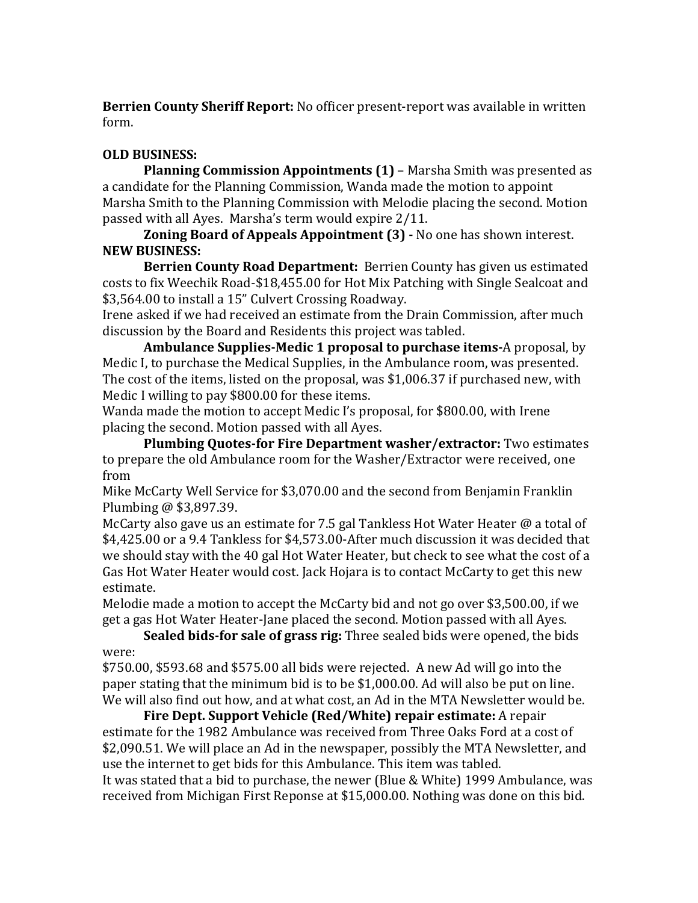**Berrien County Sheriff Report:** No officer present-report was available in written form.

**OLD BUSINESS:**

**Planning Commission Appointments (1)** – Marsha Smith was presented as a candidate for the Planning Commission, Wanda made the motion to appoint Marsha Smith to the Planning Commission with Melodie placing the second. Motion passed with all Ayes. Marsha's term would expire 2/11.

**Zoning Board of Appeals Appointment (3) -** No one has shown interest.

**NEW BUSINESS:**

**Berrien County Road Department:** Berrien County has given us estimated costs to fix Weechik Road-$18,455.00 for Hot Mix Patching with Single Sealcoat and $3,564.00 to install a 15" Culvert Crossing Roadway.

Irene asked if we had received an estimate from the Drain Commission, after much discussion by the Board and Residents this project was tabled.

**Ambulance Supplies-Medic 1 proposal to purchase items-**A proposal, by Medic I, to purchase the Medical Supplies, in the Ambulance room, was presented. The cost of the items, listed on the proposal, was $1,006.37 if purchased new, with Medic I willing to pay $800.00 for these items.

Wanda made the motion to accept Medic I's proposal, for $800.00, with Irene placing the second. Motion passed with all Ayes.

**Plumbing Quotes-for Fire Department washer/extractor:** Two estimates to prepare the old Ambulance room for the Washer/Extractor were received, one from

Mike McCarty Well Service for $3,070.00 and the second from Benjamin Franklin Plumbing @ $3,897.39.

McCarty also gave us an estimate for 7.5 gal Tankless Hot Water Heater @ a total of $4,425.00 or a 9.4 Tankless for $4,573.00-After much discussion it was decided that we should stay with the 40 gal Hot Water Heater, but check to see what the cost of a Gas Hot Water Heater would cost. Jack Hojara is to contact McCarty to get this new estimate.

Melodie made a motion to accept the McCarty bid and not go over $3,500.00, if we get a gas Hot Water Heater-Jane placed the second. Motion passed with all Ayes.

**Sealed bids-for sale of grass rig:** Three sealed bids were opened, the bids were:

$750.00, $593.68 and $575.00 all bids were rejected. A new Ad will go into the paper stating that the minimum bid is to be $1,000.00. Ad will also be put on line. We will also find out how, and at what cost, an Ad in the MTA Newsletter would be.

**Fire Dept. Support Vehicle (Red/White) repair estimate:** A repair estimate for the 1982 Ambulance was received from Three Oaks Ford at a cost of $2,090.51. We will place an Ad in the newspaper, possibly the MTA Newsletter, and use the internet to get bids for this Ambulance. This item was tabled.

It was stated that a bid to purchase, the newer (Blue & White) 1999 Ambulance, was received from Michigan First Reponse at $15,000.00. Nothing was done on this bid.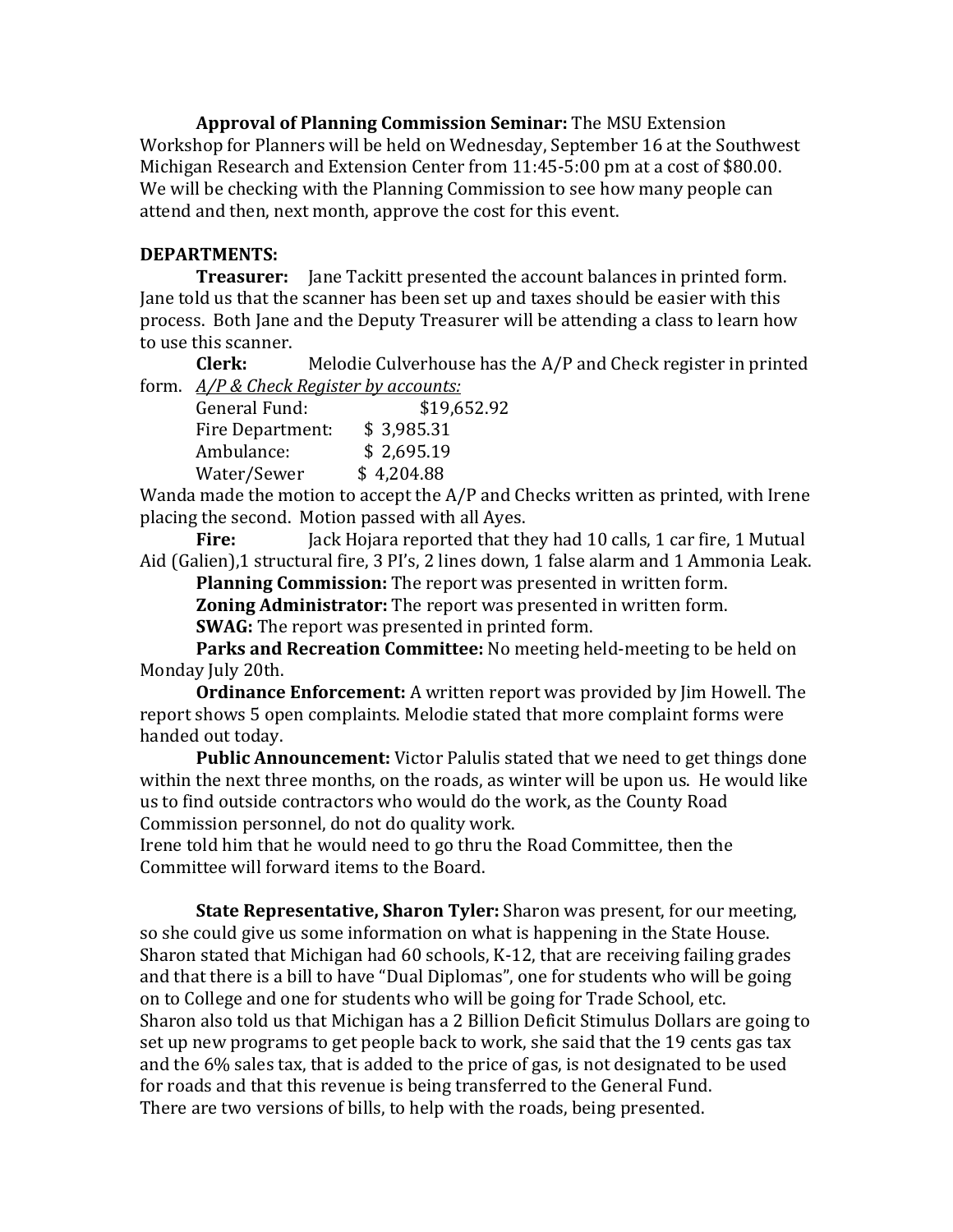**Approval of Planning Commission Seminar:** The MSU Extension Workshop for Planners will be held on Wednesday, September 16 at the Southwest Michigan Research and Extension Center from 11:45-5:00 pm at a cost of $80.00. We will be checking with the Planning Commission to see how many people can attend and then, next month, approve the cost for this event.

**DEPARTMENTS:**

**Treasurer:** Jane Tackitt presented the account balances in printed form. Jane told us that the scanner has been set up and taxes should be easier with this process. Both Jane and the Deputy Treasurer will be attending a class to learn how to use this scanner.

**Clerk:** Melodie Culverhouse has the A/P and Check register in printed form. _A/P & Check Register by accounts:_

General Fund: $19,652.92
Fire Department: $ 3,985.31
Ambulance: $ 2,695.19
Water/Sewer $ 4,204.88

Wanda made the motion to accept the A/P and Checks written as printed, with Irene placing the second. Motion passed with all Ayes.

**Fire:** Jack Hojara reported that they had 10 calls, 1 car fire, 1 Mutual Aid (Galien),1 structural fire, 3 PI's, 2 lines down, 1 false alarm and 1 Ammonia Leak.

**Planning Commission:** The report was presented in written form.

**Zoning Administrator:** The report was presented in written form.

**SWAG:** The report was presented in printed form.

**Parks and Recreation Committee:** No meeting held-meeting to be held on Monday July 20th.

**Ordinance Enforcement:** A written report was provided by Jim Howell. The report shows 5 open complaints. Melodie stated that more complaint forms were handed out today.

**Public Announcement:** Victor Palulis stated that we need to get things done within the next three months, on the roads, as winter will be upon us. He would like us to find outside contractors who would do the work, as the County Road Commission personnel, do not do quality work.
Irene told him that he would need to go thru the Road Committee, then the Committee will forward items to the Board.

**State Representative, Sharon Tyler:** Sharon was present, for our meeting, so she could give us some information on what is happening in the State House. Sharon stated that Michigan had 60 schools, K-12, that are receiving failing grades and that there is a bill to have "Dual Diplomas", one for students who will be going on to College and one for students who will be going for Trade School, etc.
Sharon also told us that Michigan has a 2 Billion Deficit Stimulus Dollars are going to set up new programs to get people back to work, she said that the 19 cents gas tax and the 6% sales tax, that is added to the price of gas, is not designated to be used for roads and that this revenue is being transferred to the General Fund.
There are two versions of bills, to help with the roads, being presented.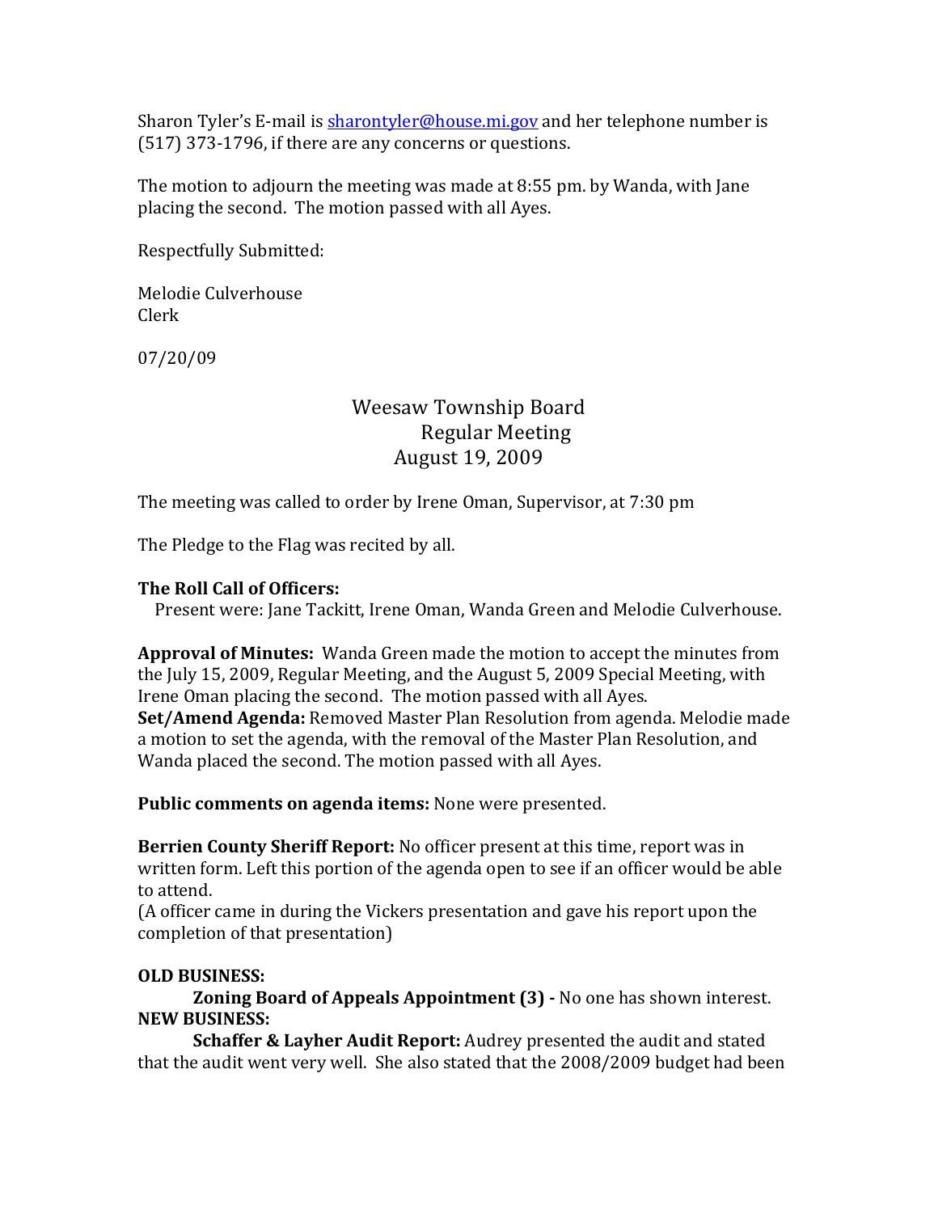Sharon Tyler's E-mail is sharontyler@house.mi.gov and her telephone number is (517) 373-1796, if there are any concerns or questions.

The motion to adjourn the meeting was made at 8:55 pm. by Wanda, with Jane placing the second. The motion passed with all Ayes.

Respectfully Submitted:

Melodie Culverhouse
Clerk

07/20/09

# Weesaw Township Board
## Regular Meeting
## August 19, 2009

The meeting was called to order by Irene Oman, Supervisor, at 7:30 pm

The Pledge to the Flag was recited by all.

**The Roll Call of Officers:**
Present were: Jane Tackitt, Irene Oman, Wanda Green and Melodie Culverhouse.

**Approval of Minutes:** Wanda Green made the motion to accept the minutes from the July 15, 2009, Regular Meeting, and the August 5, 2009 Special Meeting, with Irene Oman placing the second. The motion passed with all Ayes.
**Set/Amend Agenda:** Removed Master Plan Resolution from agenda. Melodie made a motion to set the agenda, with the removal of the Master Plan Resolution, and Wanda placed the second. The motion passed with all Ayes.

**Public comments on agenda items:** None were presented.

**Berrien County Sheriff Report:** No officer present at this time, report was in written form. Left this portion of the agenda open to see if an officer would be able to attend.
(A officer came in during the Vickers presentation and gave his report upon the completion of that presentation)

**OLD BUSINESS:**
**Zoning Board of Appeals Appointment (3) -** No one has shown interest.
**NEW BUSINESS:**
**Schaffer & Layher Audit Report:** Audrey presented the audit and stated that the audit went very well. She also stated that the 2008/2009 budget had been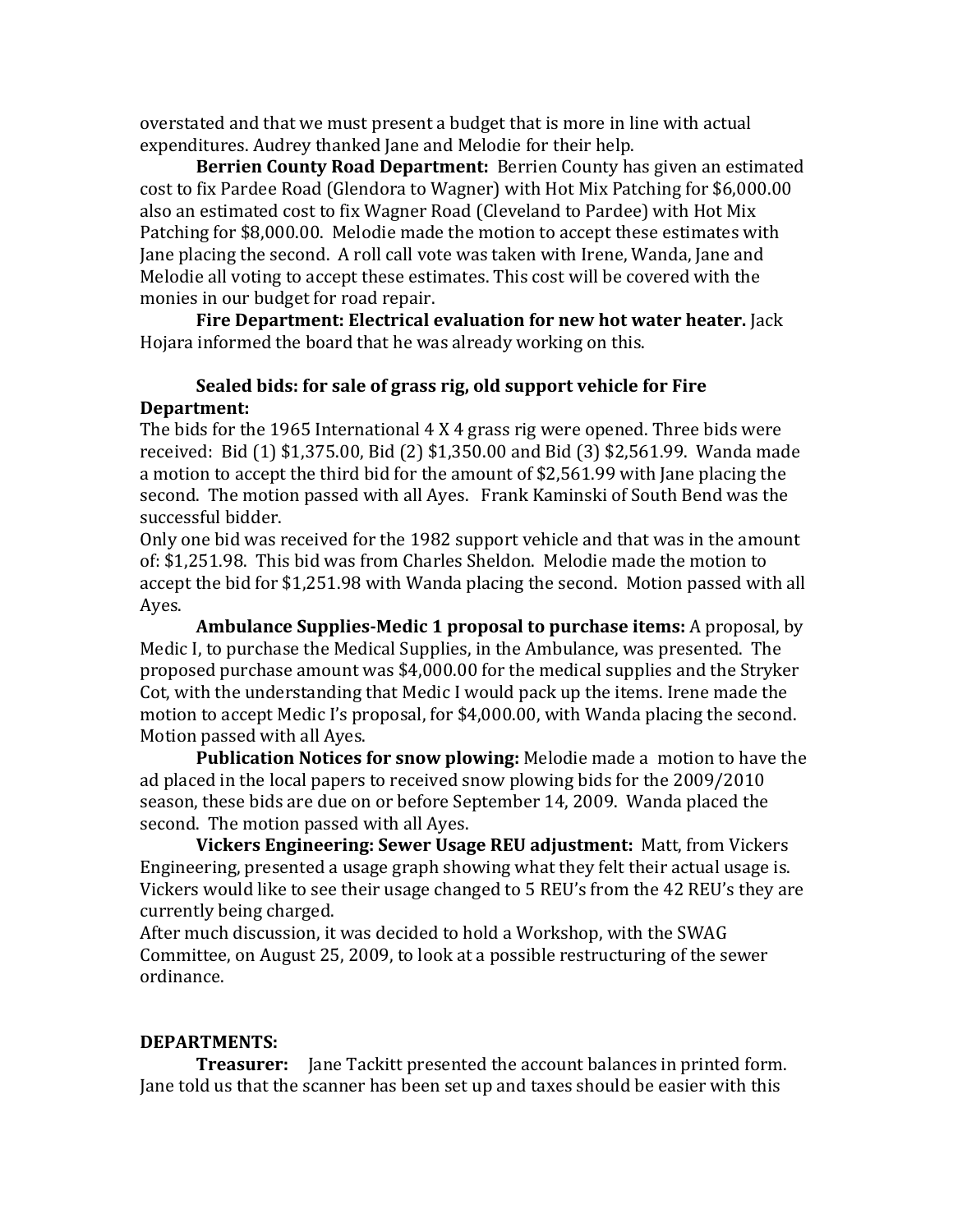overstated and that we must present a budget that is more in line with actual expenditures. Audrey thanked Jane and Melodie for their help.

**Berrien County Road Department:** Berrien County has given an estimated cost to fix Pardee Road (Glendora to Wagner) with Hot Mix Patching for $6,000.00 also an estimated cost to fix Wagner Road (Cleveland to Pardee) with Hot Mix Patching for $8,000.00. Melodie made the motion to accept these estimates with Jane placing the second. A roll call vote was taken with Irene, Wanda, Jane and Melodie all voting to accept these estimates. This cost will be covered with the monies in our budget for road repair.

**Fire Department: Electrical evaluation for new hot water heater.** Jack Hojara informed the board that he was already working on this.

**Sealed bids: for sale of grass rig, old support vehicle for Fire Department:**

The bids for the 1965 International 4 X 4 grass rig were opened. Three bids were received: Bid (1) $1,375.00, Bid (2) $1,350.00 and Bid (3) $2,561.99. Wanda made a motion to accept the third bid for the amount of $2,561.99 with Jane placing the second. The motion passed with all Ayes. Frank Kaminski of South Bend was the successful bidder.

Only one bid was received for the 1982 support vehicle and that was in the amount of: $1,251.98. This bid was from Charles Sheldon. Melodie made the motion to accept the bid for $1,251.98 with Wanda placing the second. Motion passed with all Ayes.

**Ambulance Supplies-Medic 1 proposal to purchase items:** A proposal, by Medic I, to purchase the Medical Supplies, in the Ambulance, was presented. The proposed purchase amount was $4,000.00 for the medical supplies and the Stryker Cot, with the understanding that Medic I would pack up the items. Irene made the motion to accept Medic I's proposal, for $4,000.00, with Wanda placing the second. Motion passed with all Ayes.

**Publication Notices for snow plowing:** Melodie made a motion to have the ad placed in the local papers to received snow plowing bids for the 2009/2010 season, these bids are due on or before September 14, 2009. Wanda placed the second. The motion passed with all Ayes.

**Vickers Engineering: Sewer Usage REU adjustment:** Matt, from Vickers Engineering, presented a usage graph showing what they felt their actual usage is. Vickers would like to see their usage changed to 5 REU's from the 42 REU's they are currently being charged.

After much discussion, it was decided to hold a Workshop, with the SWAG Committee, on August 25, 2009, to look at a possible restructuring of the sewer ordinance.

**DEPARTMENTS:**

**Treasurer:** Jane Tackitt presented the account balances in printed form. Jane told us that the scanner has been set up and taxes should be easier with this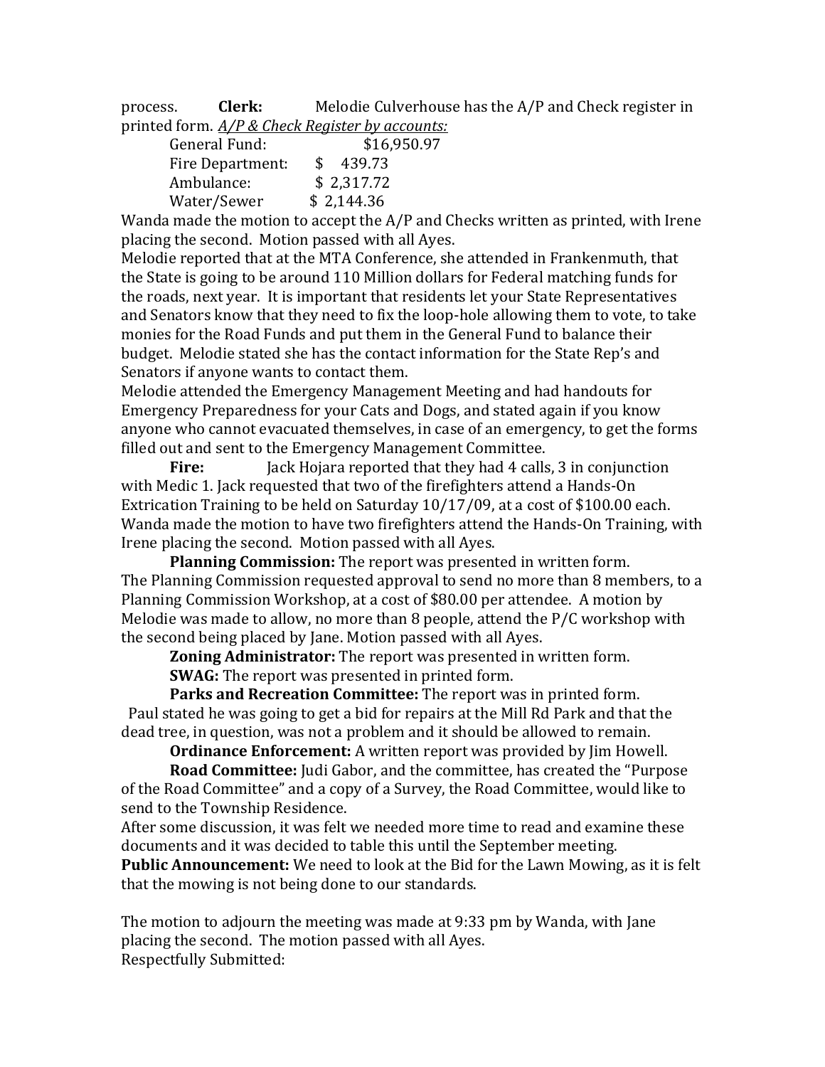process. **Clerk:** Melodie Culverhouse has the A/P and Check register in printed form. *A/P & Check Register by accounts:*

| | |
|---|---|
| General Fund: | $16,950.97 |
| Fire Department: | $ 439.73 |
| Ambulance: | $ 2,317.72 |
| Water/Sewer | $ 2,144.36 |

Wanda made the motion to accept the A/P and Checks written as printed, with Irene placing the second. Motion passed with all Ayes.

Melodie reported that at the MTA Conference, she attended in Frankenmuth, that the State is going to be around 110 Million dollars for Federal matching funds for the roads, next year. It is important that residents let your State Representatives and Senators know that they need to fix the loop-hole allowing them to vote, to take monies for the Road Funds and put them in the General Fund to balance their budget. Melodie stated she has the contact information for the State Rep's and Senators if anyone wants to contact them.

Melodie attended the Emergency Management Meeting and had handouts for Emergency Preparedness for your Cats and Dogs, and stated again if you know anyone who cannot evacuated themselves, in case of an emergency, to get the forms filled out and sent to the Emergency Management Committee.

**Fire:** Jack Hojara reported that they had 4 calls, 3 in conjunction with Medic 1. Jack requested that two of the firefighters attend a Hands-On Extrication Training to be held on Saturday 10/17/09, at a cost of $100.00 each. Wanda made the motion to have two firefighters attend the Hands-On Training, with Irene placing the second. Motion passed with all Ayes.

**Planning Commission:** The report was presented in written form. The Planning Commission requested approval to send no more than 8 members, to a Planning Commission Workshop, at a cost of $80.00 per attendee. A motion by Melodie was made to allow, no more than 8 people, attend the P/C workshop with the second being placed by Jane. Motion passed with all Ayes.

**Zoning Administrator:** The report was presented in written form.

**SWAG:** The report was presented in printed form.

**Parks and Recreation Committee:** The report was in printed form. Paul stated he was going to get a bid for repairs at the Mill Rd Park and that the dead tree, in question, was not a problem and it should be allowed to remain.

**Ordinance Enforcement:** A written report was provided by Jim Howell.

**Road Committee:** Judi Gabor, and the committee, has created the "Purpose of the Road Committee" and a copy of a Survey, the Road Committee, would like to send to the Township Residence.

After some discussion, it was felt we needed more time to read and examine these documents and it was decided to table this until the September meeting.

**Public Announcement:** We need to look at the Bid for the Lawn Mowing, as it is felt that the mowing is not being done to our standards.

The motion to adjourn the meeting was made at 9:33 pm by Wanda, with Jane placing the second. The motion passed with all Ayes.

Respectfully Submitted: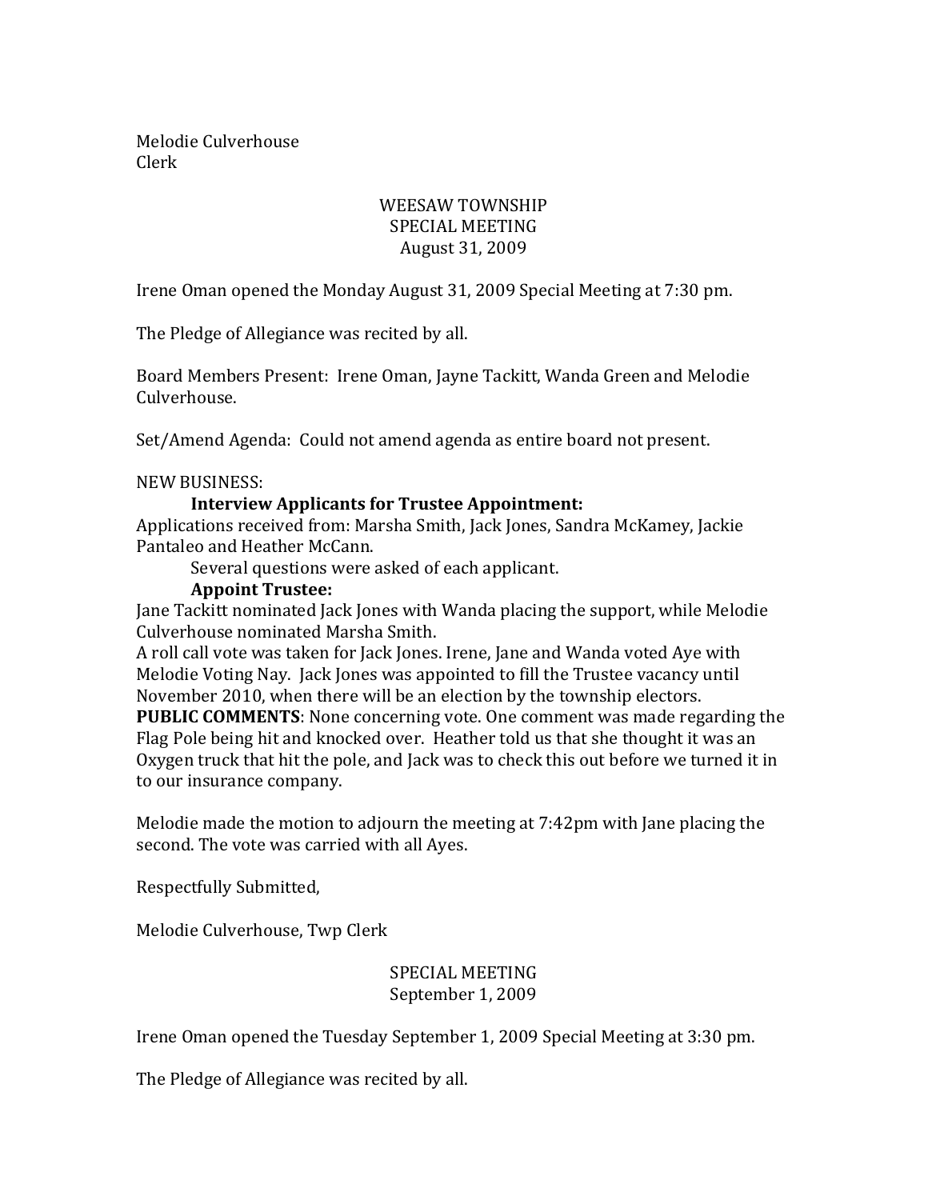Melodie Culverhouse
Clerk

WEESAW TOWNSHIP
SPECIAL MEETING
August 31, 2009

Irene Oman opened the Monday August 31, 2009 Special Meeting at 7:30 pm.

The Pledge of Allegiance was recited by all.

Board Members Present: Irene Oman, Jayne Tackitt, Wanda Green and Melodie Culverhouse.

Set/Amend Agenda: Could not amend agenda as entire board not present.

NEW BUSINESS:

**Interview Applicants for Trustee Appointment:**

Applications received from: Marsha Smith, Jack Jones, Sandra McKamey, Jackie Pantaleo and Heather McCann.

Several questions were asked of each applicant.

**Appoint Trustee:**

Jane Tackitt nominated Jack Jones with Wanda placing the support, while Melodie Culverhouse nominated Marsha Smith.

A roll call vote was taken for Jack Jones. Irene, Jane and Wanda voted Aye with Melodie Voting Nay. Jack Jones was appointed to fill the Trustee vacancy until November 2010, when there will be an election by the township electors.

**PUBLIC COMMENTS**: None concerning vote. One comment was made regarding the Flag Pole being hit and knocked over. Heather told us that she thought it was an Oxygen truck that hit the pole, and Jack was to check this out before we turned it in to our insurance company.

Melodie made the motion to adjourn the meeting at 7:42pm with Jane placing the second. The vote was carried with all Ayes.

Respectfully Submitted,

Melodie Culverhouse, Twp Clerk

SPECIAL MEETING
September 1, 2009

Irene Oman opened the Tuesday September 1, 2009 Special Meeting at 3:30 pm.

The Pledge of Allegiance was recited by all.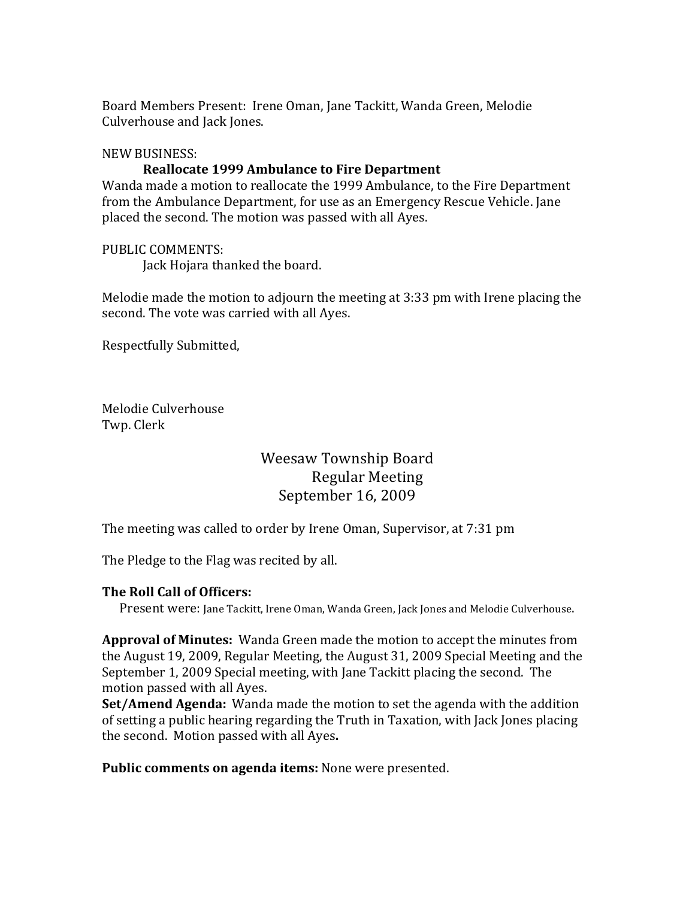Board Members Present: Irene Oman, Jane Tackitt, Wanda Green, Melodie Culverhouse and Jack Jones.

NEW BUSINESS:

**Reallocate 1999 Ambulance to Fire Department**

Wanda made a motion to reallocate the 1999 Ambulance, to the Fire Department from the Ambulance Department, for use as an Emergency Rescue Vehicle. Jane placed the second. The motion was passed with all Ayes.

PUBLIC COMMENTS:

Jack Hojara thanked the board.

Melodie made the motion to adjourn the meeting at 3:33 pm with Irene placing the second. The vote was carried with all Ayes.

Respectfully Submitted,

Melodie Culverhouse
Twp. Clerk

# Weesaw Township Board
## Regular Meeting
## September 16, 2009

The meeting was called to order by Irene Oman, Supervisor, at 7:31 pm

The Pledge to the Flag was recited by all.

**The Roll Call of Officers:**

Present were: Jane Tackitt, Irene Oman, Wanda Green, Jack Jones and Melodie Culverhouse.

**Approval of Minutes:** Wanda Green made the motion to accept the minutes from the August 19, 2009, Regular Meeting, the August 31, 2009 Special Meeting and the September 1, 2009 Special meeting, with Jane Tackitt placing the second. The motion passed with all Ayes.

**Set/Amend Agenda:** Wanda made the motion to set the agenda with the addition of setting a public hearing regarding the Truth in Taxation, with Jack Jones placing the second. Motion passed with all Ayes.

**Public comments on agenda items:** None were presented.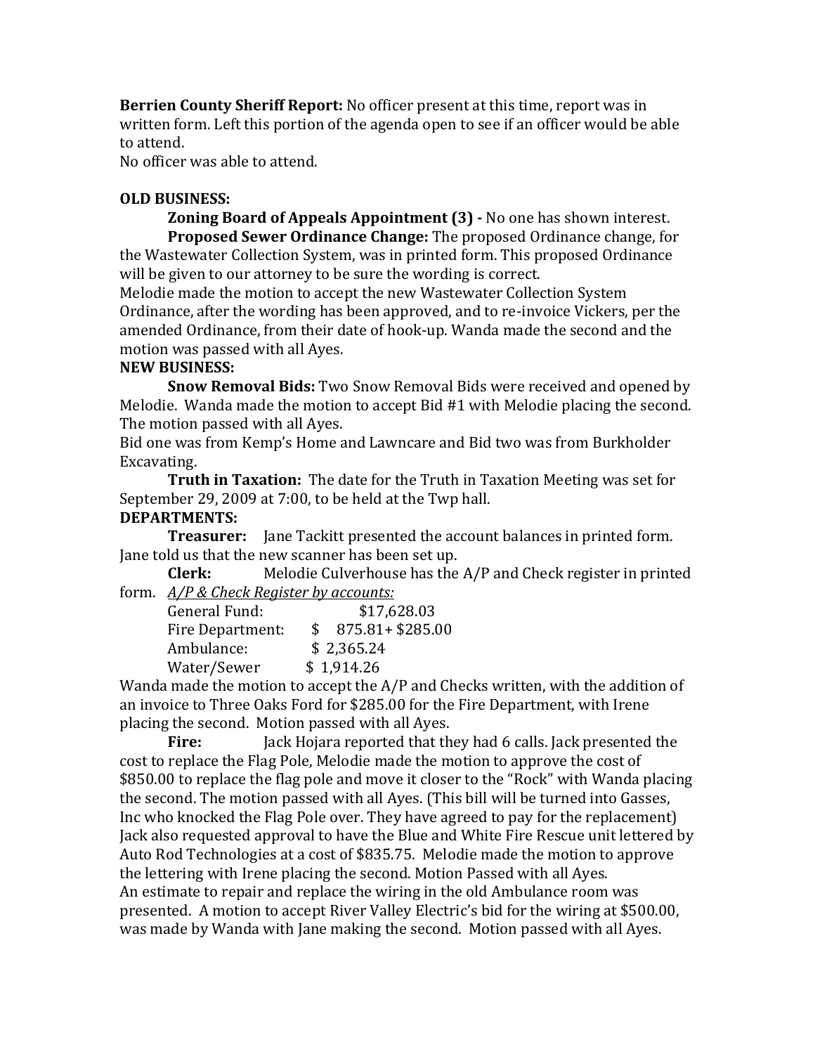**Berrien County Sheriff Report:** No officer present at this time, report was in written form. Left this portion of the agenda open to see if an officer would be able to attend.
No officer was able to attend.

**OLD BUSINESS:**

**Zoning Board of Appeals Appointment (3) -** No one has shown interest.

**Proposed Sewer Ordinance Change:** The proposed Ordinance change, for the Wastewater Collection System, was in printed form. This proposed Ordinance will be given to our attorney to be sure the wording is correct.
Melodie made the motion to accept the new Wastewater Collection System Ordinance, after the wording has been approved, and to re-invoice Vickers, per the amended Ordinance, from their date of hook-up. Wanda made the second and the motion was passed with all Ayes.

**NEW BUSINESS:**

**Snow Removal Bids:** Two Snow Removal Bids were received and opened by Melodie. Wanda made the motion to accept Bid #1 with Melodie placing the second. The motion passed with all Ayes.
Bid one was from Kemp's Home and Lawncare and Bid two was from Burkholder Excavating.

**Truth in Taxation:** The date for the Truth in Taxation Meeting was set for September 29, 2009 at 7:00, to be held at the Twp hall.

**DEPARTMENTS:**

**Treasurer:** Jane Tackitt presented the account balances in printed form. Jane told us that the new scanner has been set up.

**Clerk:** Melodie Culverhouse has the A/P and Check register in printed form. *A/P & Check Register by accounts:*

| | |
|---|---|
| General Fund: | $17,628.03 |
| Fire Department: | $ 875.81+ $285.00 |
| Ambulance: | $ 2,365.24 |
| Water/Sewer | $ 1,914.26 |

Wanda made the motion to accept the A/P and Checks written, with the addition of an invoice to Three Oaks Ford for $285.00 for the Fire Department, with Irene placing the second. Motion passed with all Ayes.

**Fire:** Jack Hojara reported that they had 6 calls. Jack presented the cost to replace the Flag Pole, Melodie made the motion to approve the cost of $850.00 to replace the flag pole and move it closer to the "Rock" with Wanda placing the second. The motion passed with all Ayes. (This bill will be turned into Gasses, Inc who knocked the Flag Pole over. They have agreed to pay for the replacement)
Jack also requested approval to have the Blue and White Fire Rescue unit lettered by Auto Rod Technologies at a cost of $835.75. Melodie made the motion to approve the lettering with Irene placing the second. Motion Passed with all Ayes.
An estimate to repair and replace the wiring in the old Ambulance room was presented. A motion to accept River Valley Electric's bid for the wiring at $500.00, was made by Wanda with Jane making the second. Motion passed with all Ayes.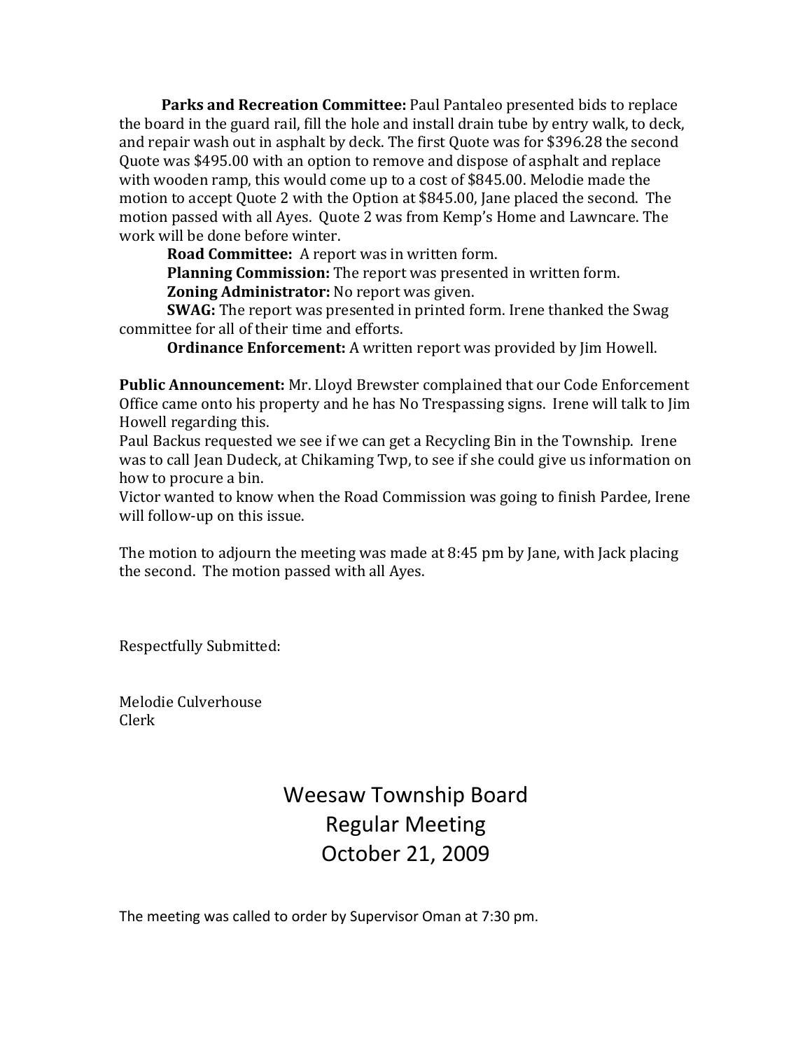**Parks and Recreation Committee:** Paul Pantaleo presented bids to replace the board in the guard rail, fill the hole and install drain tube by entry walk, to deck, and repair wash out in asphalt by deck. The first Quote was for $396.28 the second Quote was $495.00 with an option to remove and dispose of asphalt and replace with wooden ramp, this would come up to a cost of $845.00. Melodie made the motion to accept Quote 2 with the Option at $845.00, Jane placed the second. The motion passed with all Ayes. Quote 2 was from Kemp's Home and Lawncare. The work will be done before winter.

**Road Committee:** A report was in written form.

**Planning Commission:** The report was presented in written form.

**Zoning Administrator:** No report was given.

**SWAG:** The report was presented in printed form. Irene thanked the Swag committee for all of their time and efforts.

**Ordinance Enforcement:** A written report was provided by Jim Howell.

**Public Announcement:** Mr. Lloyd Brewster complained that our Code Enforcement Office came onto his property and he has No Trespassing signs. Irene will talk to Jim Howell regarding this.

Paul Backus requested we see if we can get a Recycling Bin in the Township. Irene was to call Jean Dudeck, at Chikaming Twp, to see if she could give us information on how to procure a bin.

Victor wanted to know when the Road Commission was going to finish Pardee, Irene will follow-up on this issue.

The motion to adjourn the meeting was made at 8:45 pm by Jane, with Jack placing the second. The motion passed with all Ayes.

Respectfully Submitted:

Melodie Culverhouse
Clerk

# Weesaw Township Board
# Regular Meeting
# October 21, 2009

The meeting was called to order by Supervisor Oman at 7:30 pm.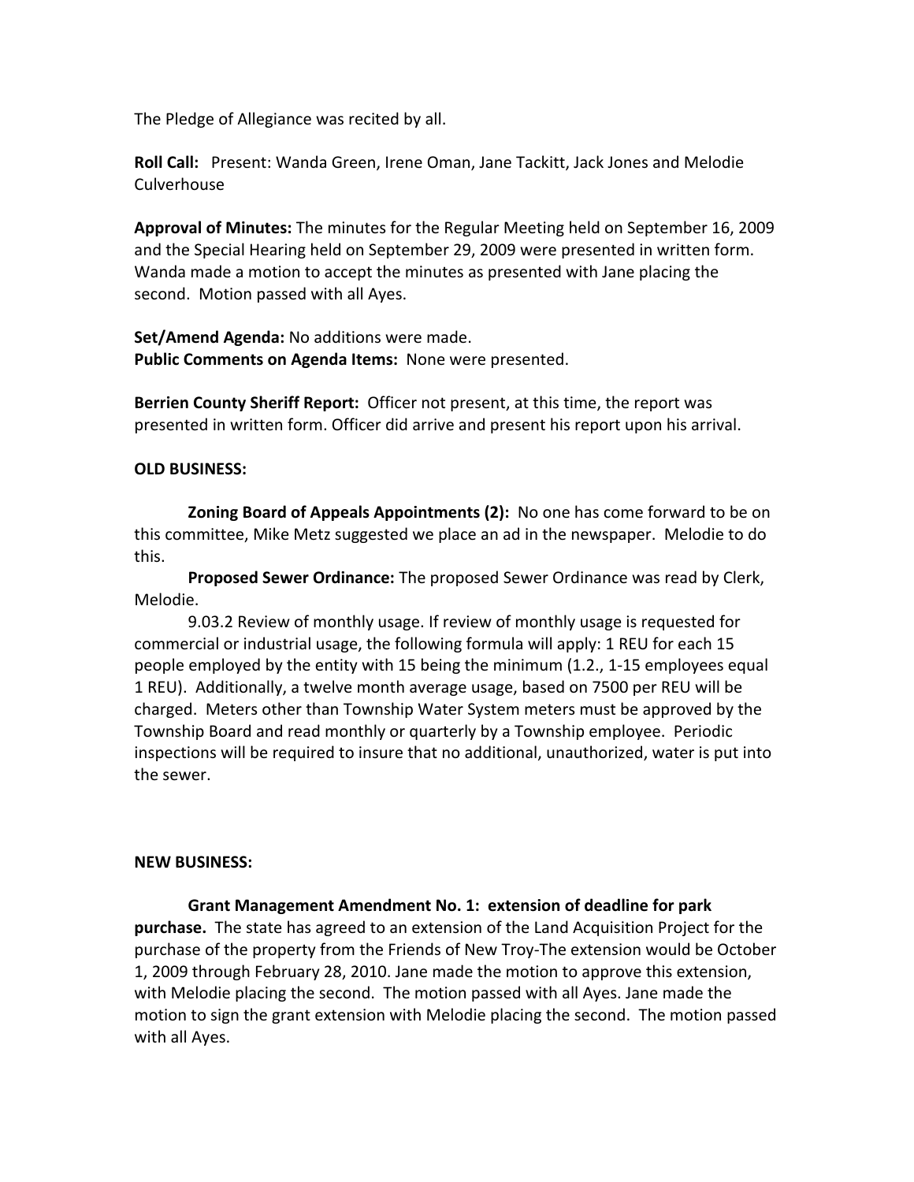The Pledge of Allegiance was recited by all.

**Roll Call:** Present: Wanda Green, Irene Oman, Jane Tackitt, Jack Jones and Melodie Culverhouse

**Approval of Minutes:** The minutes for the Regular Meeting held on September 16, 2009 and the Special Hearing held on September 29, 2009 were presented in written form. Wanda made a motion to accept the minutes as presented with Jane placing the second. Motion passed with all Ayes.

**Set/Amend Agenda:** No additions were made.
**Public Comments on Agenda Items:** None were presented.

**Berrien County Sheriff Report:** Officer not present, at this time, the report was presented in written form. Officer did arrive and present his report upon his arrival.

**OLD BUSINESS:**

**Zoning Board of Appeals Appointments (2):** No one has come forward to be on this committee, Mike Metz suggested we place an ad in the newspaper. Melodie to do this.

**Proposed Sewer Ordinance:** The proposed Sewer Ordinance was read by Clerk, Melodie.

9.03.2 Review of monthly usage. If review of monthly usage is requested for commercial or industrial usage, the following formula will apply: 1 REU for each 15 people employed by the entity with 15 being the minimum (1.2., 1-15 employees equal 1 REU). Additionally, a twelve month average usage, based on 7500 per REU will be charged. Meters other than Township Water System meters must be approved by the Township Board and read monthly or quarterly by a Township employee. Periodic inspections will be required to insure that no additional, unauthorized, water is put into the sewer.

**NEW BUSINESS:**

**Grant Management Amendment No. 1: extension of deadline for park purchase.** The state has agreed to an extension of the Land Acquisition Project for the purchase of the property from the Friends of New Troy-The extension would be October 1, 2009 through February 28, 2010. Jane made the motion to approve this extension, with Melodie placing the second. The motion passed with all Ayes. Jane made the motion to sign the grant extension with Melodie placing the second. The motion passed with all Ayes.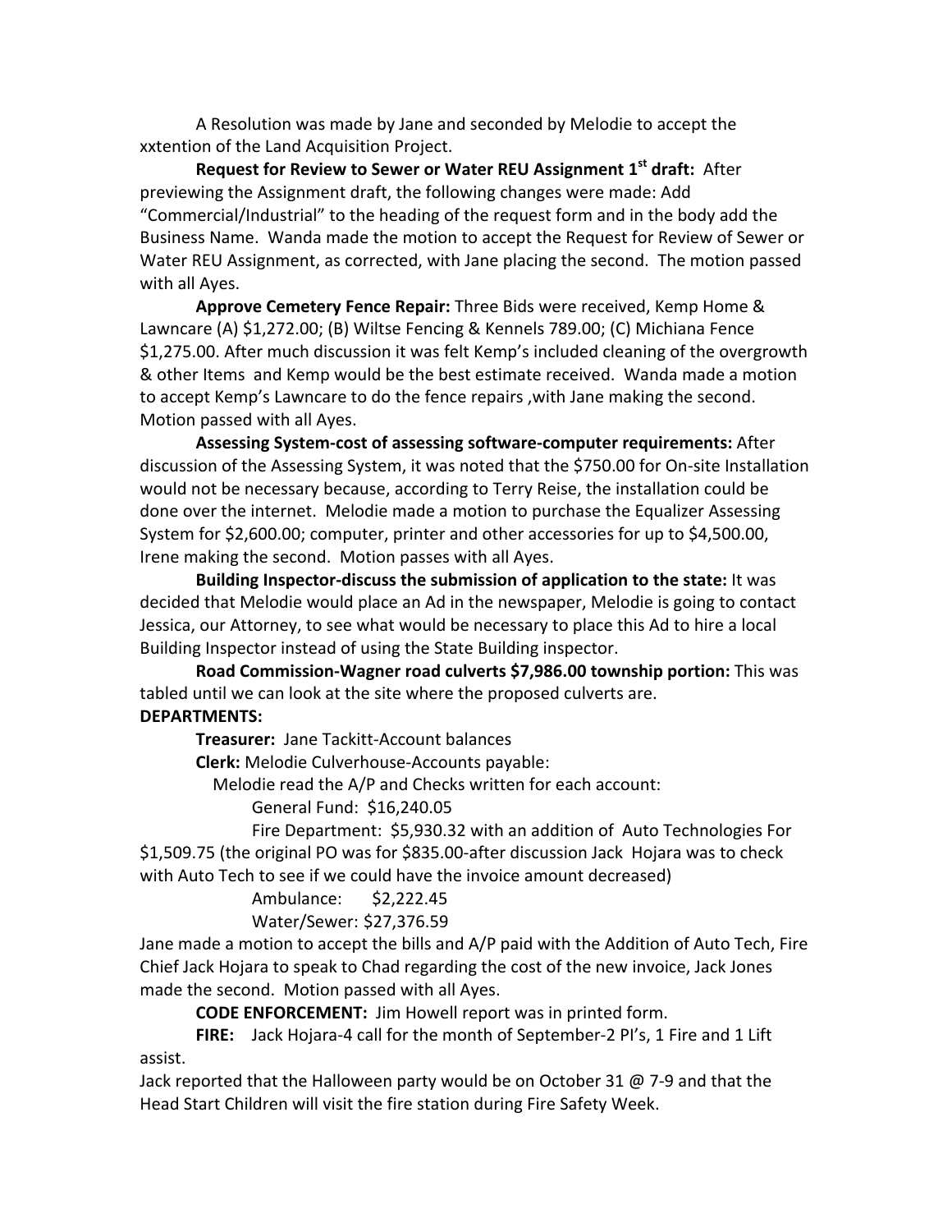A Resolution was made by Jane and seconded by Melodie to accept the xxtention of the Land Acquisition Project.

**Request for Review to Sewer or Water REU Assignment 1st draft:** After previewing the Assignment draft, the following changes were made: Add "Commercial/Industrial" to the heading of the request form and in the body add the Business Name. Wanda made the motion to accept the Request for Review of Sewer or Water REU Assignment, as corrected, with Jane placing the second. The motion passed with all Ayes.

**Approve Cemetery Fence Repair:** Three Bids were received, Kemp Home & Lawncare (A) $1,272.00; (B) Wiltse Fencing & Kennels 789.00; (C) Michiana Fence $1,275.00. After much discussion it was felt Kemp's included cleaning of the overgrowth & other Items and Kemp would be the best estimate received. Wanda made a motion to accept Kemp's Lawncare to do the fence repairs ,with Jane making the second. Motion passed with all Ayes.

**Assessing System-cost of assessing software-computer requirements:** After discussion of the Assessing System, it was noted that the $750.00 for On-site Installation would not be necessary because, according to Terry Reise, the installation could be done over the internet. Melodie made a motion to purchase the Equalizer Assessing System for $2,600.00; computer, printer and other accessories for up to $4,500.00, Irene making the second. Motion passes with all Ayes.

**Building Inspector-discuss the submission of application to the state:** It was decided that Melodie would place an Ad in the newspaper, Melodie is going to contact Jessica, our Attorney, to see what would be necessary to place this Ad to hire a local Building Inspector instead of using the State Building inspector.

**Road Commission-Wagner road culverts $7,986.00 township portion:** This was tabled until we can look at the site where the proposed culverts are.

**DEPARTMENTS:**

**Treasurer:** Jane Tackitt-Account balances

**Clerk:** Melodie Culverhouse-Accounts payable:

Melodie read the A/P and Checks written for each account:

General Fund: $16,240.05

Fire Department: $5,930.32 with an addition of Auto Technologies For $1,509.75 (the original PO was for $835.00-after discussion Jack Hojara was to check with Auto Tech to see if we could have the invoice amount decreased)

Ambulance: $2,222.45

Water/Sewer: $27,376.59

Jane made a motion to accept the bills and A/P paid with the Addition of Auto Tech, Fire Chief Jack Hojara to speak to Chad regarding the cost of the new invoice, Jack Jones made the second. Motion passed with all Ayes.

**CODE ENFORCEMENT:** Jim Howell report was in printed form.

**FIRE:** Jack Hojara-4 call for the month of September-2 PI's, 1 Fire and 1 Lift assist.

Jack reported that the Halloween party would be on October 31 @ 7-9 and that the Head Start Children will visit the fire station during Fire Safety Week.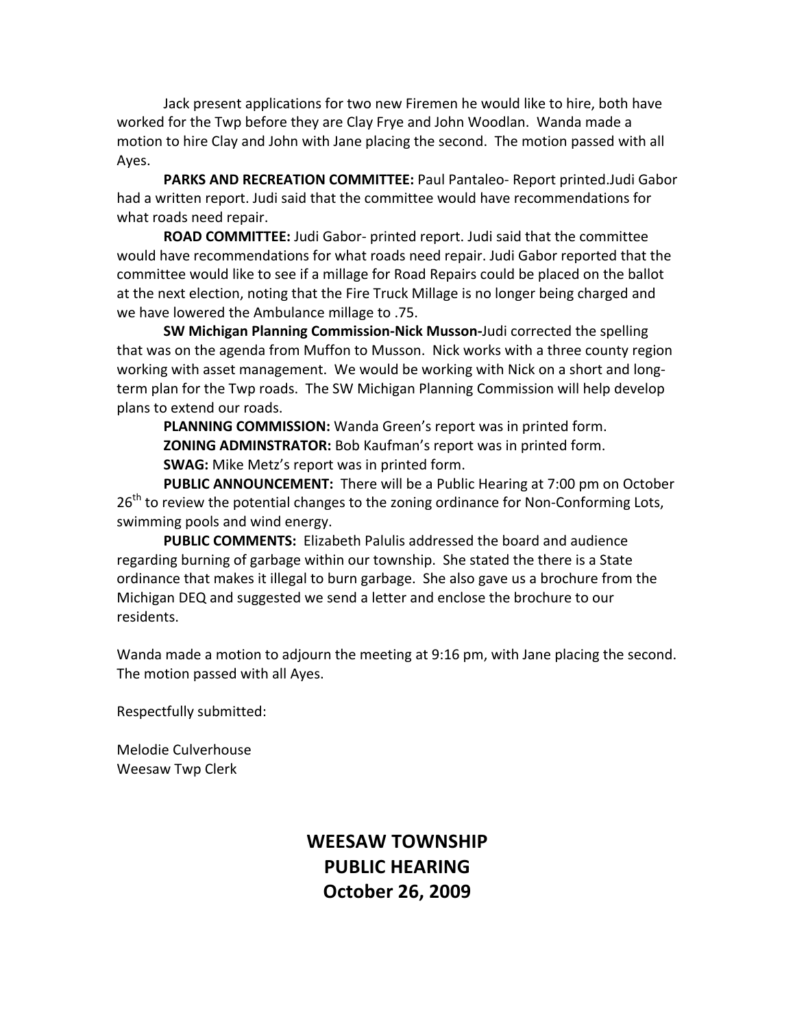Jack present applications for two new Firemen he would like to hire, both have worked for the Twp before they are Clay Frye and John Woodlan. Wanda made a motion to hire Clay and John with Jane placing the second. The motion passed with all Ayes.

**PARKS AND RECREATION COMMITTEE:** Paul Pantaleo- Report printed.Judi Gabor had a written report. Judi said that the committee would have recommendations for what roads need repair.

**ROAD COMMITTEE:** Judi Gabor- printed report. Judi said that the committee would have recommendations for what roads need repair. Judi Gabor reported that the committee would like to see if a millage for Road Repairs could be placed on the ballot at the next election, noting that the Fire Truck Millage is no longer being charged and we have lowered the Ambulance millage to .75.

**SW Michigan Planning Commission-Nick Musson-**Judi corrected the spelling that was on the agenda from Muffon to Musson. Nick works with a three county region working with asset management. We would be working with Nick on a short and long-term plan for the Twp roads. The SW Michigan Planning Commission will help develop plans to extend our roads.

**PLANNING COMMISSION:** Wanda Green's report was in printed form.

**ZONING ADMINSTRATOR:** Bob Kaufman's report was in printed form.

**SWAG:** Mike Metz's report was in printed form.

**PUBLIC ANNOUNCEMENT:** There will be a Public Hearing at 7:00 pm on October 26th to review the potential changes to the zoning ordinance for Non-Conforming Lots, swimming pools and wind energy.

**PUBLIC COMMENTS:** Elizabeth Palulis addressed the board and audience regarding burning of garbage within our township. She stated the there is a State ordinance that makes it illegal to burn garbage. She also gave us a brochure from the Michigan DEQ and suggested we send a letter and enclose the brochure to our residents.

Wanda made a motion to adjourn the meeting at 9:16 pm, with Jane placing the second. The motion passed with all Ayes.

Respectfully submitted:

Melodie Culverhouse
Weesaw Twp Clerk

# WEESAW TOWNSHIP
# PUBLIC HEARING
# October 26, 2009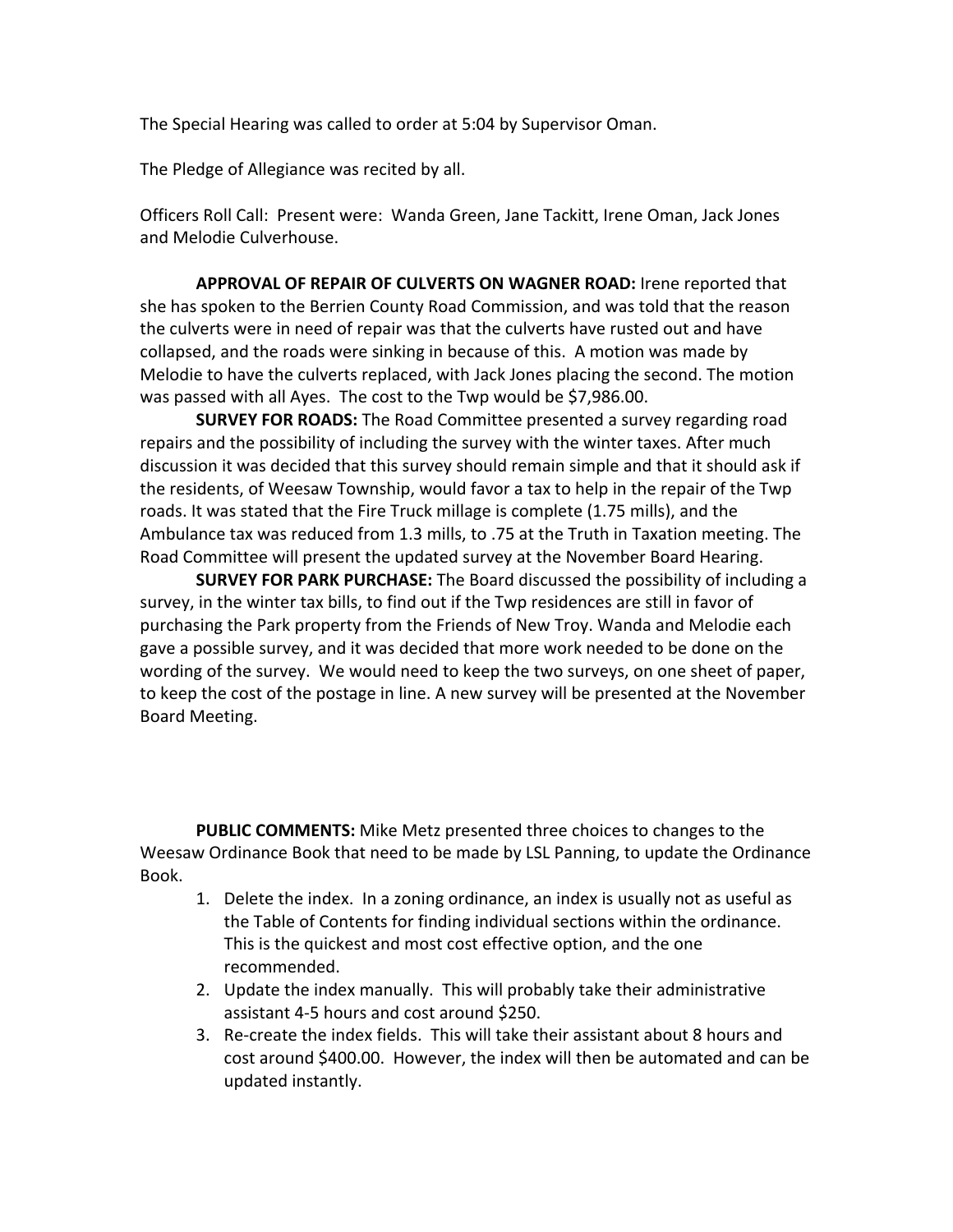The Special Hearing was called to order at 5:04 by Supervisor Oman.

The Pledge of Allegiance was recited by all.

Officers Roll Call: Present were: Wanda Green, Jane Tackitt, Irene Oman, Jack Jones and Melodie Culverhouse.

**APPROVAL OF REPAIR OF CULVERTS ON WAGNER ROAD:** Irene reported that she has spoken to the Berrien County Road Commission, and was told that the reason the culverts were in need of repair was that the culverts have rusted out and have collapsed, and the roads were sinking in because of this. A motion was made by Melodie to have the culverts replaced, with Jack Jones placing the second. The motion was passed with all Ayes. The cost to the Twp would be $7,986.00.

**SURVEY FOR ROADS:** The Road Committee presented a survey regarding road repairs and the possibility of including the survey with the winter taxes. After much discussion it was decided that this survey should remain simple and that it should ask if the residents, of Weesaw Township, would favor a tax to help in the repair of the Twp roads. It was stated that the Fire Truck millage is complete (1.75 mills), and the Ambulance tax was reduced from 1.3 mills, to .75 at the Truth in Taxation meeting. The Road Committee will present the updated survey at the November Board Hearing.

**SURVEY FOR PARK PURCHASE:** The Board discussed the possibility of including a survey, in the winter tax bills, to find out if the Twp residences are still in favor of purchasing the Park property from the Friends of New Troy. Wanda and Melodie each gave a possible survey, and it was decided that more work needed to be done on the wording of the survey. We would need to keep the two surveys, on one sheet of paper, to keep the cost of the postage in line. A new survey will be presented at the November Board Meeting.

**PUBLIC COMMENTS:** Mike Metz presented three choices to changes to the Weesaw Ordinance Book that need to be made by LSL Panning, to update the Ordinance Book.

1. Delete the index. In a zoning ordinance, an index is usually not as useful as the Table of Contents for finding individual sections within the ordinance. This is the quickest and most cost effective option, and the one recommended.
2. Update the index manually. This will probably take their administrative assistant 4-5 hours and cost around $250.
3. Re-create the index fields. This will take their assistant about 8 hours and cost around $400.00. However, the index will then be automated and can be updated instantly.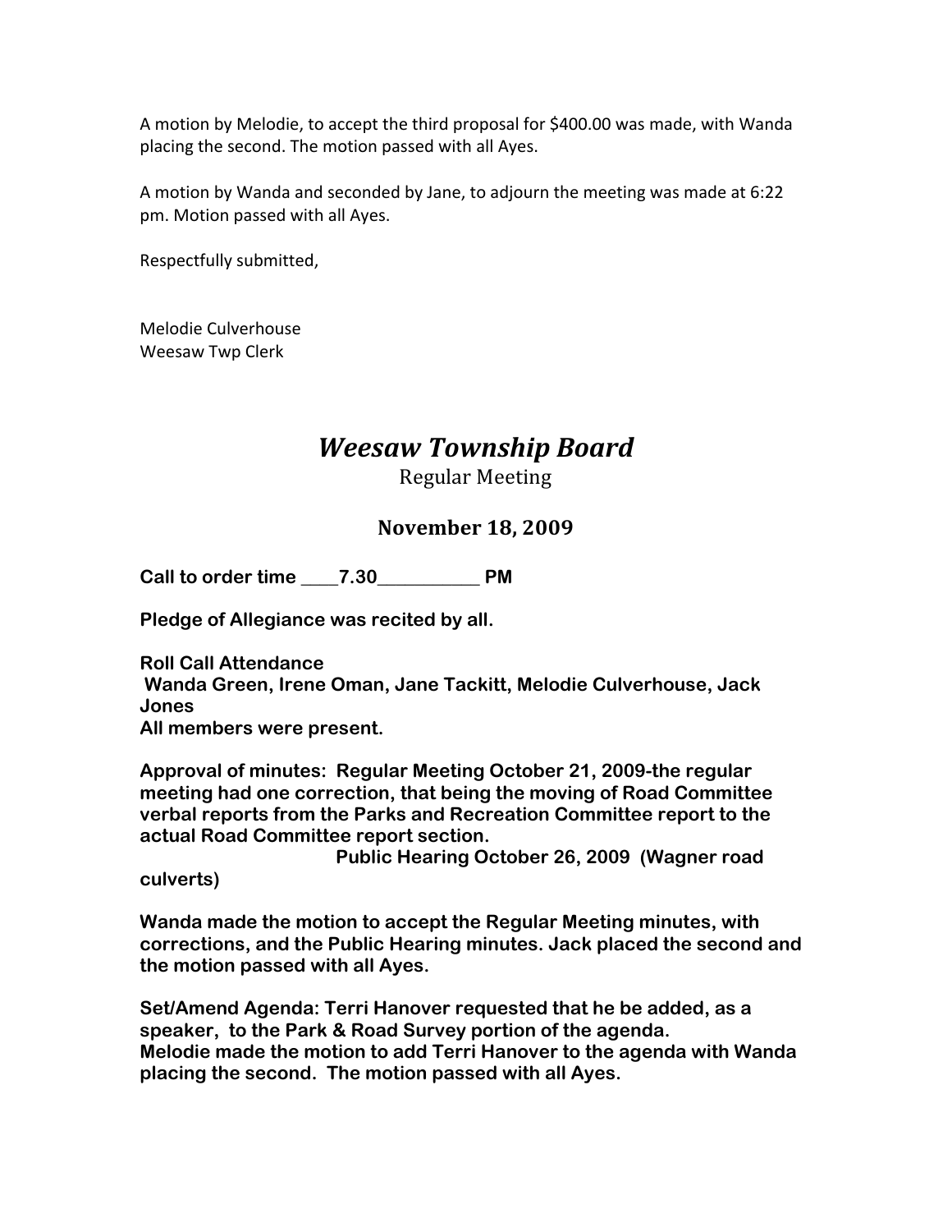A motion by Melodie, to accept the third proposal for $400.00 was made, with Wanda placing the second. The motion passed with all Ayes.

A motion by Wanda and seconded by Jane, to adjourn the meeting was made at 6:22 pm. Motion passed with all Ayes.

Respectfully submitted,

Melodie Culverhouse
Weesaw Twp Clerk

# *Weesaw Township Board*

Regular Meeting

## November 18, 2009

**Call to order time \_\_\_\_7.30\_\_\_\_\_\_\_\_\_\_\_ PM**

**Pledge of Allegiance was recited by all.**

**Roll Call Attendance**
**Wanda Green, Irene Oman, Jane Tackitt, Melodie Culverhouse, Jack Jones**
**All members were present.**

**Approval of minutes: Regular Meeting October 21, 2009-the regular meeting had one correction, that being the moving of Road Committee verbal reports from the Parks and Recreation Committee report to the actual Road Committee report section.**
**Public Hearing October 26, 2009 (Wagner road culverts)**

**Wanda made the motion to accept the Regular Meeting minutes, with corrections, and the Public Hearing minutes. Jack placed the second and the motion passed with all Ayes.**

**Set/Amend Agenda: Terri Hanover requested that he be added, as a speaker, to the Park & Road Survey portion of the agenda.**
**Melodie made the motion to add Terri Hanover to the agenda with Wanda placing the second. The motion passed with all Ayes.**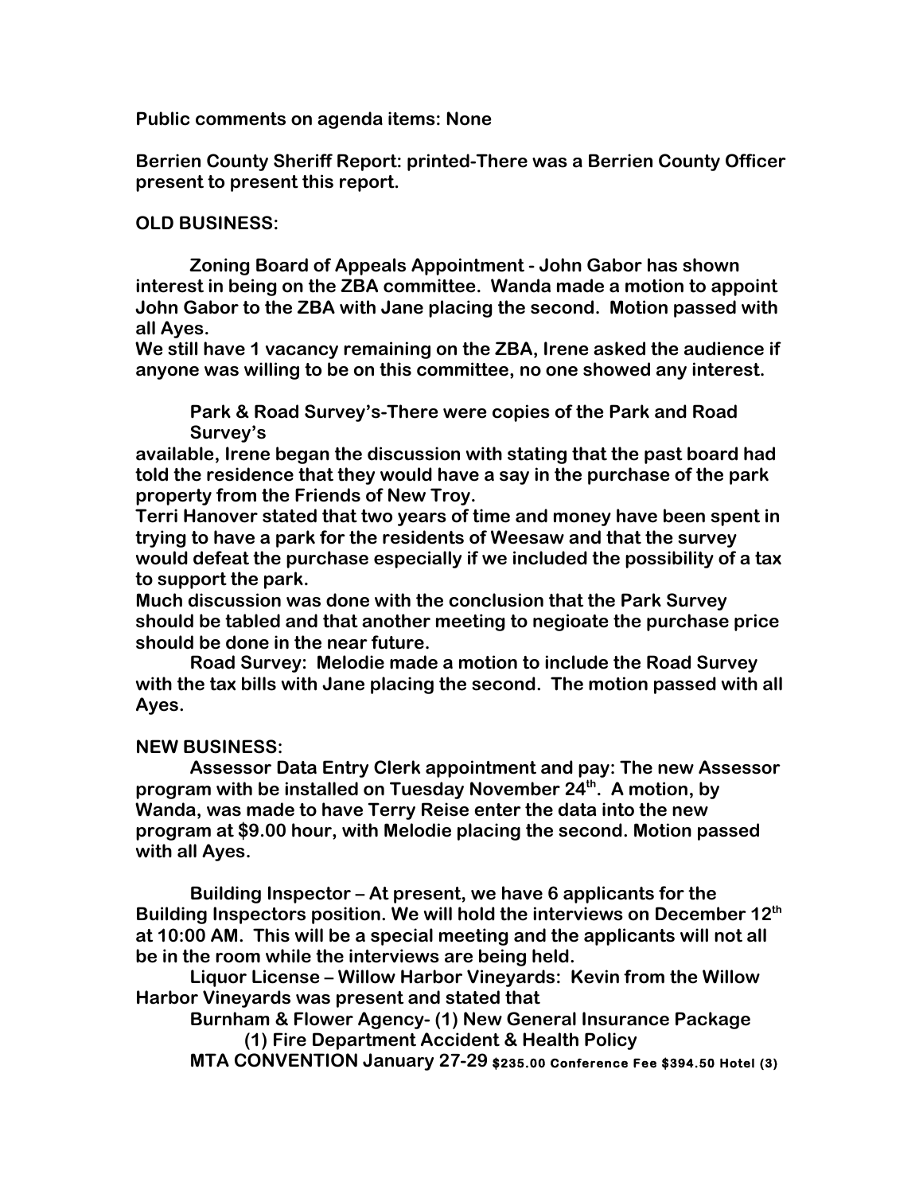**Public comments on agenda items: None**

**Berrien County Sheriff Report: printed-There was a Berrien County Officer present to present this report.**

**OLD BUSINESS:**

**Zoning Board of Appeals Appointment - John Gabor has shown interest in being on the ZBA committee. Wanda made a motion to appoint John Gabor to the ZBA with Jane placing the second. Motion passed with all Ayes.**
**We still have 1 vacancy remaining on the ZBA, Irene asked the audience if anyone was willing to be on this committee, no one showed any interest.**

**Park & Road Survey's-There were copies of the Park and Road Survey's available, Irene began the discussion with stating that the past board had told the residence that they would have a say in the purchase of the park property from the Friends of New Troy.**
**Terri Hanover stated that two years of time and money have been spent in trying to have a park for the residents of Weesaw and that the survey would defeat the purchase especially if we included the possibility of a tax to support the park.**
**Much discussion was done with the conclusion that the Park Survey should be tabled and that another meeting to negioate the purchase price should be done in the near future.**

**Road Survey: Melodie made a motion to include the Road Survey with the tax bills with Jane placing the second. The motion passed with all Ayes.**

**NEW BUSINESS:**

**Assessor Data Entry Clerk appointment and pay: The new Assessor program with be installed on Tuesday November 24th. A motion, by Wanda, was made to have Terry Reise enter the data into the new program at $9.00 hour, with Melodie placing the second. Motion passed with all Ayes.**

**Building Inspector – At present, we have 6 applicants for the Building Inspectors position. We will hold the interviews on December 12th at 10:00 AM. This will be a special meeting and the applicants will not all be in the room while the interviews are being held.**

**Liquor License – Willow Harbor Vineyards: Kevin from the Willow Harbor Vineyards was present and stated that**

**Burnham & Flower Agency- (1) New General Insurance Package**
**(1) Fire Department Accident & Health Policy**

**MTA CONVENTION January 27-29 $235.00 Conference Fee $394.50 Hotel (3)**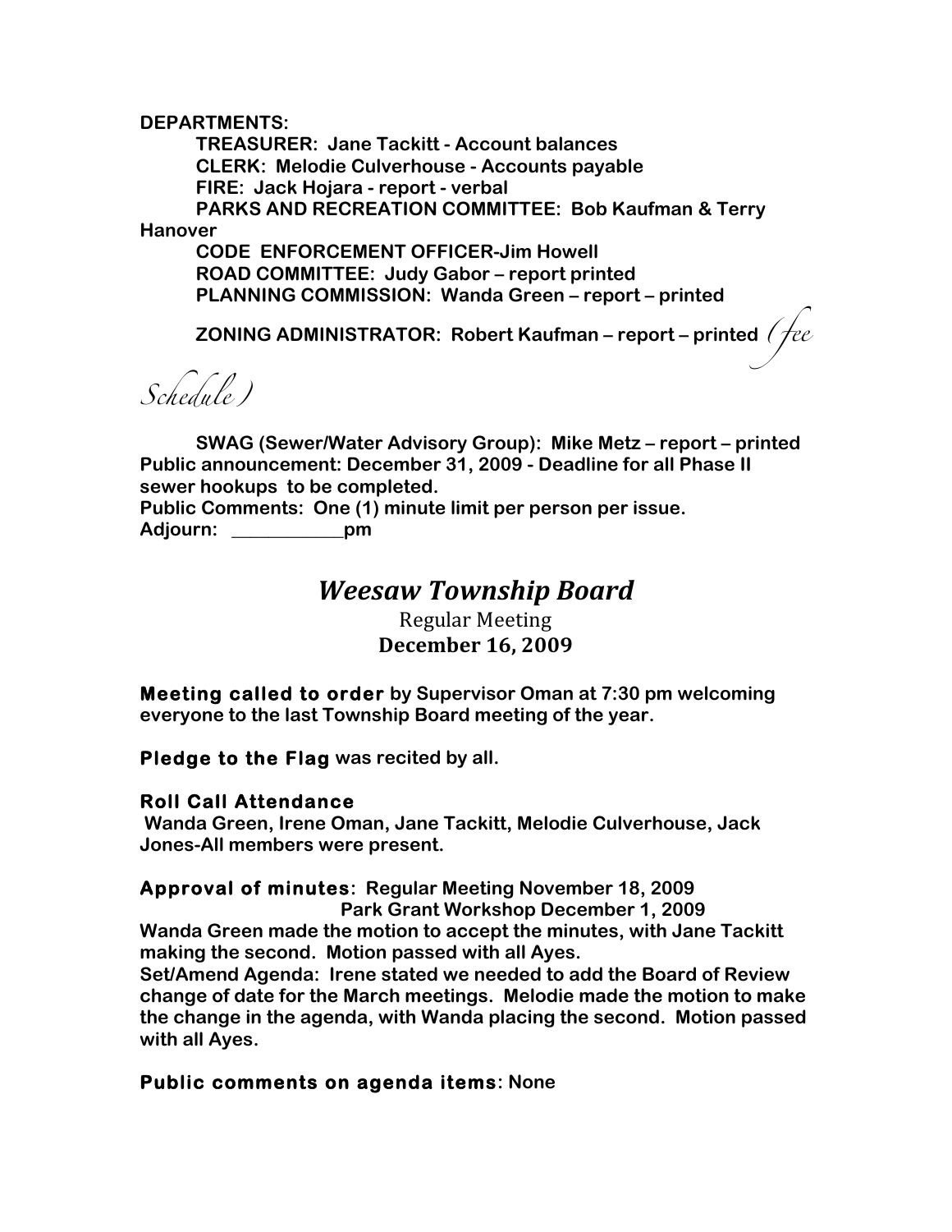**DEPARTMENTS:**

**TREASURER: Jane Tackitt - Account balances**

**CLERK: Melodie Culverhouse - Accounts payable**

**FIRE: Jack Hojara - report - verbal**

**PARKS AND RECREATION COMMITTEE: Bob Kaufman & Terry Hanover**

**CODE ENFORCEMENT OFFICER-Jim Howell**

**ROAD COMMITTEE: Judy Gabor – report printed**

**PLANNING COMMISSION: Wanda Green – report – printed**

**ZONING ADMINISTRATOR: Robert Kaufman – report – printed** *(fee Schedule)*

**SWAG (Sewer/Water Advisory Group): Mike Metz – report – printed**

**Public announcement: December 31, 2009 - Deadline for all Phase II sewer hookups to be completed.**

**Public Comments: One (1) minute limit per person per issue.**

**Adjourn: ___________pm**

# *Weesaw Township Board*

Regular Meeting

**December 16, 2009**

**Meeting called to order by Supervisor Oman at 7:30 pm welcoming everyone to the last Township Board meeting of the year.**

**Pledge to the Flag was recited by all.**

**Roll Call Attendance**

**Wanda Green, Irene Oman, Jane Tackitt, Melodie Culverhouse, Jack Jones-All members were present.**

**Approval of minutes: Regular Meeting November 18, 2009**

**Park Grant Workshop December 1, 2009**

**Wanda Green made the motion to accept the minutes, with Jane Tackitt making the second. Motion passed with all Ayes.**

**Set/Amend Agenda: Irene stated we needed to add the Board of Review change of date for the March meetings. Melodie made the motion to make the change in the agenda, with Wanda placing the second. Motion passed with all Ayes.**

**Public comments on agenda items: None**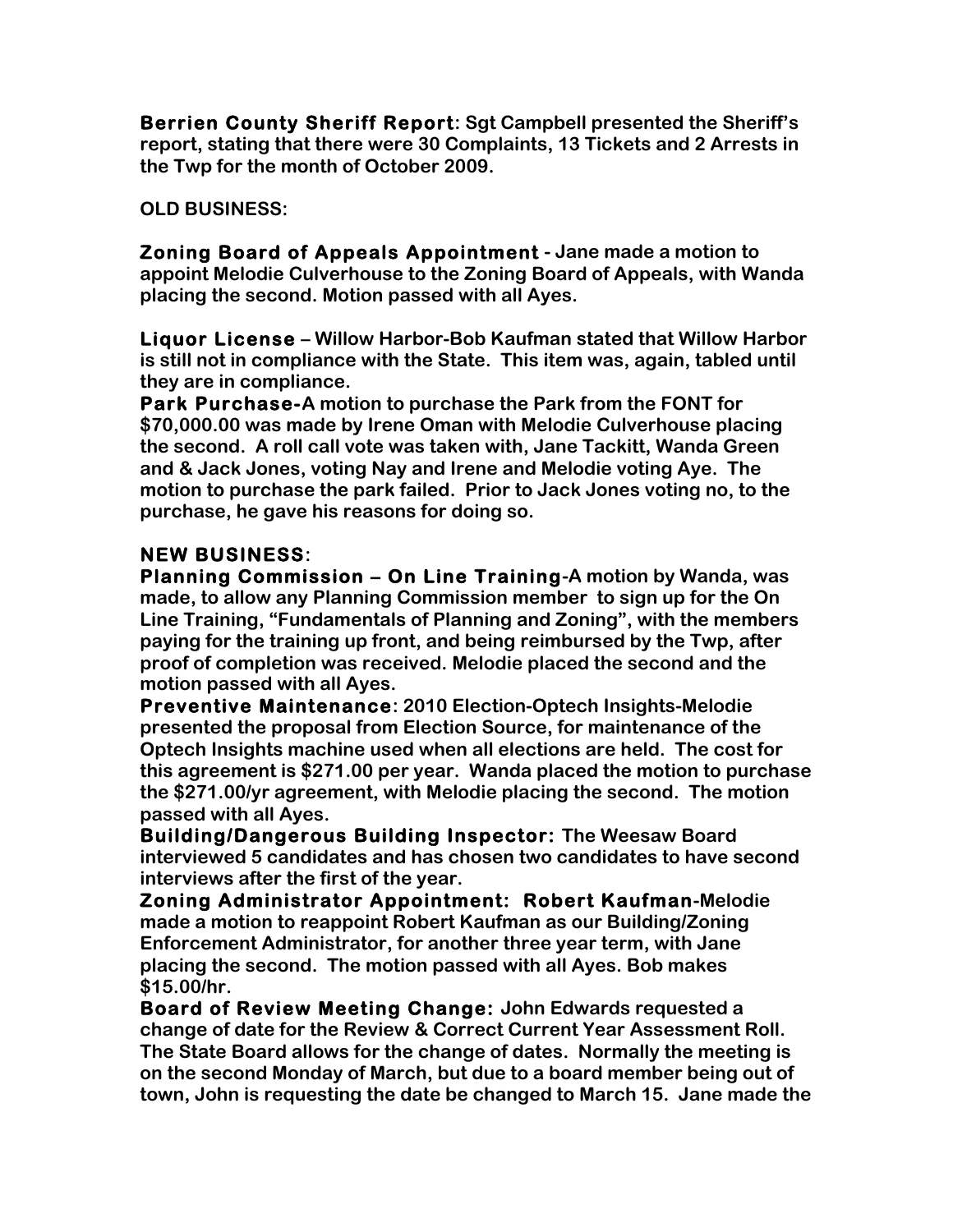**Berrien County Sheriff Report**: Sgt Campbell presented the Sheriff's report, stating that there were 30 Complaints, 13 Tickets and 2 Arrests in the Twp for the month of October 2009.

**OLD BUSINESS:**

**Zoning Board of Appeals Appointment** - Jane made a motion to appoint Melodie Culverhouse to the Zoning Board of Appeals, with Wanda placing the second. Motion passed with all Ayes.

**Liquor License** – Willow Harbor-Bob Kaufman stated that Willow Harbor is still not in compliance with the State. This item was, again, tabled until they are in compliance.

**Park Purchase**-A motion to purchase the Park from the FONT for $70,000.00 was made by Irene Oman with Melodie Culverhouse placing the second. A roll call vote was taken with, Jane Tackitt, Wanda Green and & Jack Jones, voting Nay and Irene and Melodie voting Aye. The motion to purchase the park failed. Prior to Jack Jones voting no, to the purchase, he gave his reasons for doing so.

**NEW BUSINESS**:

**Planning Commission – On Line Training**-A motion by Wanda, was made, to allow any Planning Commission member to sign up for the On Line Training, "Fundamentals of Planning and Zoning", with the members paying for the training up front, and being reimbursed by the Twp, after proof of completion was received. Melodie placed the second and the motion passed with all Ayes.

**Preventive Maintenance**: 2010 Election-Optech Insights-Melodie presented the proposal from Election Source, for maintenance of the Optech Insights machine used when all elections are held. The cost for this agreement is $271.00 per year. Wanda placed the motion to purchase the $271.00/yr agreement, with Melodie placing the second. The motion passed with all Ayes.

**Building/Dangerous Building Inspector:** The Weesaw Board interviewed 5 candidates and has chosen two candidates to have second interviews after the first of the year.

**Zoning Administrator Appointment: Robert Kaufman**-Melodie made a motion to reappoint Robert Kaufman as our Building/Zoning Enforcement Administrator, for another three year term, with Jane placing the second. The motion passed with all Ayes. Bob makes $15.00/hr.

**Board of Review Meeting Change:** John Edwards requested a change of date for the Review & Correct Current Year Assessment Roll. The State Board allows for the change of dates. Normally the meeting is on the second Monday of March, but due to a board member being out of town, John is requesting the date be changed to March 15. Jane made the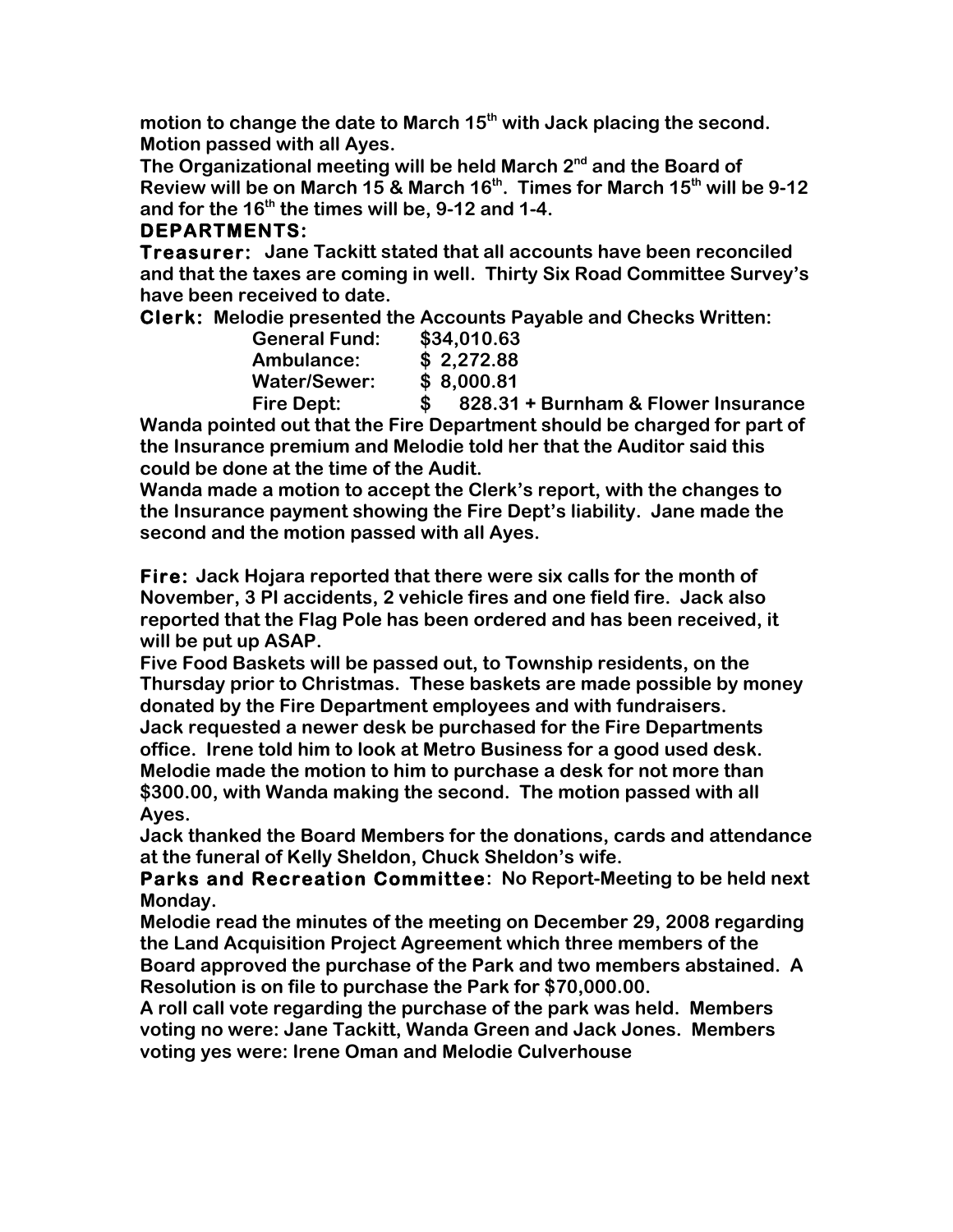**motion to change the date to March 15th with Jack placing the second. Motion passed with all Ayes.**

**The Organizational meeting will be held March 2nd and the Board of Review will be on March 15 & March 16th. Times for March 15th will be 9-12 and for the 16th the times will be, 9-12 and 1-4.**

## DEPARTMENTS:

**Treasurer:** **Jane Tackitt stated that all accounts have been reconciled and that the taxes are coming in well. Thirty Six Road Committee Survey's have been received to date.**

**Clerk:** **Melodie presented the Accounts Payable and Checks Written:**

| | |
|---|---|
| **General Fund:** | **$34,010.63** |
| **Ambulance:** | **$ 2,272.88** |
| **Water/Sewer:** | **$ 8,000.81** |
| **Fire Dept:** | **$ 828.31 + Burnham & Flower Insurance** |

**Wanda pointed out that the Fire Department should be charged for part of the Insurance premium and Melodie told her that the Auditor said this could be done at the time of the Audit.**

**Wanda made a motion to accept the Clerk's report, with the changes to the Insurance payment showing the Fire Dept's liability. Jane made the second and the motion passed with all Ayes.**

**Fire:** **Jack Hojara reported that there were six calls for the month of November, 3 PI accidents, 2 vehicle fires and one field fire. Jack also reported that the Flag Pole has been ordered and has been received, it will be put up ASAP.**

**Five Food Baskets will be passed out, to Township residents, on the Thursday prior to Christmas. These baskets are made possible by money donated by the Fire Department employees and with fundraisers.**

**Jack requested a newer desk be purchased for the Fire Departments office. Irene told him to look at Metro Business for a good used desk. Melodie made the motion to him to purchase a desk for not more than $300.00, with Wanda making the second. The motion passed with all Ayes.**

**Jack thanked the Board Members for the donations, cards and attendance at the funeral of Kelly Sheldon, Chuck Sheldon's wife.**

**Parks and Recreation Committee:** **No Report-Meeting to be held next Monday.**

**Melodie read the minutes of the meeting on December 29, 2008 regarding the Land Acquisition Project Agreement which three members of the Board approved the purchase of the Park and two members abstained. A Resolution is on file to purchase the Park for $70,000.00.**

**A roll call vote regarding the purchase of the park was held. Members voting no were: Jane Tackitt, Wanda Green and Jack Jones. Members voting yes were: Irene Oman and Melodie Culverhouse**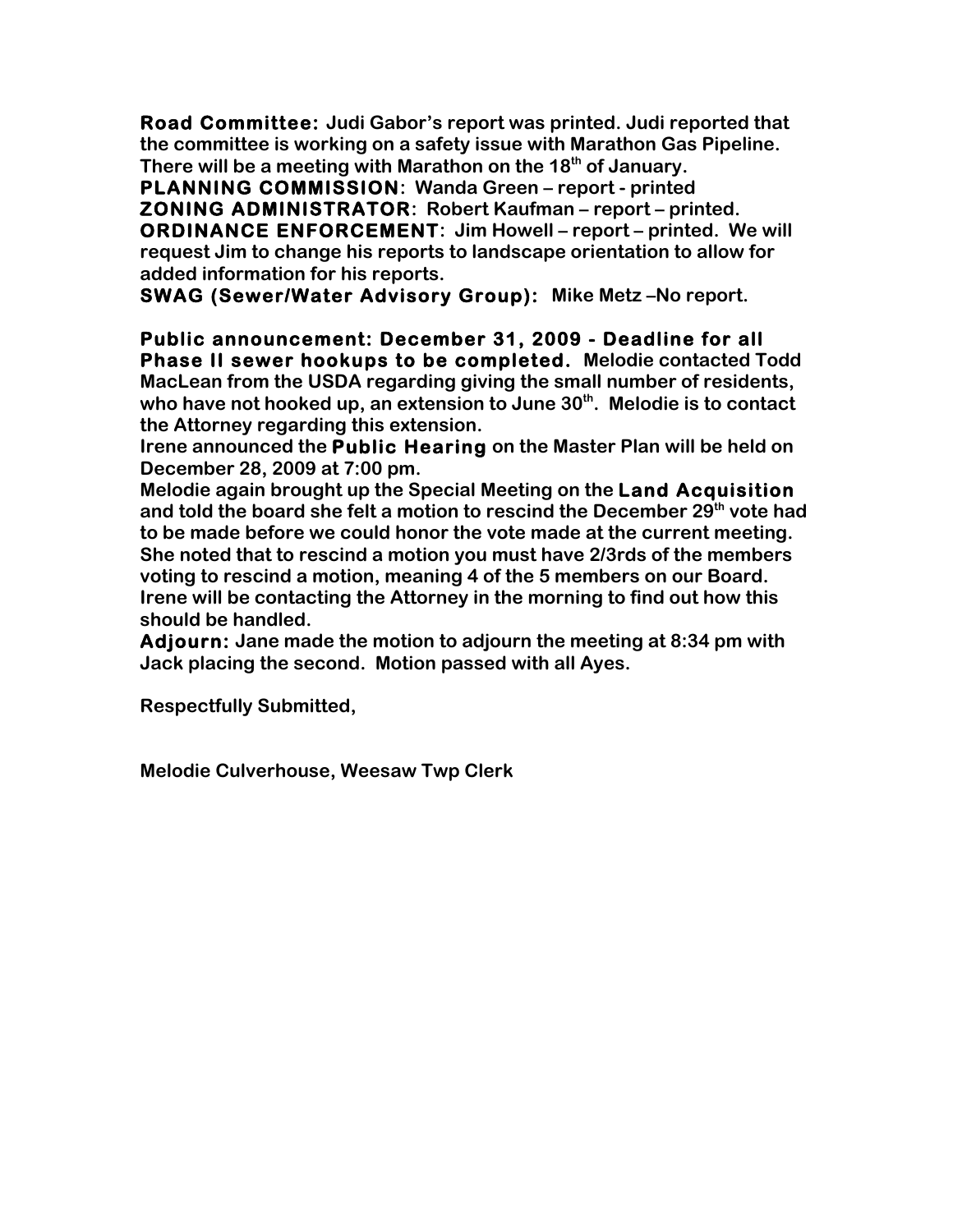**Road Committee:** Judi Gabor's report was printed. Judi reported that the committee is working on a safety issue with Marathon Gas Pipeline. There will be a meeting with Marathon on the 18th of January.
**PLANNING COMMISSION**: Wanda Green – report - printed
**ZONING ADMINISTRATOR**: Robert Kaufman – report – printed.
**ORDINANCE ENFORCEMENT**: Jim Howell – report – printed. We will request Jim to change his reports to landscape orientation to allow for added information for his reports.
**SWAG (Sewer/Water Advisory Group):** Mike Metz –No report.

**Public announcement: December 31, 2009 - Deadline for all Phase II sewer hookups to be completed.** Melodie contacted Todd MacLean from the USDA regarding giving the small number of residents, who have not hooked up, an extension to June 30th. Melodie is to contact the Attorney regarding this extension.
Irene announced the **Public Hearing** on the Master Plan will be held on December 28, 2009 at 7:00 pm.
Melodie again brought up the Special Meeting on the **Land Acquisition** and told the board she felt a motion to rescind the December 29th vote had to be made before we could honor the vote made at the current meeting. She noted that to rescind a motion you must have 2/3rds of the members voting to rescind a motion, meaning 4 of the 5 members on our Board. Irene will be contacting the Attorney in the morning to find out how this should be handled.
**Adjourn:** Jane made the motion to adjourn the meeting at 8:34 pm with Jack placing the second. Motion passed with all Ayes.

Respectfully Submitted,

Melodie Culverhouse, Weesaw Twp Clerk